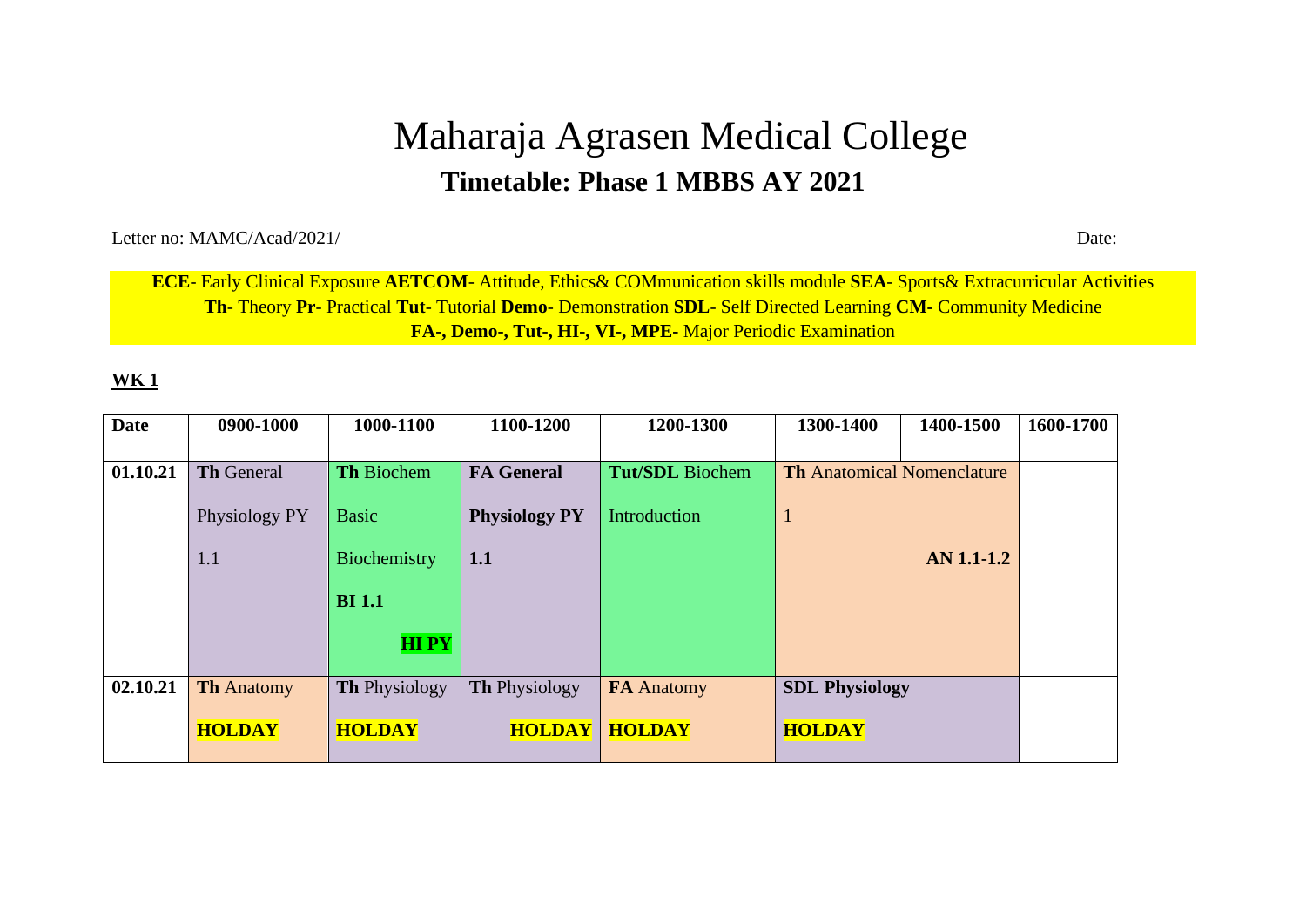# Maharaja Agrasen Medical College

## Timetable: Phase 1 MBBS AY 2021

Letter no: MAMC/Acad/2021/ Date:

**ECE**- Early Clinical Exposure **AETCOM**- Attitude, Ethics& COMmunication skills module **SEA**- Sports& Extracurricular Activities
**Th**- Theory **Pr**- Practical **Tut**- Tutorial **Demo**- Demonstration **SDL**- Self Directed Learning **CM-** Community Medicine
**FA-, Demo-, Tut-, HI-, VI-, MPE-** Major Periodic Examination

**WK 1**

| Date | 0900-1000 | 1000-1100 | 1100-1200 | 1200-1300 | 1300-1400 | 1400-1500 | 1600-1700 |
|---|---|---|---|---|---|---|---|
| **01.10.21** | **Th** General Physiology PY 1.1 | **Th** Biochem Basic Biochemistry **BI 1.1** **HI PY** | **FA General Physiology PY 1.1** | **Tut/SDL** Biochem Introduction | **Th** Anatomical Nomenclature 1 **AN 1.1-1.2** | | |
| **02.10.21** | **Th** Anatomy **HOLDAY** | **Th** Physiology **HOLDAY** | **Th** Physiology **HOLDAY** | **FA** Anatomy **HOLDAY** | **SDL Physiology** **HOLDAY** | | |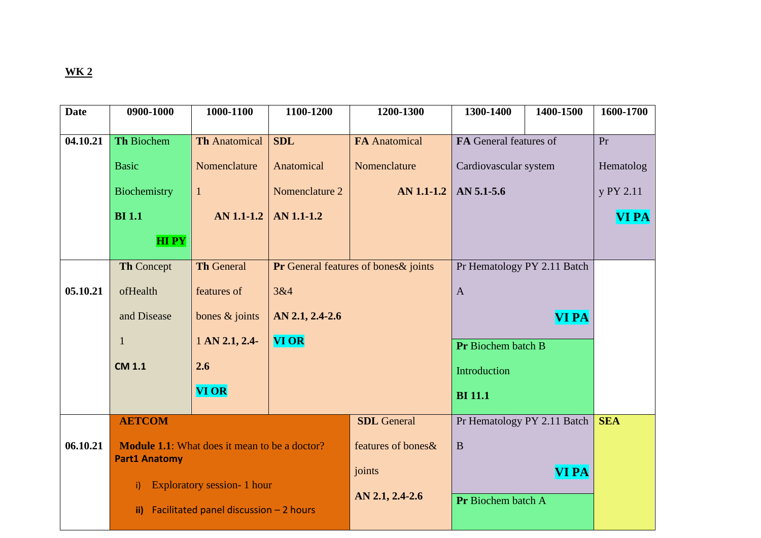**WK 2**

| Date | 0900-1000 | 1000-1100 | 1100-1200 | 1200-1300 | 1300-1400 | 1400-1500 | 1600-1700 |
|---|---|---|---|---|---|---|---|
| 04.10.21 | **Th** Biochem Basic Biochemistry **BI 1.1** **HI PY** | **Th** Anatomical Nomenclature 1 **AN 1.1-1.2** | **SDL** Anatomical Nomenclature 2 **AN 1.1-1.2** | **FA** Anatomical Nomenclature **AN 1.1-1.2** | **FA** General features of Cardiovascular system **AN 5.1-5.6** | | Pr Hematology PY 2.11 **VI PA** |
| 05.10.21 | **Th** Concept ofHealth and Disease 1 **CM 1.1** | **Th** General features of bones & joints 1 **AN 2.1, 2.4-2.6** **VI OR** | **Pr** General features of bones& joints 3&4 **AN 2.1, 2.4-2.6** **VI OR** | | Pr Hematology PY 2.11 Batch A **VI PA**<br>**Pr** Biochem batch B Introduction **BI 11.1** | | |
| 06.10.21 | **AETCOM** **Module 1.1**: What does it mean to be a doctor? **Part1 Anatomy** i) Exploratory session- 1 hour **ii)** Facilitated panel discussion – 2 hours | | | **SDL** General features of bones& joints **AN 2.1, 2.4-2.6** | Pr Hematology PY 2.11 Batch B **VI PA**<br>**Pr** Biochem batch A | | **SEA** |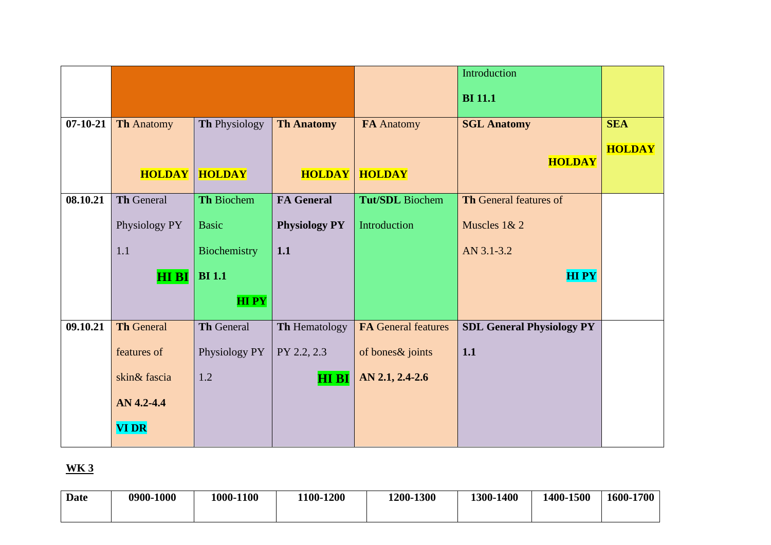| | | | | | | |
|---|---|---|---|---|---|---|
| | | | | | Introduction **BI 11.1** | |
| **07-10-21** | **Th** Anatomy **HOLDAY** | **Th** Physiology **HOLDAY** | **Th Anatomy HOLDAY** | **FA** Anatomy **HOLDAY** | **SGL Anatomy HOLDAY** | **SEA HOLDAY** |
| **08.10.21** | **Th** General Physiology PY 1.1 **HI BI** | **Th** Biochem Basic Biochemistry **BI 1.1** **HI PY** | **FA General Physiology PY 1.1** | **Tut/SDL** Biochem Introduction | **Th** General features of Muscles 1& 2 AN 3.1-3.2 **HI PY** | |
| **09.10.21** | **Th** General features of skin& fascia **AN 4.2-4.4** **VI DR** | **Th** General Physiology PY 1.2 | **Th** Hematology PY 2.2, 2.3 **HI BI** | **FA** General features of bones& joints **AN 2.1, 2.4-2.6** | **SDL General Physiology PY 1.1** | |

**WK 3**

| Date | 0900-1000 | 1000-1100 | 1100-1200 | 1200-1300 | 1300-1400 | 1400-1500 | 1600-1700 |
|---|---|---|---|---|---|---|---|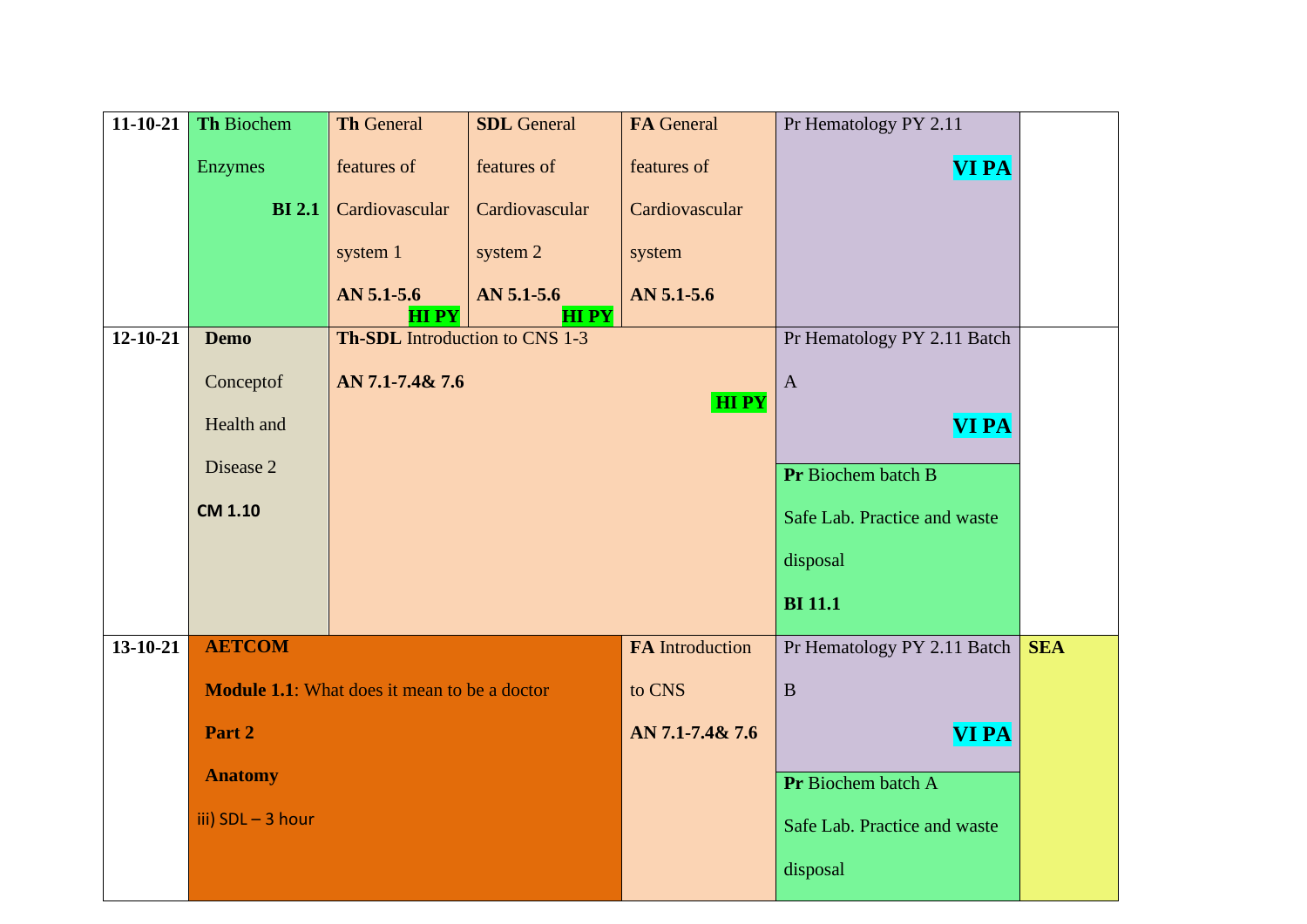| | | | | | | |
|---|---|---|---|---|---|---|
| 11-10-21 | **Th** Biochem Enzymes **BI 2.1** | **Th** General features of Cardiovascular system 1 **AN 5.1-5.6** **HI PY** | **SDL** General features of Cardiovascular system 2 **AN 5.1-5.6** **HI PY** | **FA** General features of Cardiovascular system **AN 5.1-5.6** | Pr Hematology PY 2.11 **VI PA** | |
| 12-10-21 | **Demo** Conceptof Health and Disease 2 **CM 1.10** | **Th-SDL** Introduction to CNS 1-3 **AN 7.1-7.4& 7.6** **HI PY** | | | Pr Hematology PY 2.11 Batch A **VI PA** / **Pr** Biochem batch B Safe Lab. Practice and waste disposal **BI 11.1** | |
| 13-10-21 | **AETCOM** **Module 1.1**: What does it mean to be a doctor **Part 2** **Anatomy** iii) SDL – 3 hour | | | **FA** Introduction to CNS **AN 7.1-7.4& 7.6** | Pr Hematology PY 2.11 Batch B **VI PA** / **Pr** Biochem batch A Safe Lab. Practice and waste disposal | **SEA** |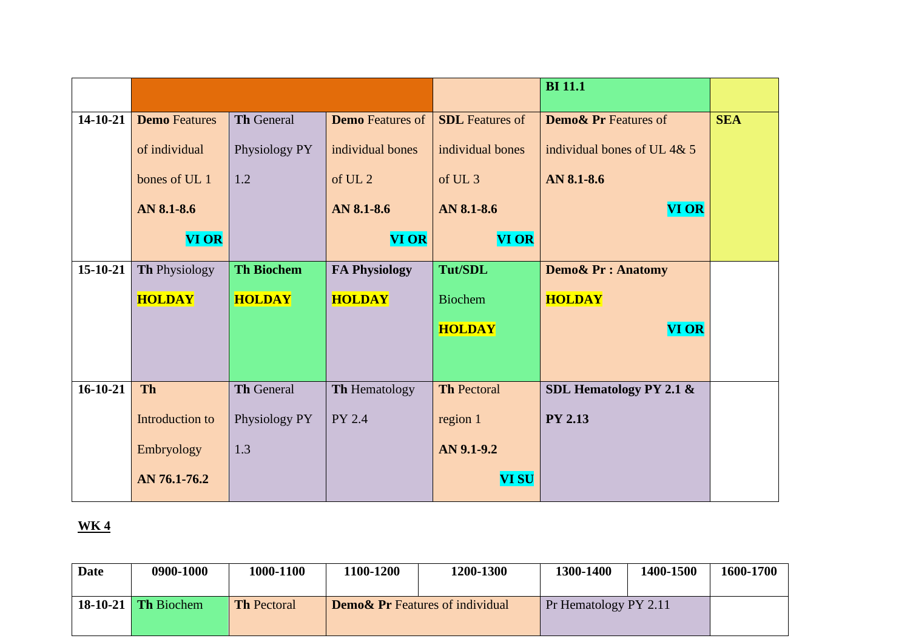|  |  |  |  |  | BI 11.1 |  |
|---|---|---|---|---|---|---|
| **14-10-21** | **Demo** Features of individual bones of UL 1 **AN 8.1-8.6** **VI OR** | **Th** General Physiology PY 1.2 | **Demo** Features of individual bones of UL 2 **AN 8.1-8.6** **VI OR** | **SDL** Features of individual bones of UL 3 **AN 8.1-8.6** **VI OR** | **Demo& Pr** Features of individual bones of UL 4& 5 **AN 8.1-8.6** **VI OR** | **SEA** |
| **15-10-21** | **Th** Physiology **HOLDAY** | **Th Biochem** **HOLDAY** | **FA Physiology** **HOLDAY** | **Tut/SDL** Biochem **HOLDAY** | **Demo& Pr : Anatomy** **HOLDAY** **VI OR** |  |
| **16-10-21** | **Th** Introduction to Embryology **AN 76.1-76.2** | **Th** General Physiology PY 1.3 | **Th** Hematology PY 2.4 | **Th** Pectoral region 1 **AN 9.1-9.2** **VI SU** | **SDL Hematology PY 2.1 & PY 2.13** |  |

**WK 4**

| Date | 0900-1000 | 1000-1100 | 1100-1200 | 1200-1300 | 1300-1400 | 1400-1500 | 1600-1700 |
|---|---|---|---|---|---|---|---|
| **18-10-21** | **Th** Biochem | **Th** Pectoral | **Demo& Pr** Features of individual | | Pr Hematology PY 2.11 | | |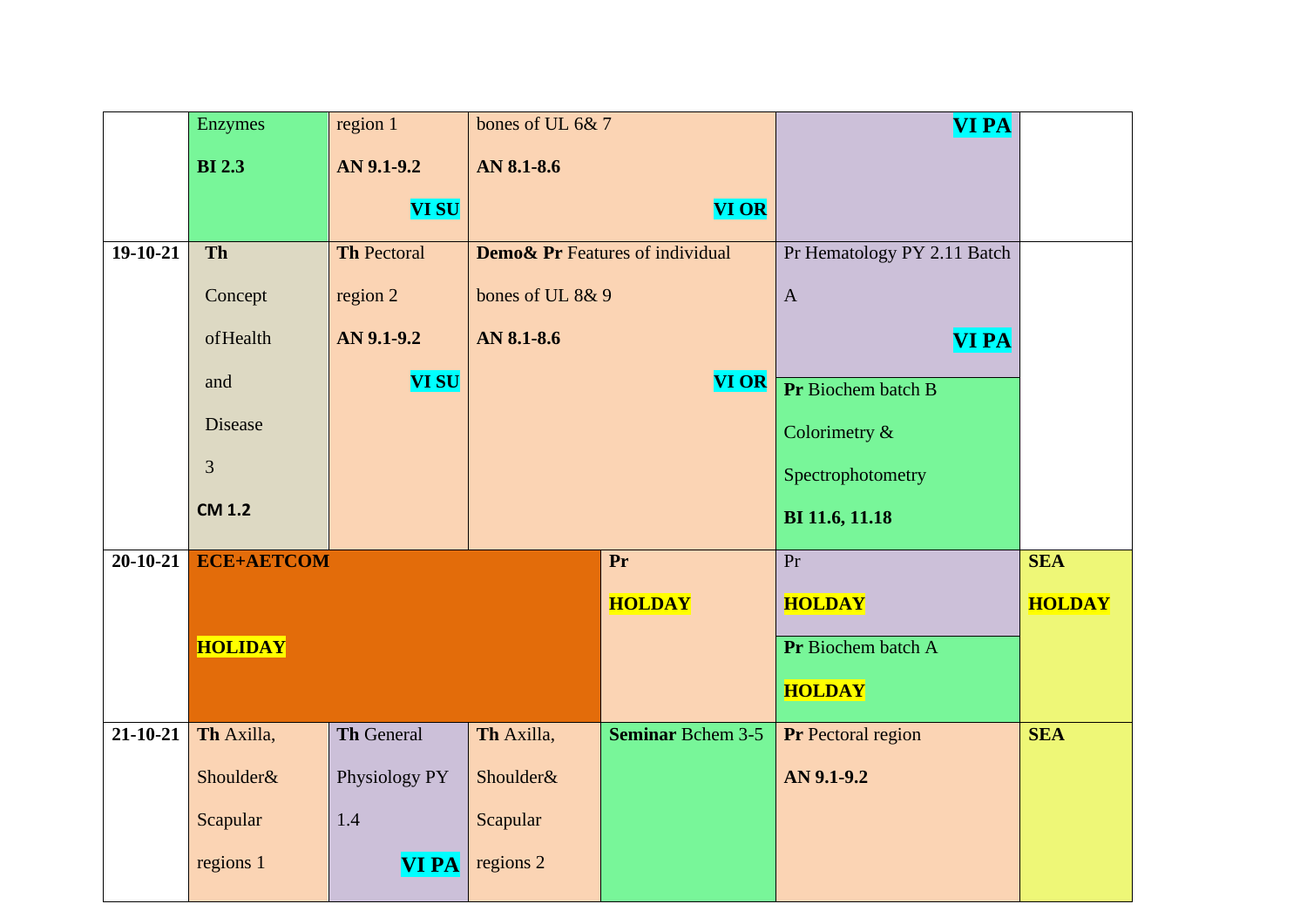| | | | | | | |
|---|---|---|---|---|---|---|
| | Enzymes **BI 2.3** | region 1 **AN 9.1-9.2** **VI SU** | bones of UL 6& 7 **AN 8.1-8.6** **VI OR** | | **VI PA** | |
| **19-10-21** | **Th** Concept of Health and Disease 3 **CM 1.2** | **Th** Pectoral region 2 **AN 9.1-9.2** **VI SU** | **Demo& Pr** Features of individual bones of UL 8& 9 **AN 8.1-8.6** **VI OR** | | Pr Hematology PY 2.11 Batch A **VI PA** / **Pr** Biochem batch B Colorimetry & Spectrophotometry **BI 11.6, 11.18** | |
| **20-10-21** | **ECE+AETCOM** **HOLIDAY** | | | **Pr** **HOLDAY** | Pr **HOLDAY** / **Pr** Biochem batch A **HOLDAY** | **SEA** **HOLDAY** |
| **21-10-21** | **Th** Axilla, Shoulder& Scapular regions 1 | **Th** General Physiology PY 1.4 **VI PA** | **Th** Axilla, Shoulder& Scapular regions 2 | **Seminar** Bchem 3-5 | **Pr** Pectoral region **AN 9.1-9.2** | **SEA** |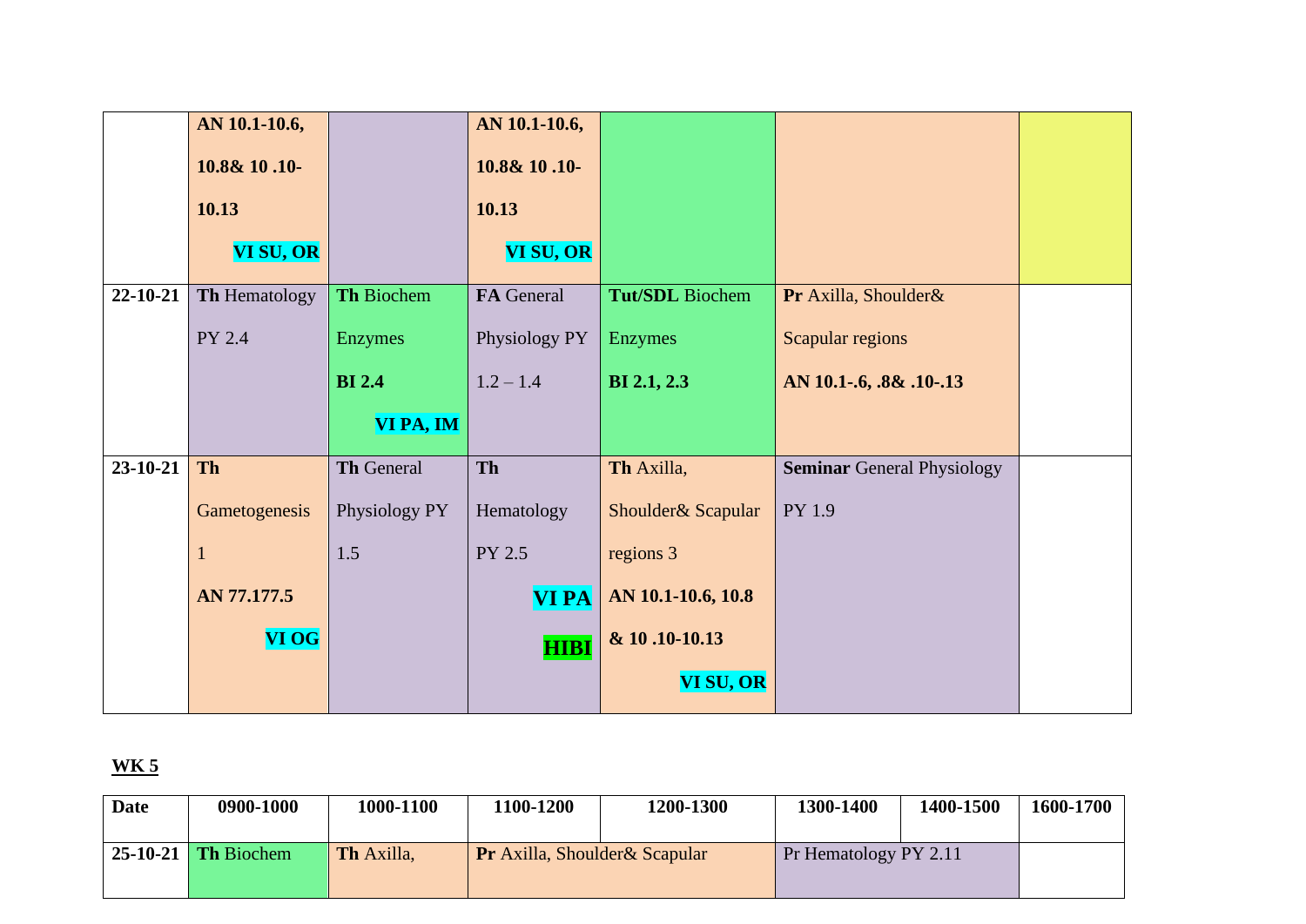| | | | | | | |
|---|---|---|---|---|---|---|
| | **AN 10.1-10.6, 10.8& 10 .10-10.13** **VI SU, OR** | | **AN 10.1-10.6, 10.8& 10 .10-10.13** **VI SU, OR** | | | |
| **22-10-21** | **Th** Hematology PY 2.4 | **Th** Biochem Enzymes **BI 2.4** **VI PA, IM** | **FA** General Physiology PY 1.2 – 1.4 | **Tut/SDL** Biochem Enzymes **BI 2.1, 2.3** | **Pr** Axilla, Shoulder& Scapular regions **AN 10.1-.6, .8& .10-.13** | |
| **23-10-21** | **Th** Gametogenesis 1 **AN 77.177.5** **VI OG** | **Th** General Physiology PY 1.5 | **Th** Hematology PY 2.5 **VI PA** **HIBI** | **Th** Axilla, Shoulder& Scapular regions 3 **AN 10.1-10.6, 10.8 & 10 .10-10.13** **VI SU, OR** | **Seminar** General Physiology PY 1.9 | |

**WK 5**

| Date | 0900-1000 | 1000-1100 | 1100-1200 | 1200-1300 | 1300-1400 | 1400-1500 | 1600-1700 |
|---|---|---|---|---|---|---|---|
| **25-10-21** | **Th** Biochem | **Th** Axilla, | **Pr** Axilla, Shoulder& Scapular | | Pr Hematology PY 2.11 | | |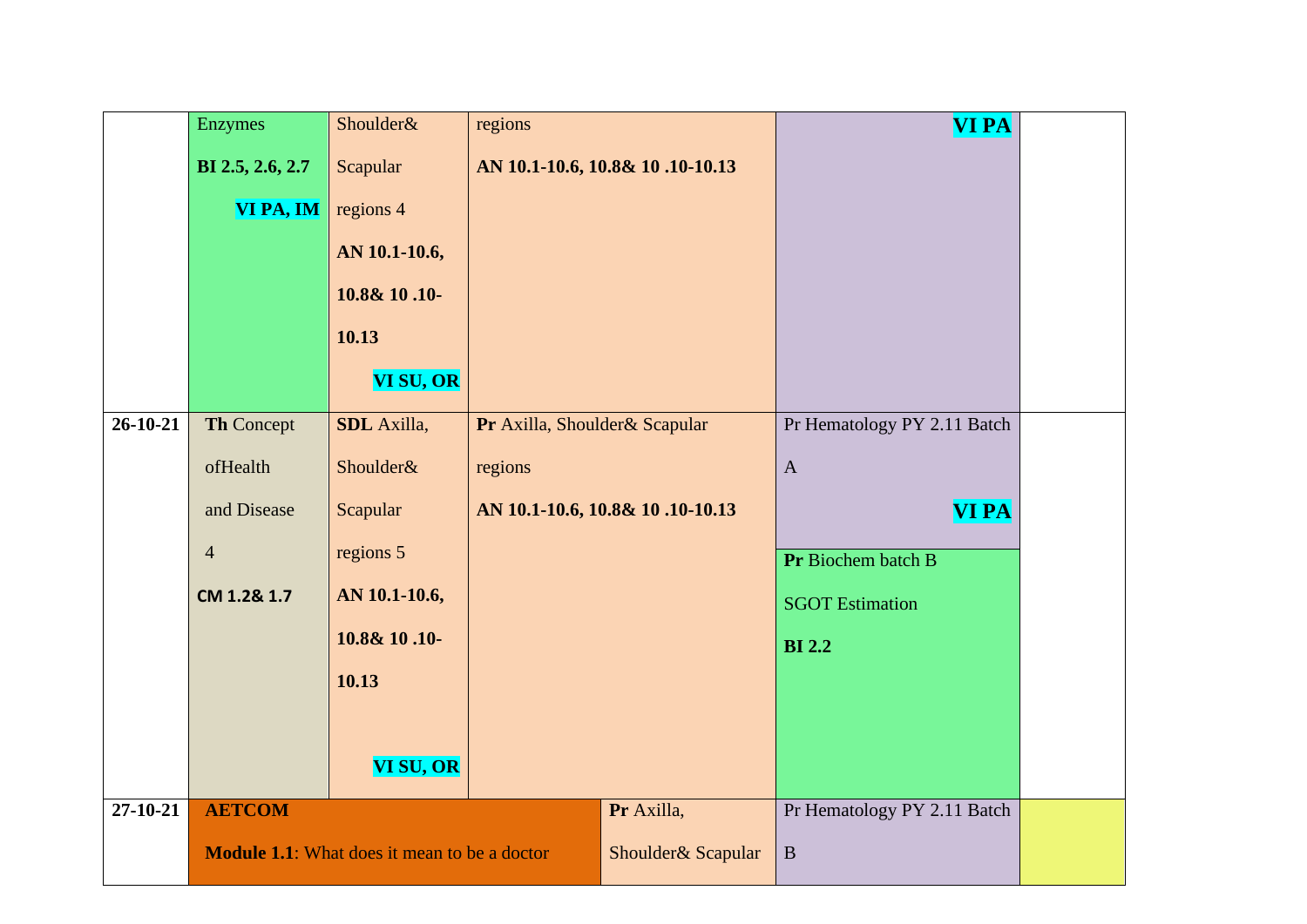| | | | | | |
|---|---|---|---|---|---|
| | Enzymes **BI 2.5, 2.6, 2.7** **VI PA, IM** | Shoulder& Scapular regions 4 **AN 10.1-10.6, 10.8& 10 .10-10.13** **VI SU, OR** | regions **AN 10.1-10.6, 10.8& 10 .10-10.13** | **VI PA** | |
| **26-10-21** | **Th** Concept ofHealth and Disease 4 **CM 1.2& 1.7** | **SDL** Axilla, Shoulder& Scapular regions 5 **AN 10.1-10.6, 10.8& 10 .10-10.13** **VI SU, OR** | **Pr** Axilla, Shoulder& Scapular regions **AN 10.1-10.6, 10.8& 10 .10-10.13** | Pr Hematology PY 2.11 Batch A **VI PA** / **Pr** Biochem batch B SGOT Estimation **BI 2.2** | |
| **27-10-21** | **AETCOM** **Module 1.1**: What does it mean to be a doctor | | **Pr** Axilla, Shoulder& Scapular | Pr Hematology PY 2.11 Batch B | |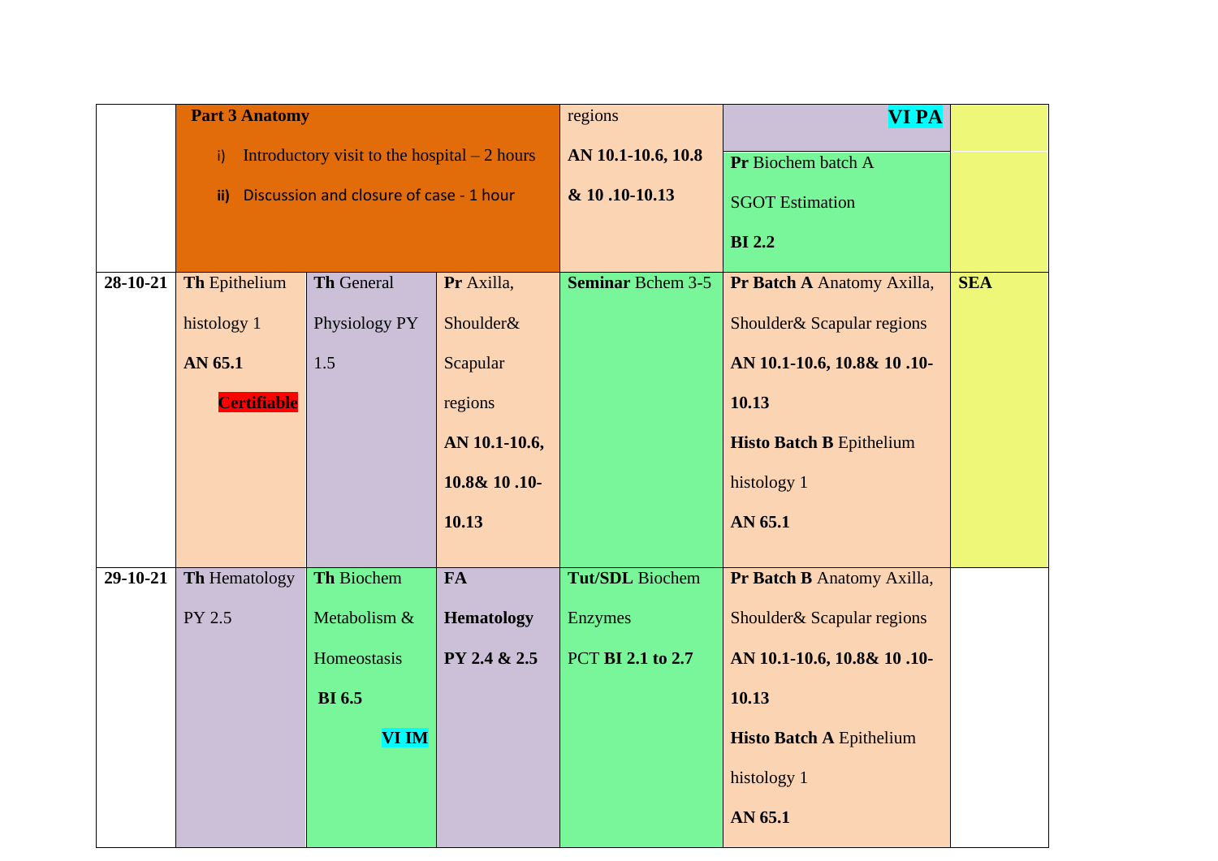| | | | | | | |
|---|---|---|---|---|---|---|
| | **Part 3 Anatomy**<br>i) Introductory visit to the hospital – 2 hours<br>**ii)** Discussion and closure of case - 1 hour | | | regions<br>**AN 10.1-10.6, 10.8 & 10 .10-10.13** | **VI PA**<br>**Pr** Biochem batch A<br>SGOT Estimation<br>**BI 2.2** | |
| **28-10-21** | **Th** Epithelium histology 1<br>**AN 65.1**<br>**Certifiable** | **Th** General Physiology PY 1.5 | **Pr** Axilla, Shoulder& Scapular regions<br>**AN 10.1-10.6, 10.8& 10 .10-10.13** | **Seminar** Bchem 3-5 | **Pr Batch A** Anatomy Axilla, Shoulder& Scapular regions<br>**AN 10.1-10.6, 10.8& 10 .10-10.13**<br>**Histo Batch B** Epithelium histology 1<br>**AN 65.1** | **SEA** |
| **29-10-21** | **Th** Hematology PY 2.5 | **Th** Biochem Metabolism & Homeostasis<br>**BI 6.5**<br>**VI IM** | **FA**<br>**Hematology**<br>**PY 2.4 & 2.5** | **Tut/SDL** Biochem Enzymes<br>PCT **BI 2.1 to 2.7** | **Pr Batch B** Anatomy Axilla, Shoulder& Scapular regions<br>**AN 10.1-10.6, 10.8& 10 .10-10.13**<br>**Histo Batch A** Epithelium histology 1<br>**AN 65.1** | |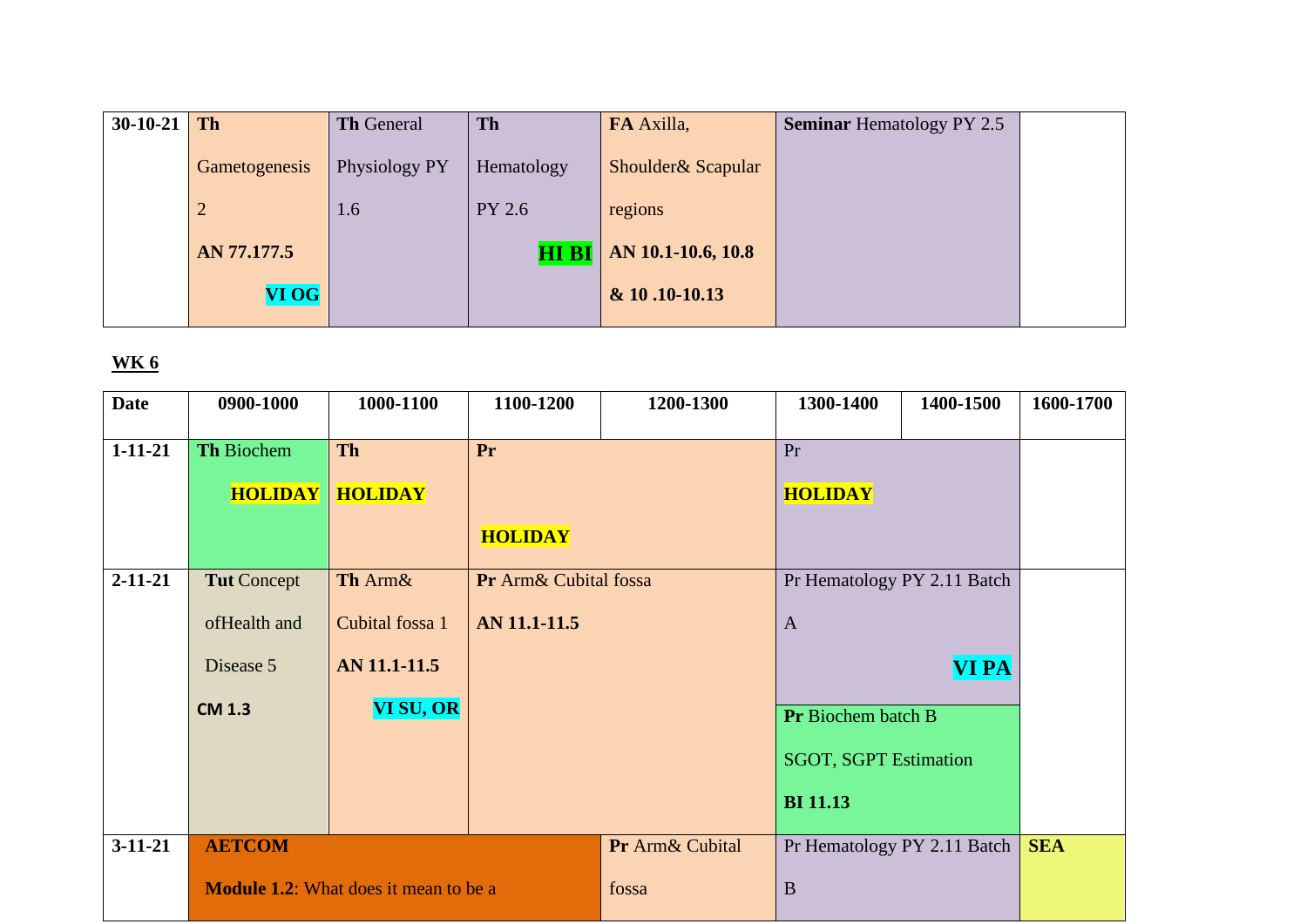| 30-10-21 | **Th** Gametogenesis 2 **AN 77.177.5** **VI OG** | **Th** General Physiology PY 1.6 | **Th** Hematology PY 2.6 **HI BI** | **FA** Axilla, Shoulder& Scapular regions **AN 10.1-10.6, 10.8 & 10 .10-10.13** | **Seminar** Hematology PY 2.5 | | |
|---|---|---|---|---|---|---|---|

**WK 6**

| Date | 0900-1000 | 1000-1100 | 1100-1200 | 1200-1300 | 1300-1400 | 1400-1500 | 1600-1700 |
|---|---|---|---|---|---|---|---|
| 1-11-21 | **Th** Biochem **HOLIDAY** | **Th** **HOLIDAY** | **Pr** **HOLIDAY** | | Pr **HOLIDAY** | | |
| 2-11-21 | **Tut** Concept ofHealth and Disease 5 **CM 1.3** | **Th** Arm& Cubital fossa 1 **AN 11.1-11.5** **VI SU, OR** | **Pr** Arm& Cubital fossa **AN 11.1-11.5** | | Pr Hematology PY 2.11 Batch A **VI PA**<br>**Pr** Biochem batch B SGOT, SGPT Estimation **BI 11.13** | | |
| 3-11-21 | **AETCOM Module 1.2**: What does it mean to be a | | | **Pr** Arm& Cubital fossa | Pr Hematology PY 2.11 Batch B | | **SEA** |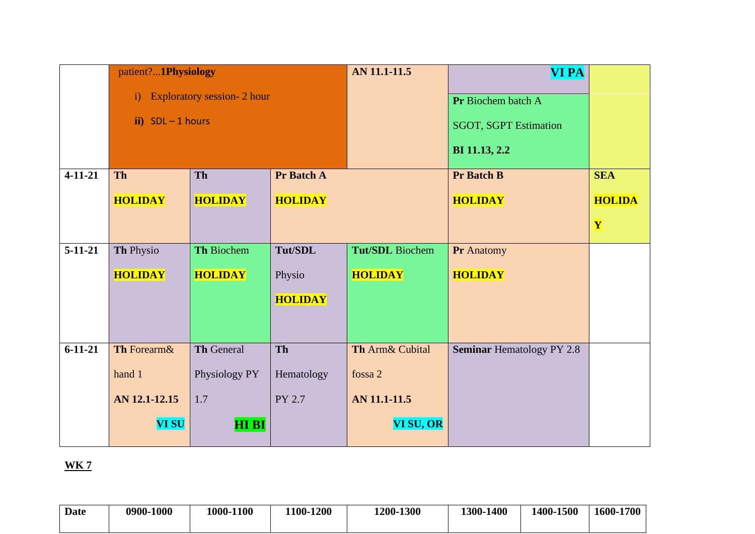| | | | | | | |
|---|---|---|---|---|---|---|
| | patient?...**1Physiology** i) Exploratory session- 2 hour **ii)** SDL – 1 hours | | | **AN 11.1-11.5** | **VI PA** **Pr** Biochem batch A SGOT, SGPT Estimation **BI 11.13, 2.2** | |
| **4-11-21** | **Th** **HOLIDAY** | **Th** **HOLIDAY** | **Pr Batch A** **HOLIDAY** | | **Pr Batch B** **HOLIDAY** | **SEA** **HOLIDAY** |
| **5-11-21** | **Th** Physio **HOLIDAY** | **Th** Biochem **HOLIDAY** | **Tut/SDL** Physio **HOLIDAY** | **Tut/SDL** Biochem **HOLIDAY** | **Pr** Anatomy **HOLIDAY** | |
| **6-11-21** | **Th** Forearm& hand 1 **AN 12.1-12.15** **VI SU** | **Th** General Physiology PY 1.7 **HI BI** | **Th** Hematology PY 2.7 | **Th** Arm& Cubital fossa 2 **AN 11.1-11.5** **VI SU, OR** | **Seminar** Hematology PY 2.8 | |

**WK 7**

| Date | 0900-1000 | 1000-1100 | 1100-1200 | 1200-1300 | 1300-1400 | 1400-1500 | 1600-1700 |
|---|---|---|---|---|---|---|---|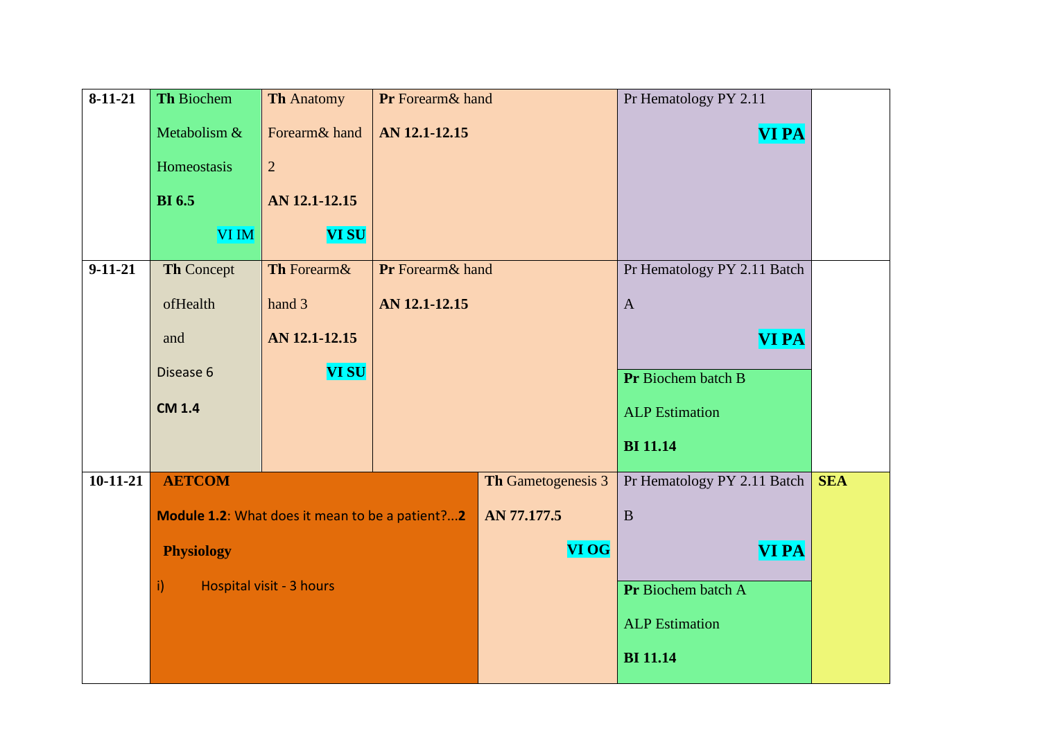| Date | | | | | | |
|---|---|---|---|---|---|---|
| 8-11-21 | **Th** Biochem Metabolism & Homeostasis **BI 6.5** VI IM | **Th** Anatomy Forearm& hand 2 **AN 12.1-12.15** **VI SU** | **Pr** Forearm& hand **AN 12.1-12.15** | | Pr Hematology PY 2.11 **VI PA** | |
| 9-11-21 | **Th** Concept ofHealth and Disease 6 **CM 1.4** | **Th** Forearm& hand 3 **AN 12.1-12.15** **VI SU** | **Pr** Forearm& hand **AN 12.1-12.15** | | Pr Hematology PY 2.11 Batch A **VI PA**<br>**Pr** Biochem batch B ALP Estimation **BI 11.14** | |
| 10-11-21 | **AETCOM** **Module 1.2**: What does it mean to be a patient?...**2** **Physiology** i) Hospital visit - 3 hours | | | **Th** Gametogenesis 3 **AN 77.177.5** **VI OG** | Pr Hematology PY 2.11 Batch B **VI PA**<br>**Pr** Biochem batch A ALP Estimation **BI 11.14** | **SEA** |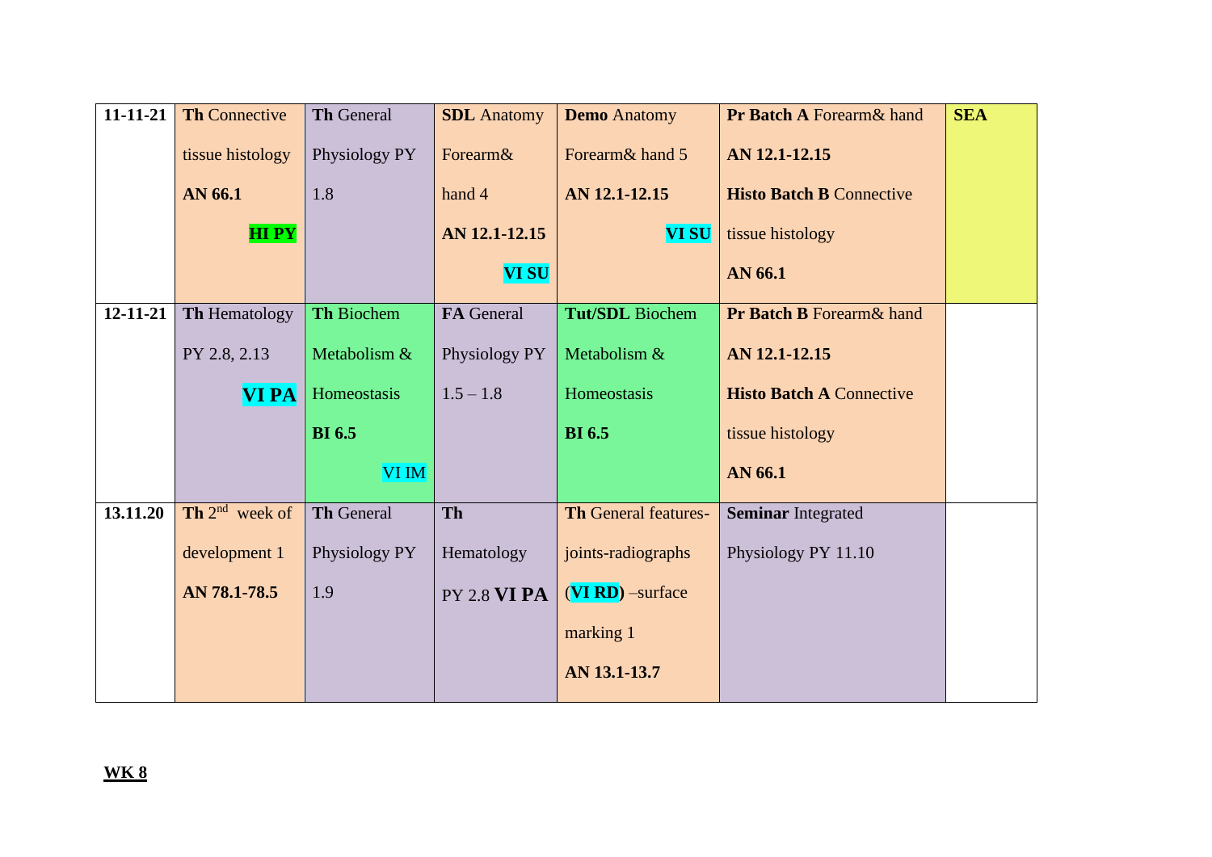| 11-11-21 | **Th** Connective tissue histology **AN 66.1** **HI PY** | **Th** General Physiology PY 1.8 | **SDL** Anatomy Forearm& hand 4 **AN 12.1-12.15** **VI SU** | **Demo** Anatomy Forearm& hand 5 **AN 12.1-12.15** **VI SU** | **Pr Batch A** Forearm& hand **AN 12.1-12.15** **Histo Batch B** Connective tissue histology **AN 66.1** | **SEA** |
|---|---|---|---|---|---|---|
| **12-11-21** | **Th** Hematology PY 2.8, 2.13 **VI PA** | **Th** Biochem Metabolism & Homeostasis **BI 6.5** VI IM | **FA** General Physiology PY 1.5 – 1.8 | **Tut/SDL** Biochem Metabolism & Homeostasis **BI 6.5** | **Pr Batch B** Forearm& hand **AN 12.1-12.15** **Histo Batch A** Connective tissue histology **AN 66.1** | |
| **13.11.20** | **Th** 2nd week of development 1 **AN 78.1-78.5** | **Th** General Physiology PY 1.9 | **Th** Hematology PY 2.8 **VI PA** | **Th** General features-joints-radiographs (**VI RD**) –surface marking 1 **AN 13.1-13.7** | **Seminar** Integrated Physiology PY 11.10 | |

**WK 8**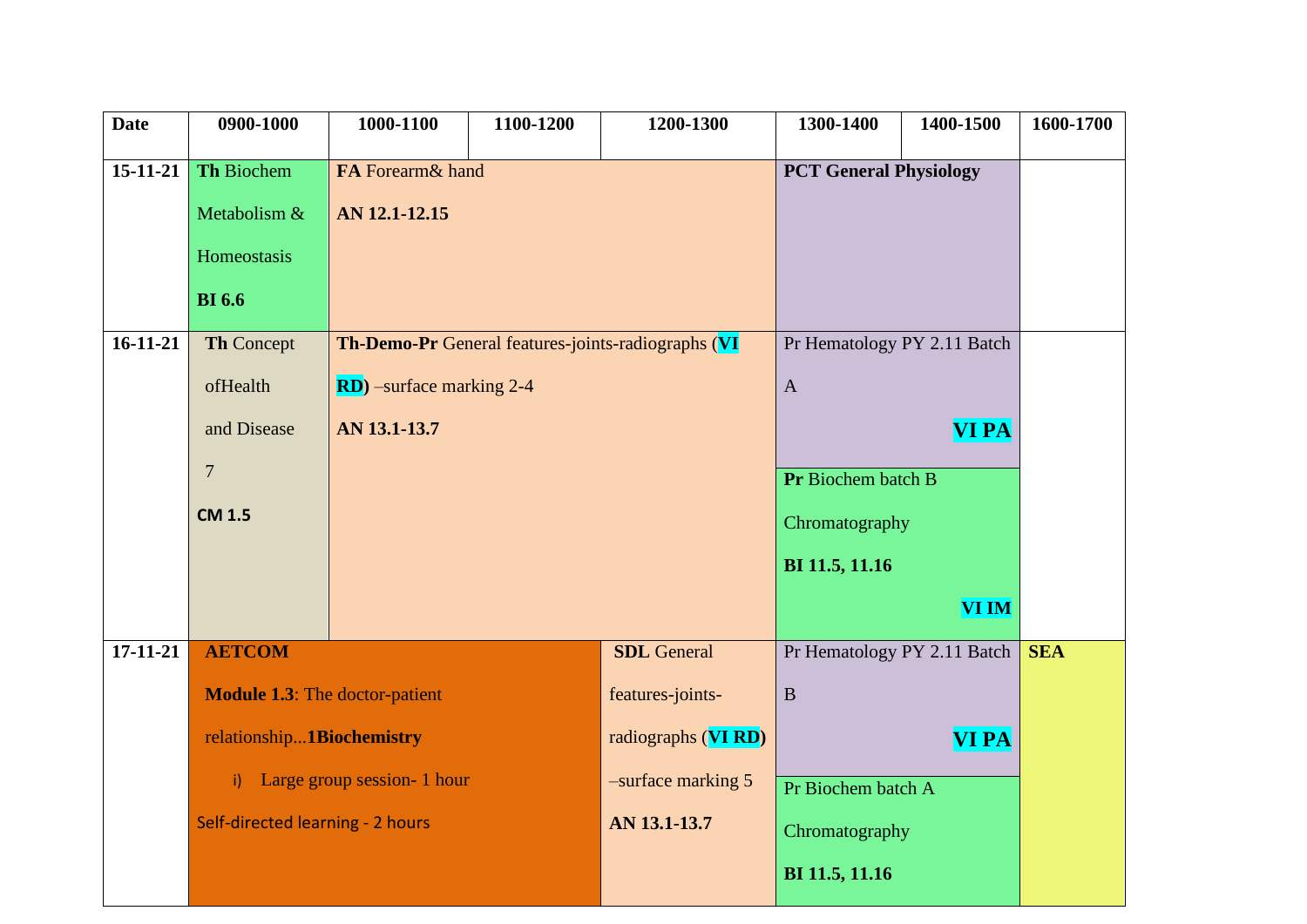| Date | 0900-1000 | 1000-1100 | 1100-1200 | 1200-1300 | 1300-1400 | 1400-1500 | 1600-1700 |
|---|---|---|---|---|---|---|---|
| 15-11-21 | **Th** Biochem Metabolism & Homeostasis **BI 6.6** | **FA** Forearm& hand **AN 12.1-12.15** | | | **PCT General Physiology** | | |
| 16-11-21 | **Th** Concept ofHealth and Disease 7 **CM 1.5** | **Th-Demo-Pr** General features-joints-radiographs (**VI RD)** –surface marking 2-4 **AN 13.1-13.7** | | | Pr Hematology PY 2.11 Batch A **VI PA**<br>**Pr** Biochem batch B Chromatography **BI 11.5, 11.16** **VI IM** | | |
| 17-11-21 | **AETCOM** **Module 1.3**: The doctor-patient relationship...**1Biochemistry** i) Large group session- 1 hour Self-directed learning - 2 hours | | | **SDL** General features-joints-radiographs (**VI RD**) –surface marking 5 **AN 13.1-13.7** | Pr Hematology PY 2.11 Batch B **VI PA**<br>Pr Biochem batch A Chromatography **BI 11.5, 11.16** | | **SEA** |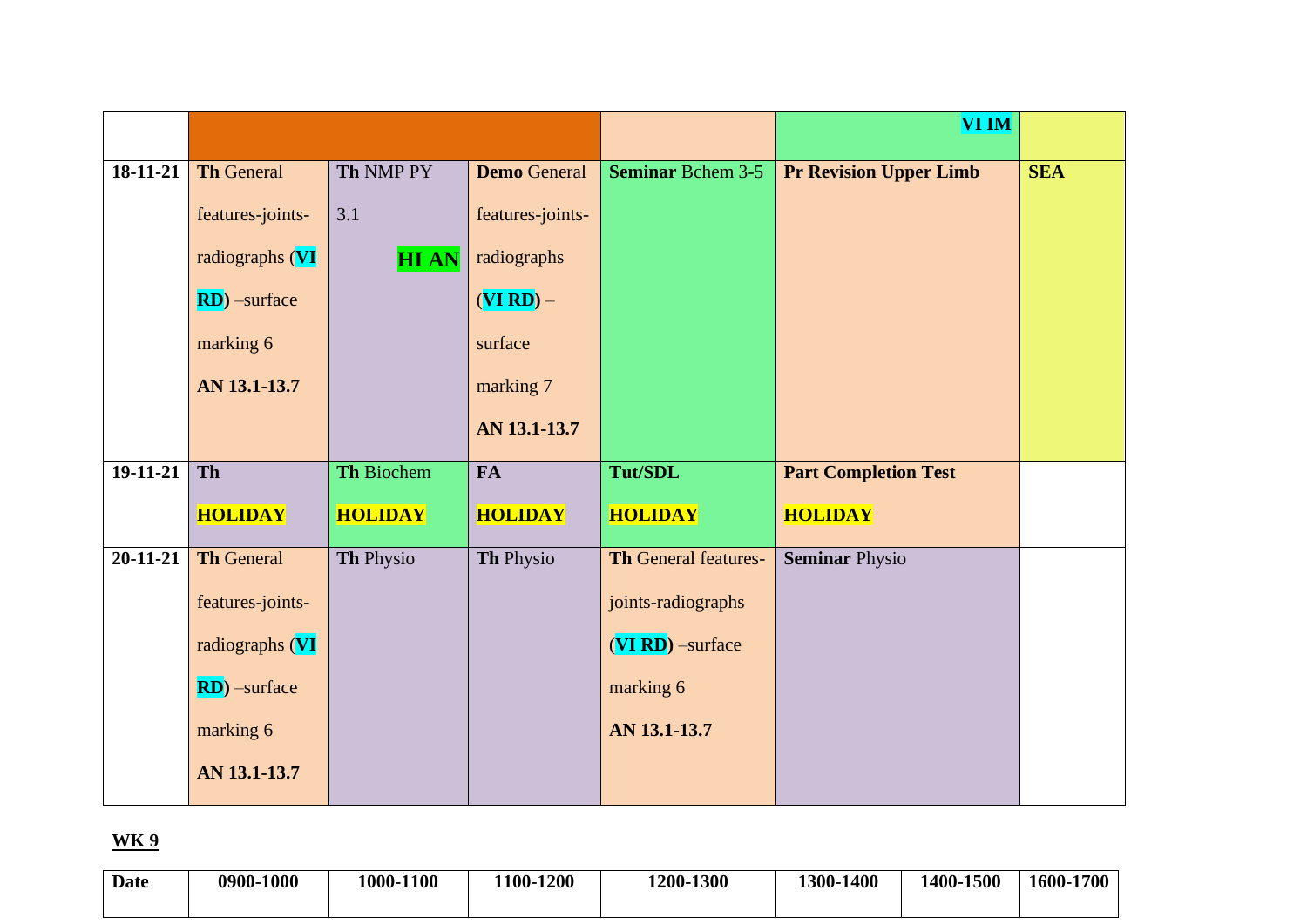|  |  |  |  |  |  | VI IM |
|---|---|---|---|---|---|---|
| **18-11-21** | **Th** General features-joints-radiographs (**VI RD**) –surface marking 6 **AN 13.1-13.7** | **Th** NMP PY 3.1 **HI AN** | **Demo** General features-joints-radiographs (**VI RD**) – surface marking 7 **AN 13.1-13.7** | **Seminar** Bchem 3-5 | **Pr Revision Upper Limb** | **SEA** |
| **19-11-21** | **Th** **HOLIDAY** | **Th** Biochem **HOLIDAY** | **FA** **HOLIDAY** | **Tut/SDL** **HOLIDAY** | **Part Completion Test** **HOLIDAY** |  |
| **20-11-21** | **Th** General features-joints-radiographs (**VI RD**) –surface marking 6 **AN 13.1-13.7** | **Th** Physio | **Th** Physio | **Th** General features-joints-radiographs (**VI RD**) –surface marking 6 **AN 13.1-13.7** | **Seminar** Physio |  |

**WK 9**

| Date | 0900-1000 | 1000-1100 | 1100-1200 | 1200-1300 | 1300-1400 | 1400-1500 | 1600-1700 |
|---|---|---|---|---|---|---|---|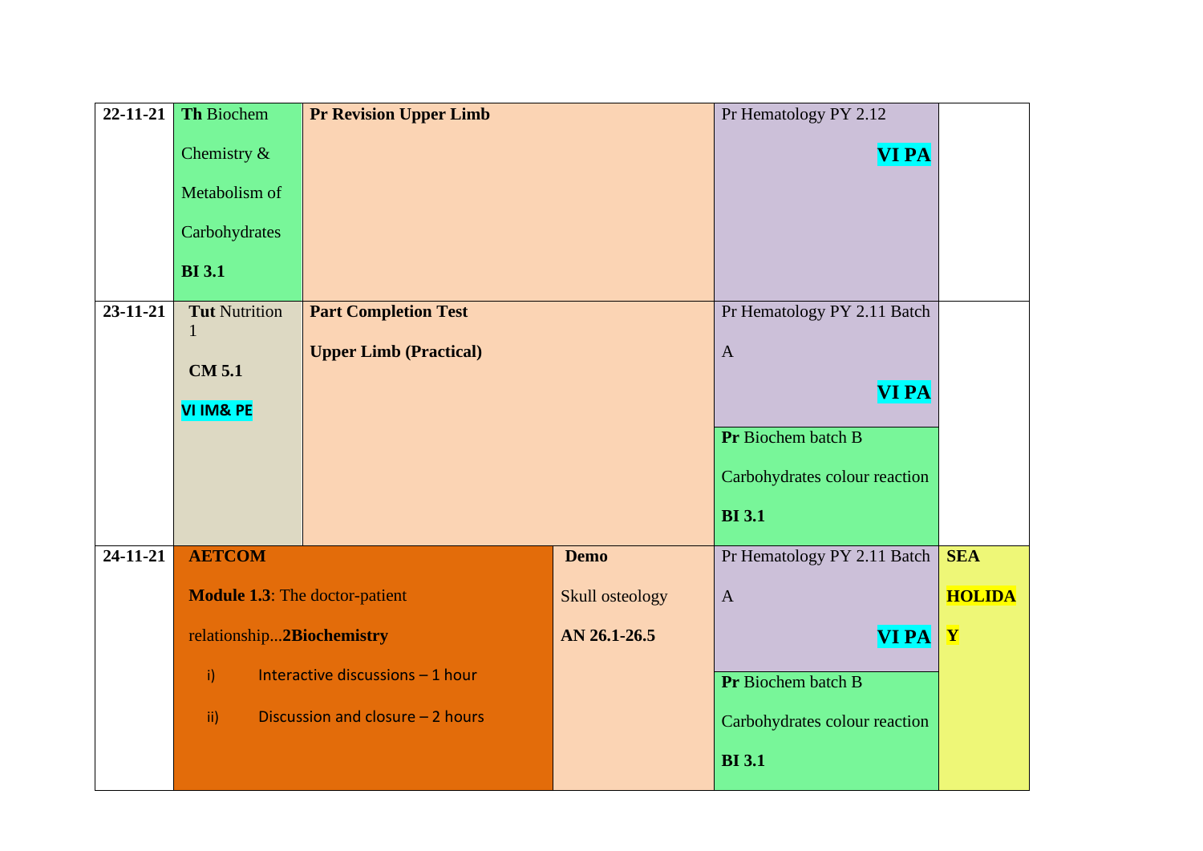| | | | | | |
|---|---|---|---|---|---|
| 22-11-21 | **Th** Biochem Chemistry & Metabolism of Carbohydrates **BI 3.1** | **Pr Revision Upper Limb** | | Pr Hematology PY 2.12 **VI PA** | |
| 23-11-21 | **Tut** Nutrition 1 **CM 5.1** **VI IM& PE** | **Part Completion Test** **Upper Limb (Practical)** | | Pr Hematology PY 2.11 Batch A **VI PA**<br>**Pr** Biochem batch B Carbohydrates colour reaction **BI 3.1** | |
| 24-11-21 | **AETCOM** **Module 1.3**: The doctor-patient relationship...2**Biochemistry**<br>i) Interactive discussions – 1 hour<br>ii) Discussion and closure – 2 hours | | **Demo** Skull osteology **AN 26.1-26.5** | Pr Hematology PY 2.11 Batch A **VI PA**<br>**Pr** Biochem batch B Carbohydrates colour reaction **BI 3.1** | **SEA HOLIDAY** |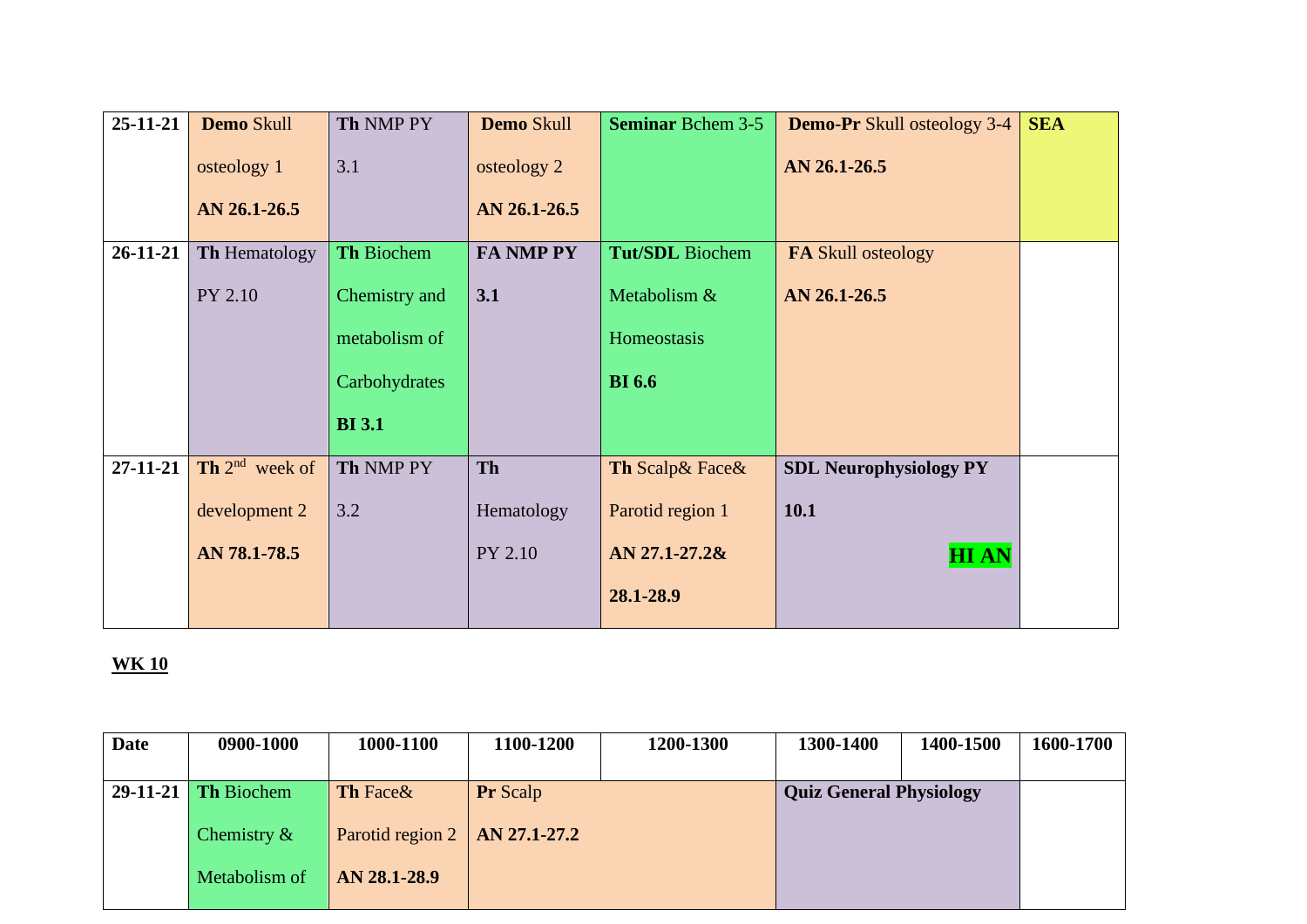| 25-11-21 | **Demo** Skull osteology 1 **AN 26.1-26.5** | **Th** NMP PY 3.1 | **Demo** Skull osteology 2 **AN 26.1-26.5** | **Seminar** Bchem 3-5 | **Demo-Pr** Skull osteology 3-4 **AN 26.1-26.5** | **SEA** |
|---|---|---|---|---|---|---|
| 26-11-21 | **Th** Hematology PY 2.10 | **Th** Biochem Chemistry and metabolism of Carbohydrates **BI 3.1** | **FA NMP PY 3.1** | **Tut/SDL** Biochem Metabolism & Homeostasis **BI 6.6** | **FA** Skull osteology **AN 26.1-26.5** | |
| 27-11-21 | **Th** 2nd week of development 2 **AN 78.1-78.5** | **Th** NMP PY 3.2 | **Th** Hematology PY 2.10 | **Th** Scalp& Face& Parotid region 1 **AN 27.1-27.2& 28.1-28.9** | **SDL Neurophysiology PY 10.1** **HI AN** | |

**WK 10**

| Date | 0900-1000 | 1000-1100 | 1100-1200 | 1200-1300 | 1300-1400 | 1400-1500 | 1600-1700 |
|---|---|---|---|---|---|---|---|
| 29-11-21 | **Th** Biochem Chemistry & Metabolism of | **Th** Face& Parotid region 2 **AN 28.1-28.9** | **Pr** Scalp **AN 27.1-27.2** | | **Quiz General Physiology** | | |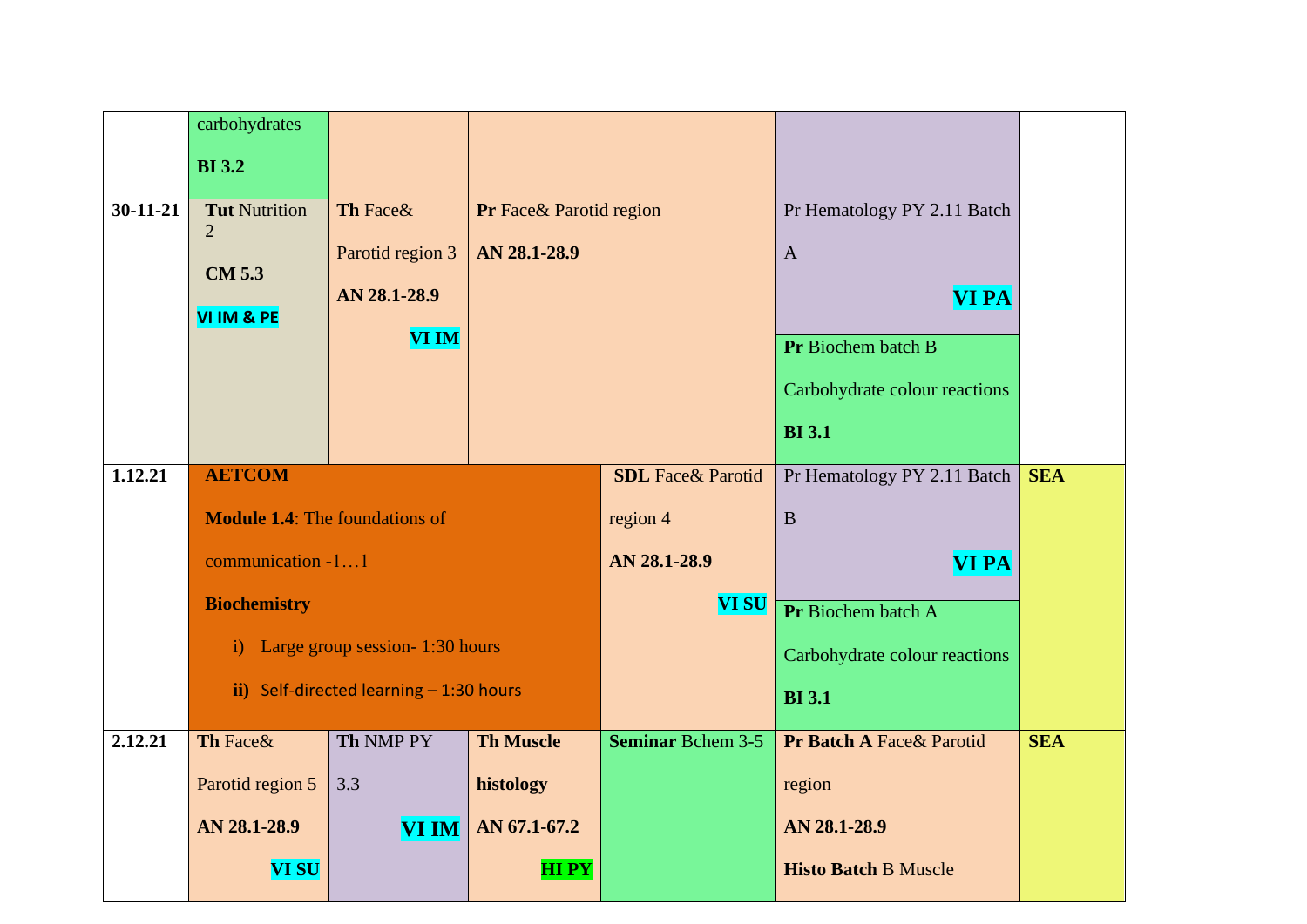| | | | | | | |
|---|---|---|---|---|---|---|
| | carbohydrates **BI 3.2** | | | | | |
| **30-11-21** | **Tut** Nutrition 2 **CM 5.3** **VI IM & PE** | **Th** Face& Parotid region 3 **AN 28.1-28.9** **VI IM** | **Pr** Face& Parotid region **AN 28.1-28.9** | | Pr Hematology PY 2.11 Batch A **VI PA** / **Pr** Biochem batch B Carbohydrate colour reactions **BI 3.1** | |
| **1.12.21** | **AETCOM** **Module 1.4**: The foundations of communication -1…1 **Biochemistry** i) Large group session- 1:30 hours **ii)** Self-directed learning – 1:30 hours | | | **SDL** Face& Parotid region 4 **AN 28.1-28.9** **VI SU** | Pr Hematology PY 2.11 Batch B **VI PA** / **Pr** Biochem batch A Carbohydrate colour reactions **BI 3.1** | **SEA** |
| **2.12.21** | **Th** Face& Parotid region 5 **AN 28.1-28.9** **VI SU** | **Th** NMP PY 3.3 **VI IM** | **Th Muscle histology** **AN 67.1-67.2** **HI PY** | **Seminar** Bchem 3-5 | **Pr Batch A** Face& Parotid region **AN 28.1-28.9** **Histo Batch** B Muscle | **SEA** |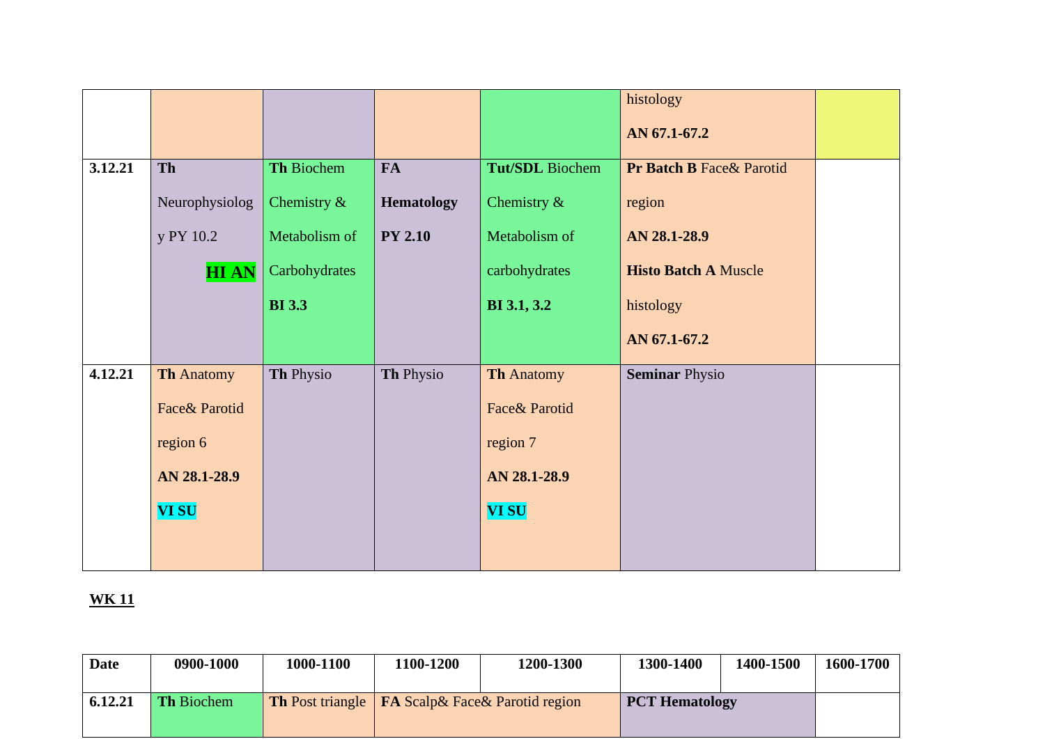|  |  |  |  |  |  |  |
|---|---|---|---|---|---|---|
|  |  |  |  |  | histology **AN 67.1-67.2** |  |
| **3.12.21** | **Th** Neurophysiology PY 10.2 **HI AN** | **Th** Biochem Chemistry & Metabolism of Carbohydrates **BI 3.3** | **FA Hematology PY 2.10** | **Tut/SDL** Biochem Chemistry & Metabolism of carbohydrates **BI 3.1, 3.2** | **Pr Batch B** Face& Parotid region **AN 28.1-28.9** **Histo Batch A** Muscle histology **AN 67.1-67.2** |  |
| **4.12.21** | **Th** Anatomy Face& Parotid region 6 **AN 28.1-28.9** **VI SU** | **Th** Physio | **Th** Physio | **Th** Anatomy Face& Parotid region 7 **AN 28.1-28.9** **VI SU** | **Seminar** Physio |  |

**WK 11**

| Date | 0900-1000 | 1000-1100 | 1100-1200 | 1200-1300 | 1300-1400 | 1400-1500 | 1600-1700 |
|---|---|---|---|---|---|---|---|
| **6.12.21** | **Th** Biochem | **Th** Post triangle | **FA** Scalp& Face& Parotid region |  | **PCT Hematology** |  |  |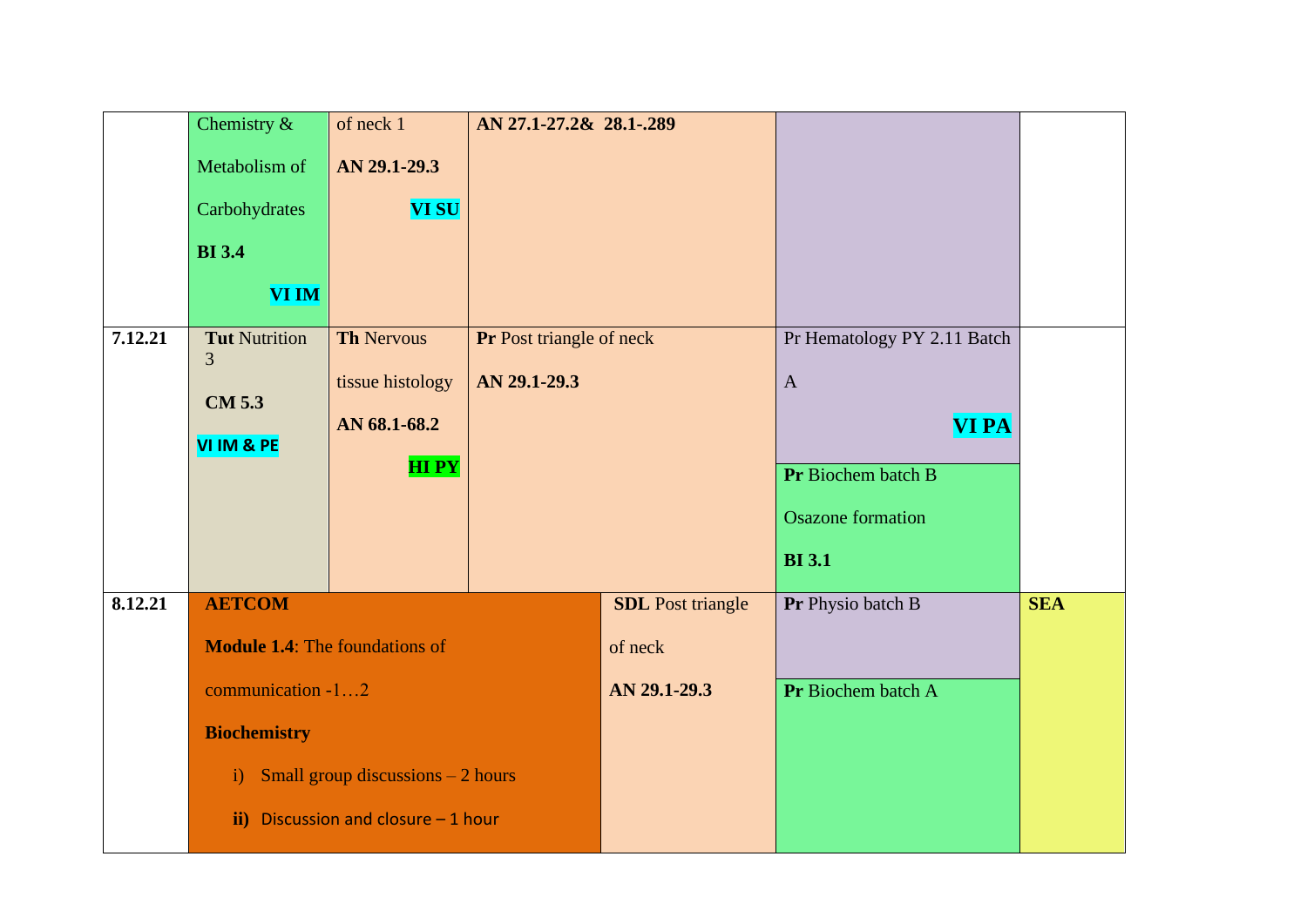| | | | | | | |
|---|---|---|---|---|---|---|
| | Chemistry & Metabolism of Carbohydrates **BI 3.4** **VI IM** | of neck 1 **AN 29.1-29.3** **VI SU** | **AN 27.1-27.2& 28.1-.289** | | | |
| **7.12.21** | **Tut** Nutrition 3 **CM 5.3** **VI IM & PE** | **Th** Nervous tissue histology **AN 68.1-68.2** **HI PY** | **Pr** Post triangle of neck **AN 29.1-29.3** | | Pr Hematology PY 2.11 Batch A **VI PA** / **Pr** Biochem batch B Osazone formation **BI 3.1** | |
| **8.12.21** | **AETCOM** **Module 1.4**: The foundations of communication -1…2 **Biochemistry** i) Small group discussions – 2 hours **ii)** Discussion and closure – 1 hour | | | **SDL** Post triangle of neck **AN 29.1-29.3** | **Pr** Physio batch B / **Pr** Biochem batch A | **SEA** |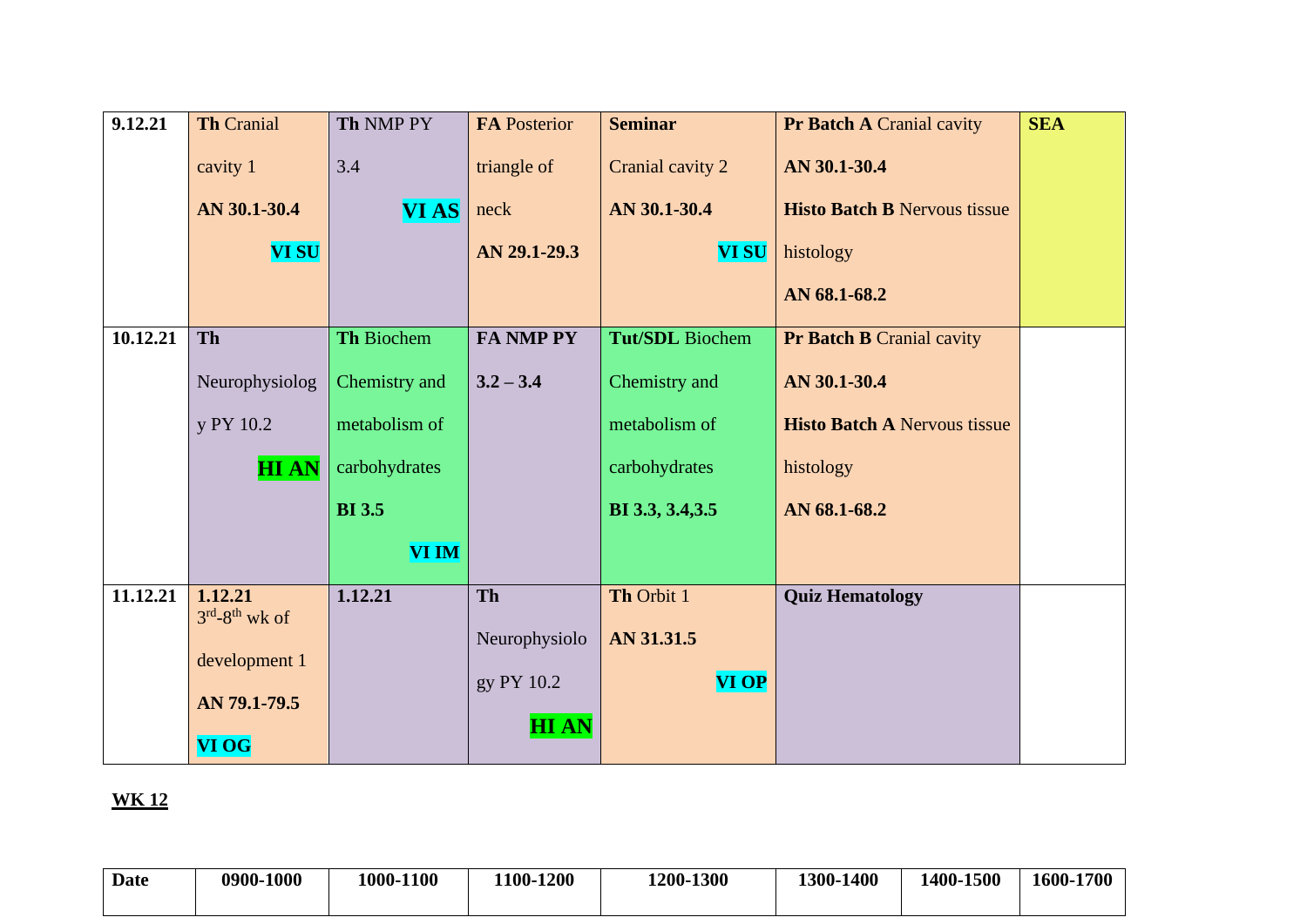| 9.12.21 | **Th** Cranial cavity 1 **AN 30.1-30.4** **VI SU** | **Th** NMP PY 3.4 **VI AS** | **FA** Posterior triangle of neck **AN 29.1-29.3** | **Seminar** Cranial cavity 2 **AN 30.1-30.4** **VI SU** | **Pr Batch A** Cranial cavity **AN 30.1-30.4** **Histo Batch B** Nervous tissue histology **AN 68.1-68.2** | **SEA** |
|---|---|---|---|---|---|---|
| **10.12.21** | **Th** Neurophysiology PY 10.2 **HI AN** | **Th** Biochem Chemistry and metabolism of carbohydrates **BI 3.5** **VI IM** | **FA NMP PY 3.2 – 3.4** | **Tut/SDL** Biochem Chemistry and metabolism of carbohydrates **BI 3.3, 3.4,3.5** | **Pr Batch B** Cranial cavity **AN 30.1-30.4** **Histo Batch A** Nervous tissue histology **AN 68.1-68.2** | |
| **11.12.21** | **1.12.21** $3^{rd}$-$8^{th}$ wk of development 1 **AN 79.1-79.5** **VI OG** | **1.12.21** | **Th** Neurophysiology PY 10.2 **HI AN** | **Th** Orbit 1 **AN 31.31.5** **VI OP** | **Quiz Hematology** | |

**WK 12**

| Date | 0900-1000 | 1000-1100 | 1100-1200 | 1200-1300 | 1300-1400 | 1400-1500 | 1600-1700 |
|---|---|---|---|---|---|---|---|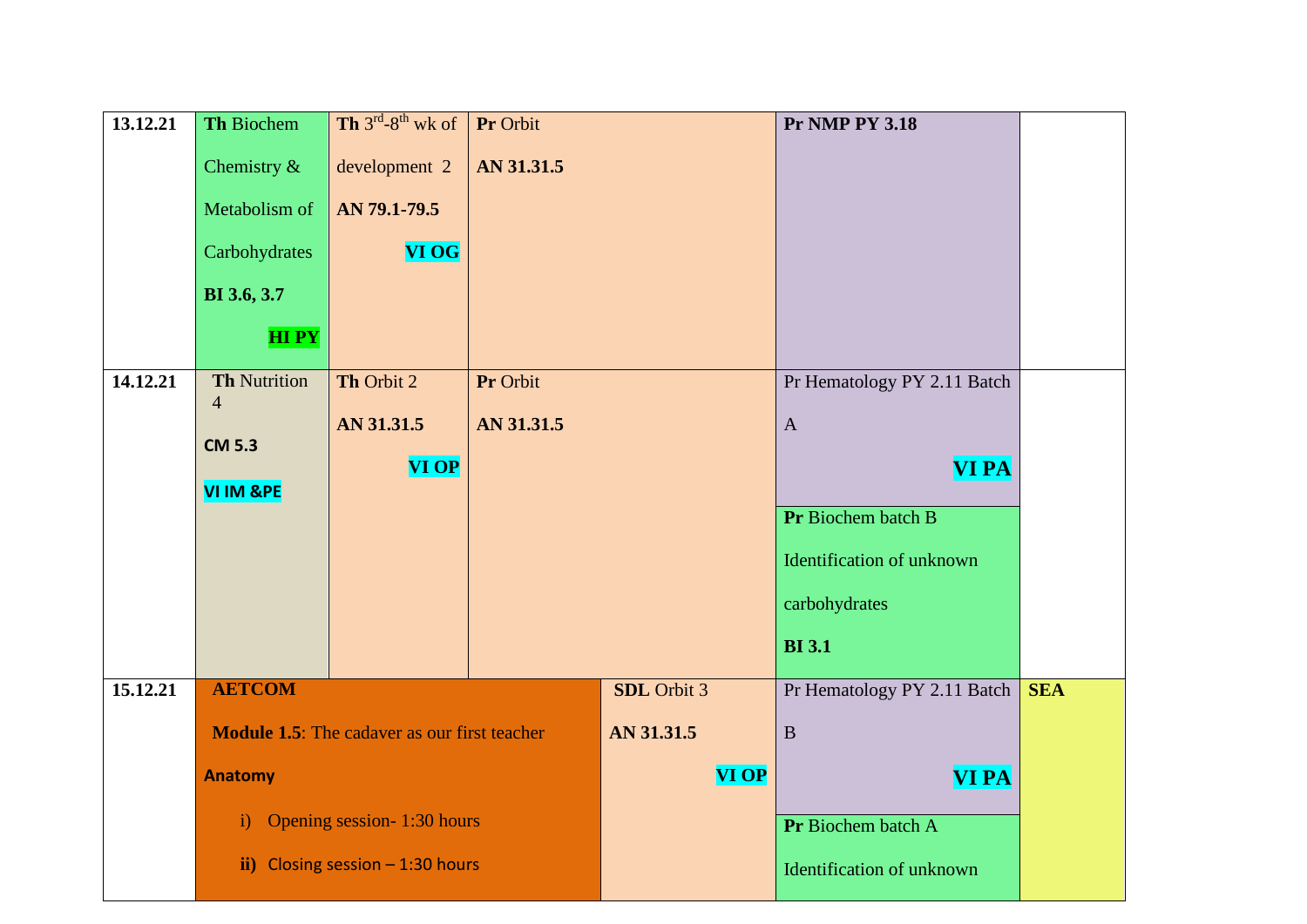| | | | | | |
|---|---|---|---|---|---|
| **13.12.21** | **Th** Biochem Chemistry & Metabolism of Carbohydrates **BI 3.6, 3.7** **HI PY** | **Th** 3rd-8th wk of development 2 **AN 79.1-79.5** **VI OG** | **Pr** Orbit **AN 31.31.5** | **Pr NMP PY 3.18** | |
| **14.12.21** | **Th** Nutrition 4 **CM 5.3** **VI IM &PE** | **Th** Orbit 2 **AN 31.31.5** **VI OP** | **Pr** Orbit **AN 31.31.5** | Pr Hematology PY 2.11 Batch A **VI PA** <br> **Pr** Biochem batch B Identification of unknown carbohydrates **BI 3.1** | |
| **15.12.21** | **AETCOM** **Module 1.5**: The cadaver as our first teacher **Anatomy** i) Opening session- 1:30 hours **ii)** Closing session – 1:30 hours | | **SDL** Orbit 3 **AN 31.31.5** **VI OP** | Pr Hematology PY 2.11 Batch B **VI PA** <br> **Pr** Biochem batch A Identification of unknown | **SEA** |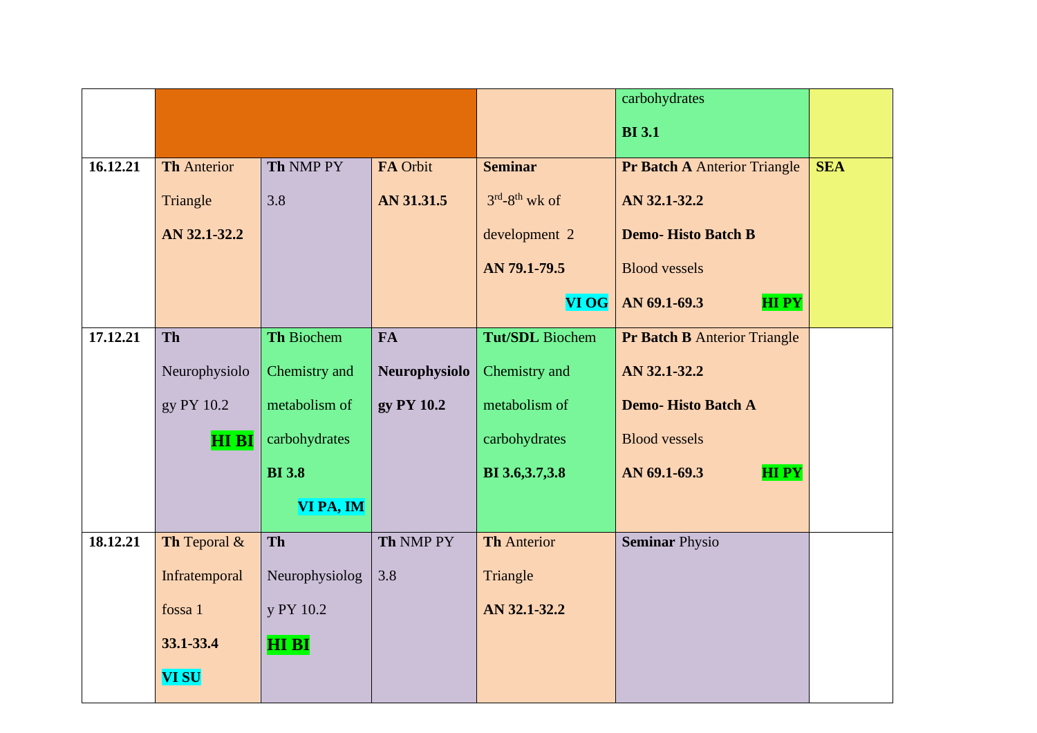| | | | | | | |
|---|---|---|---|---|---|---|
| | | | | | carbohydrates **BI 3.1** | |
| **16.12.21** | **Th** Anterior Triangle **AN 32.1-32.2** | **Th** NMP PY 3.8 | **FA** Orbit **AN 31.31.5** | **Seminar** 3rd-8th wk of development 2 **AN 79.1-79.5** **VI OG** | **Pr Batch A** Anterior Triangle **AN 32.1-32.2** **Demo- Histo Batch B** Blood vessels **AN 69.1-69.3** **HI PY** | **SEA** |
| **17.12.21** | **Th** Neurophysiology PY 10.2 **HI BI** | **Th** Biochem Chemistry and metabolism of carbohydrates **BI 3.8** **VI PA, IM** | **FA** **Neurophysiology PY 10.2** | **Tut/SDL** Biochem Chemistry and metabolism of carbohydrates **BI 3.6,3.7,3.8** | **Pr Batch B** Anterior Triangle **AN 32.1-32.2** **Demo- Histo Batch A** Blood vessels **AN 69.1-69.3** **HI PY** | |
| **18.12.21** | **Th** Teporal & Infratemporal fossa 1 **33.1-33.4** **VI SU** | **Th** Neurophysiology PY 10.2 **HI BI** | **Th** NMP PY 3.8 | **Th** Anterior Triangle **AN 32.1-32.2** | **Seminar** Physio | |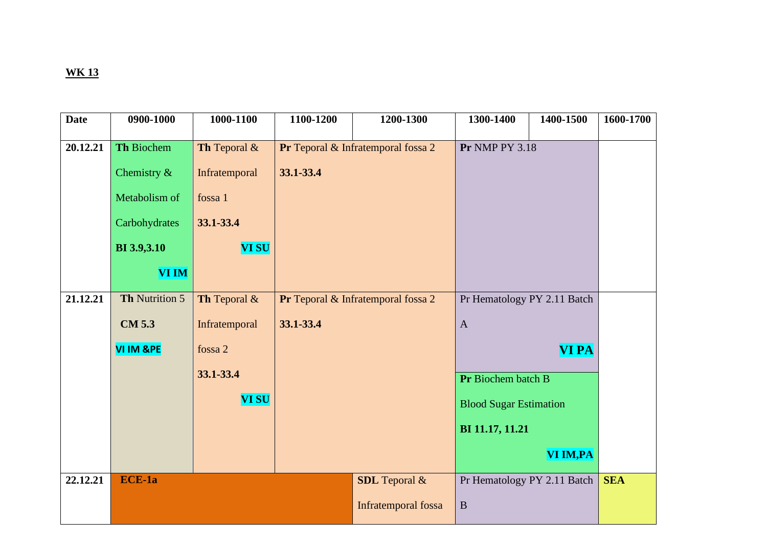**WK 13**

| Date | 0900-1000 | 1000-1100 | 1100-1200 | 1200-1300 | 1300-1400 | 1400-1500 | 1600-1700 |
|---|---|---|---|---|---|---|---|
| **20.12.21** | **Th** Biochem Chemistry & Metabolism of Carbohydrates **BI 3.9,3.10** **VI IM** | **Th** Teporal & Infratemporal fossa 1 **33.1-33.4** **VI SU** | **Pr** Teporal & Infratemporal fossa 2 **33.1-33.4** | | **Pr** NMP PY 3.18 | | |
| **21.12.21** | **Th** Nutrition 5 **CM 5.3** **VI IM &PE** | **Th** Teporal & Infratemporal fossa 2 **33.1-33.4** **VI SU** | **Pr** Teporal & Infratemporal fossa 2 **33.1-33.4** | | Pr Hematology PY 2.11 Batch A **VI PA** / **Pr** Biochem batch B Blood Sugar Estimation **BI 11.17, 11.21** **VI IM,PA** | | |
| **22.12.21** | **ECE-1a** | | | **SDL** Teporal & Infratemporal fossa | Pr Hematology PY 2.11 Batch B | | **SEA** |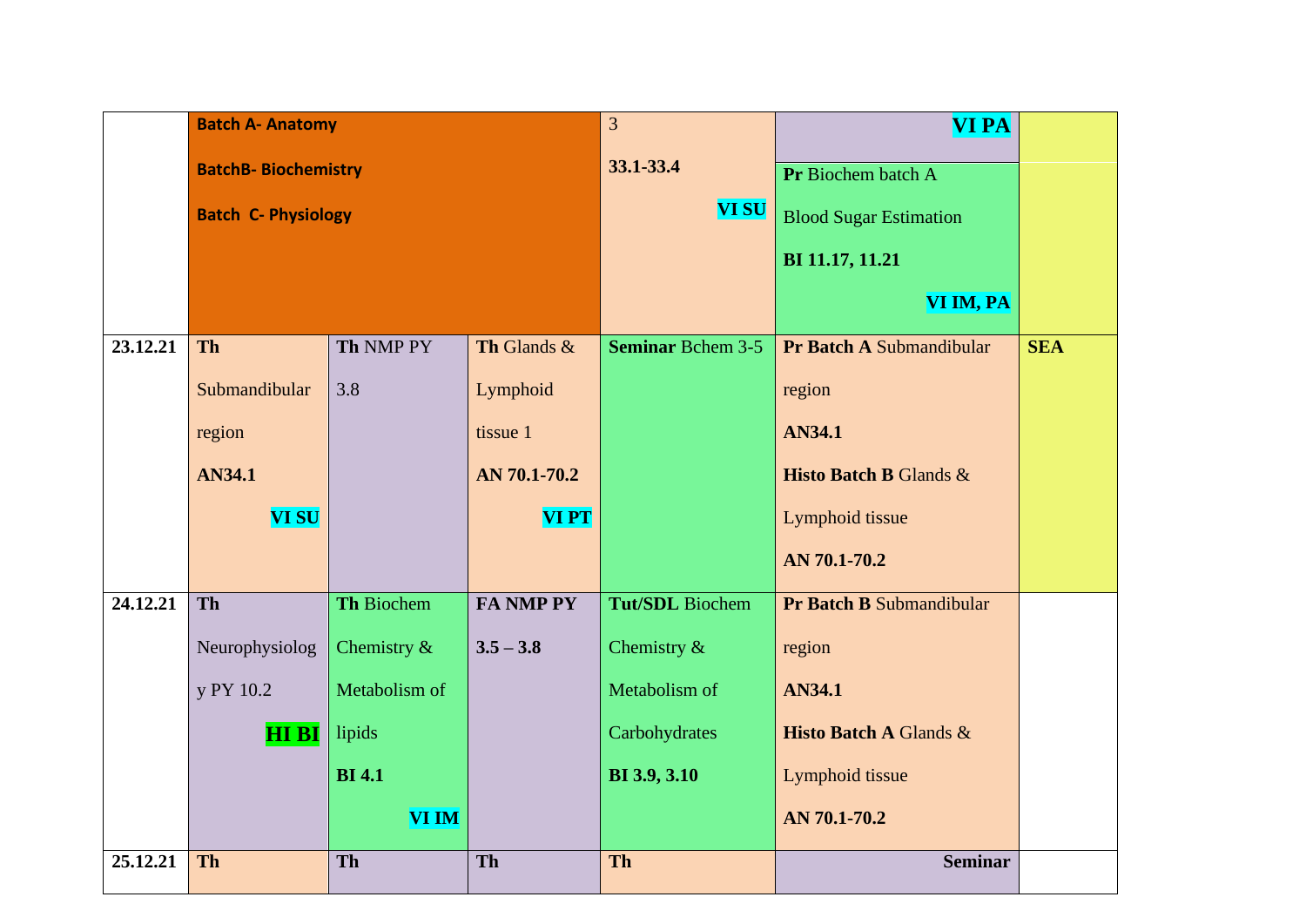| | | | | | | |
|---|---|---|---|---|---|---|
| | **Batch A- Anatomy** **BatchB- Biochemistry** **Batch C- Physiology** | | | 3 **33.1-33.4** **VI SU** | **VI PA** **Pr** Biochem batch A Blood Sugar Estimation **BI 11.17, 11.21** **VI IM, PA** | |
| **23.12.21** | **Th** Submandibular region **AN34.1** **VI SU** | **Th** NMP PY 3.8 | **Th** Glands & Lymphoid tissue 1 **AN 70.1-70.2** **VI PT** | **Seminar** Bchem 3-5 | **Pr Batch A** Submandibular region **AN34.1** **Histo Batch B** Glands & Lymphoid tissue **AN 70.1-70.2** | **SEA** |
| **24.12.21** | **Th** Neurophysiology PY 10.2 **HI BI** | **Th** Biochem Chemistry & Metabolism of lipids **BI 4.1** **VI IM** | **FA NMP PY 3.5 – 3.8** | **Tut/SDL** Biochem Chemistry & Metabolism of Carbohydrates **BI 3.9, 3.10** | **Pr Batch B** Submandibular region **AN34.1** **Histo Batch A** Glands & Lymphoid tissue **AN 70.1-70.2** | |
| **25.12.21** | **Th** | **Th** | **Th** | **Th** | **Seminar** | |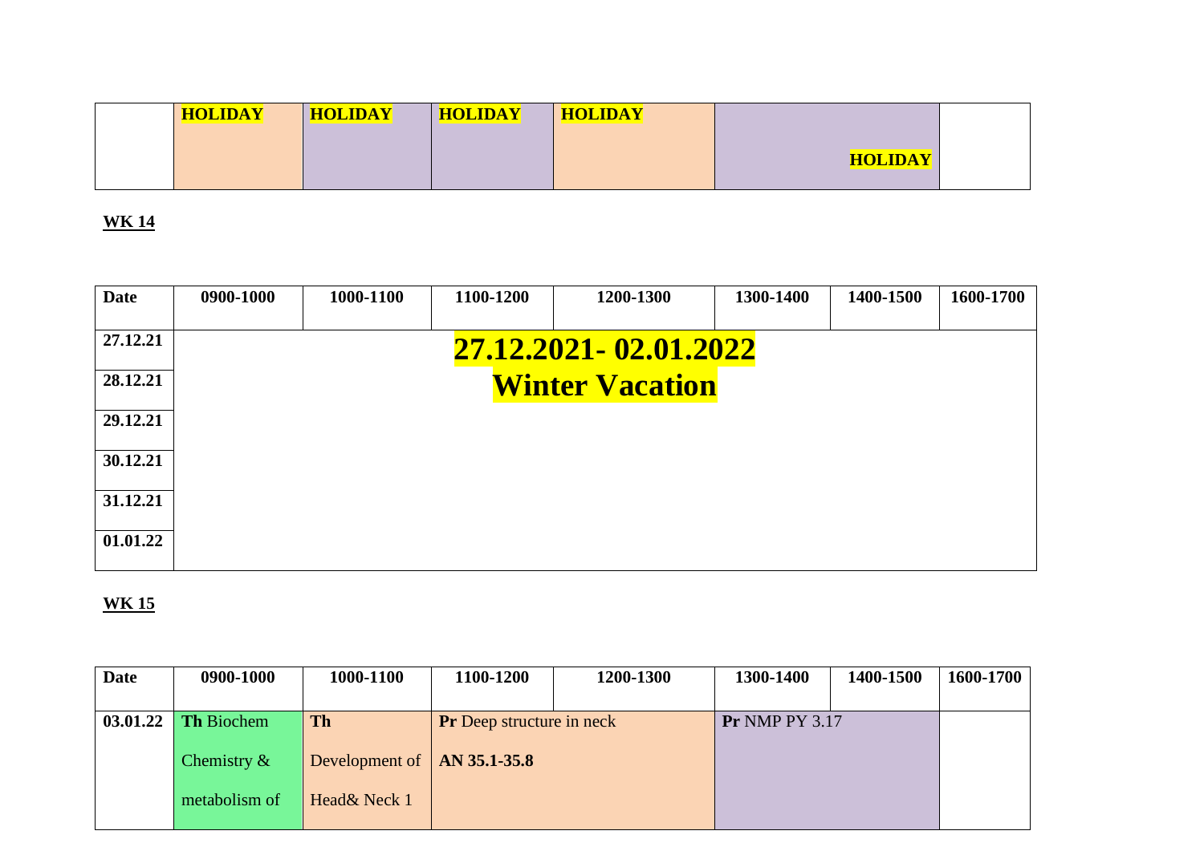|  | HOLIDAY | HOLIDAY | HOLIDAY | HOLIDAY | HOLIDAY | | |
|---|---|---|---|---|---|---|---|

**WK 14**

| Date | 0900-1000 | 1000-1100 | 1100-1200 | 1200-1300 | 1300-1400 | 1400-1500 | 1600-1700 |
|---|---|---|---|---|---|---|---|
| 27.12.21 | **27.12.2021- 02.01.2022 Winter Vacation** | | | | | | |
| 28.12.21 | | | | | | | |
| 29.12.21 | | | | | | | |
| 30.12.21 | | | | | | | |
| 31.12.21 | | | | | | | |
| 01.01.22 | | | | | | | |

**WK 15**

| Date | 0900-1000 | 1000-1100 | 1100-1200 | 1200-1300 | 1300-1400 | 1400-1500 | 1600-1700 |
|---|---|---|---|---|---|---|---|
| 03.01.22 | **Th** Biochem Chemistry & metabolism of | **Th** Development of Head& Neck 1 | **Pr** Deep structure in neck **AN 35.1-35.8** | | **Pr** NMP PY 3.17 | | |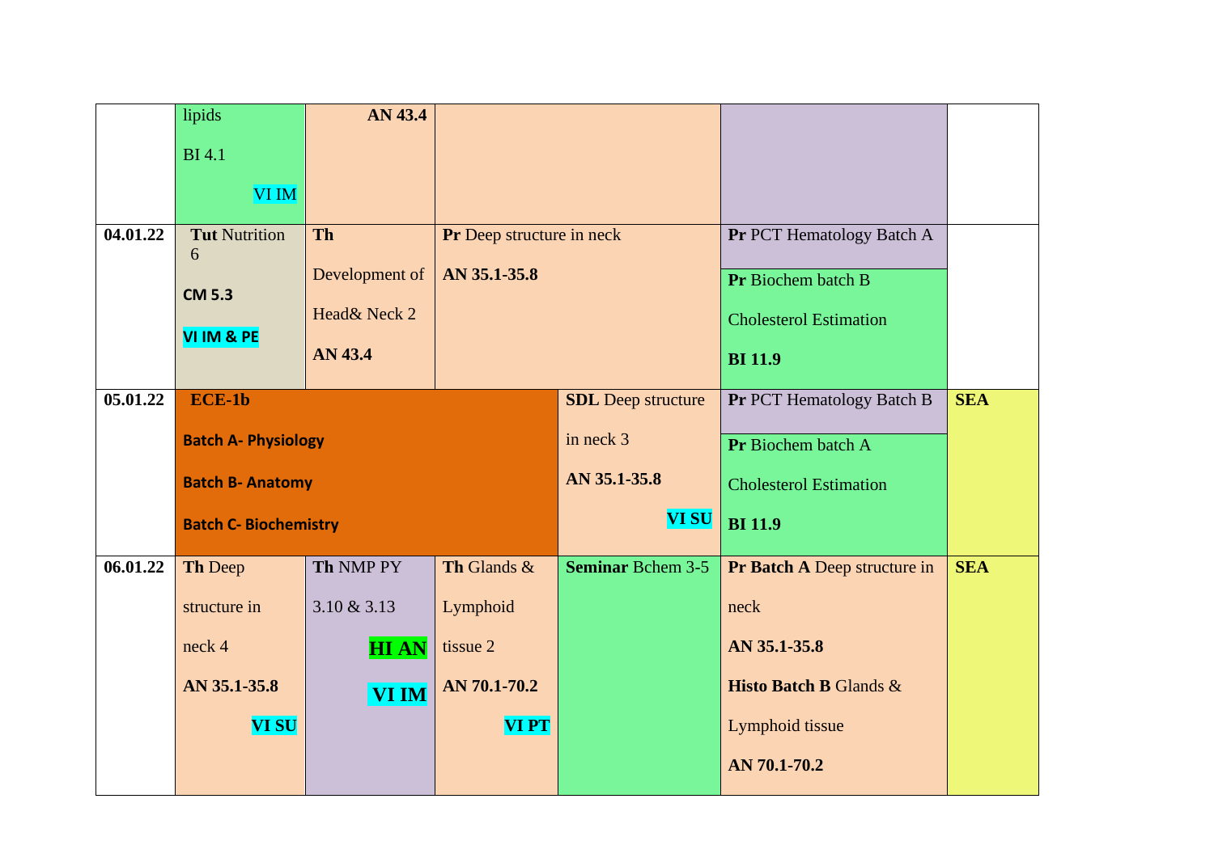| | | | | | | |
|---|---|---|---|---|---|---|
| | lipids<br>BI 4.1<br>VI IM | AN 43.4 | | | | |
| **04.01.22** | **Tut** Nutrition 6<br>**CM 5.3**<br>**VI IM & PE** | **Th**<br>Development of Head& Neck 2<br>**AN 43.4** | **Pr** Deep structure in neck<br>**AN 35.1-35.8** | | **Pr** PCT Hematology Batch A<br>**Pr** Biochem batch B<br>Cholesterol Estimation<br>**BI 11.9** | |
| **05.01.22** | **ECE-1b**<br>**Batch A- Physiology**<br>**Batch B- Anatomy**<br>**Batch C- Biochemistry** | | | **SDL** Deep structure in neck 3<br>**AN 35.1-35.8**<br>**VI SU** | **Pr** PCT Hematology Batch B<br>**Pr** Biochem batch A<br>Cholesterol Estimation<br>**BI 11.9** | **SEA** |
| **06.01.22** | **Th** Deep structure in neck 4<br>**AN 35.1-35.8**<br>**VI SU** | **Th** NMP PY 3.10 & 3.13<br>**HI AN**<br>**VI IM** | **Th** Glands & Lymphoid tissue 2<br>**AN 70.1-70.2**<br>**VI PT** | **Seminar** Bchem 3-5 | **Pr Batch A** Deep structure in neck<br>**AN 35.1-35.8**<br>**Histo Batch B** Glands & Lymphoid tissue<br>**AN 70.1-70.2** | **SEA** |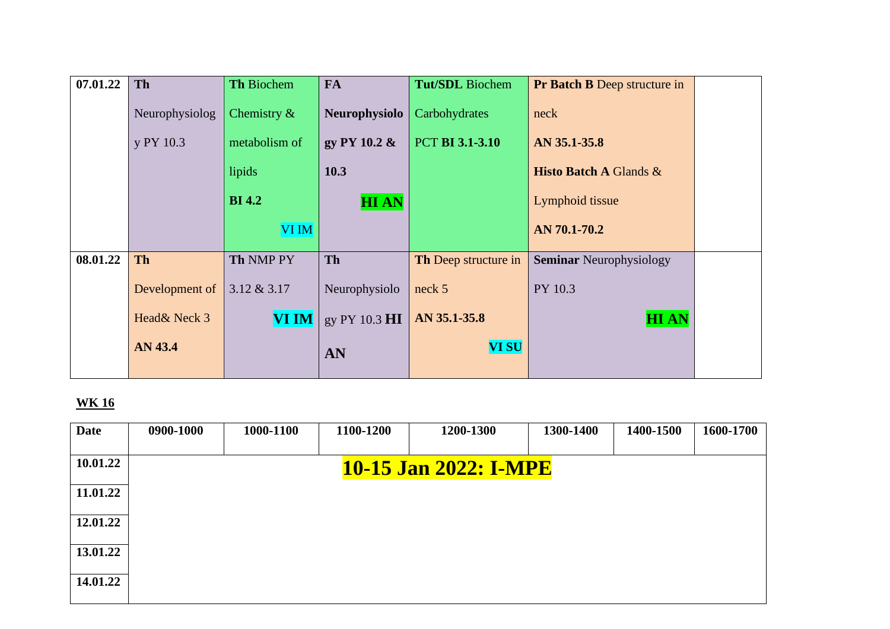| 07.01.22 | **Th** Neurophysiology PY 10.3 | **Th** Biochem Chemistry & metabolism of lipids **BI 4.2** VI IM | **FA Neurophysiology PY 10.2 & 10.3** **HI AN** | **Tut/SDL** Biochem Carbohydrates PCT **BI 3.1-3.10** | **Pr Batch B** Deep structure in neck **AN 35.1-35.8** **Histo Batch A** Glands & Lymphoid tissue **AN 70.1-70.2** | | |
|---|---|---|---|---|---|---|---|
| 08.01.22 | **Th** Development of Head& Neck 3 **AN 43.4** | **Th** NMP PY 3.12 & 3.17 **VI IM** | **Th** Neurophysiology PY 10.3 **HI AN** | **Th** Deep structure in neck 5 **AN 35.1-35.8** **VI SU** | **Seminar** Neurophysiology PY 10.3 **HI AN** | | |

**WK 16**

| Date | 0900-1000 | 1000-1100 | 1100-1200 | 1200-1300 | 1300-1400 | 1400-1500 | 1600-1700 |
|---|---|---|---|---|---|---|---|
| 10.01.22 | **10-15 Jan 2022: I-MPE** | | | | | | |
| 11.01.22 | | | | | | | |
| 12.01.22 | | | | | | | |
| 13.01.22 | | | | | | | |
| 14.01.22 | | | | | | | |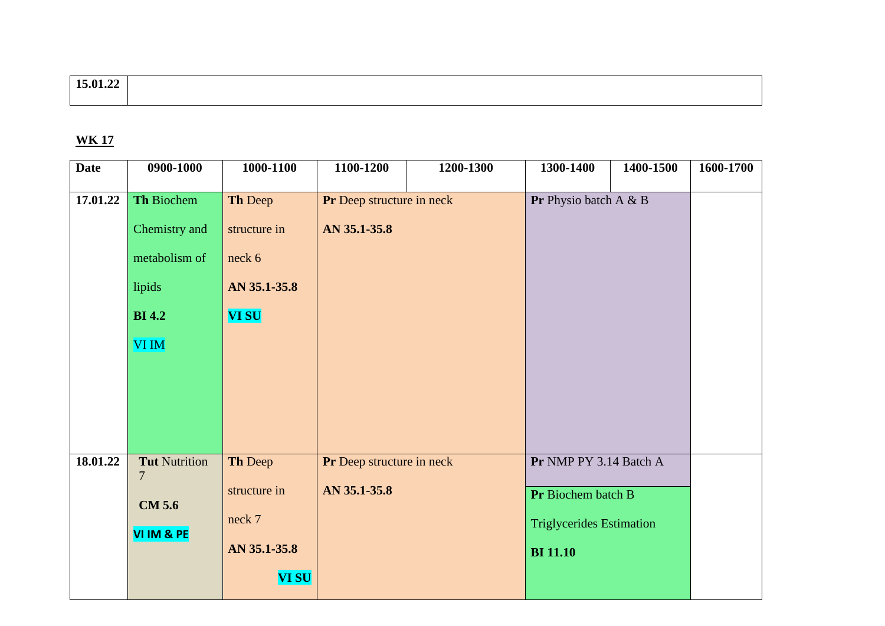| 15.01.22 | |
|---|---|

**WK 17**

| Date | 0900-1000 | 1000-1100 | 1100-1200 | 1200-1300 | 1300-1400 | 1400-1500 | 1600-1700 |
|---|---|---|---|---|---|---|---|
| 17.01.22 | **Th** Biochem Chemistry and metabolism of lipids **BI 4.2** VI IM | **Th** Deep structure in neck 6 **AN 35.1-35.8** **VI SU** | **Pr** Deep structure in neck **AN 35.1-35.8** | | **Pr** Physio batch A & B | | |
| 18.01.22 | **Tut** Nutrition 7 **CM 5.6** **VI IM & PE** | **Th** Deep structure in neck 7 **AN 35.1-35.8** **VI SU** | **Pr** Deep structure in neck **AN 35.1-35.8** | | **Pr** NMP PY 3.14 Batch A / **Pr** Biochem batch B Triglycerides Estimation **BI 11.10** | | |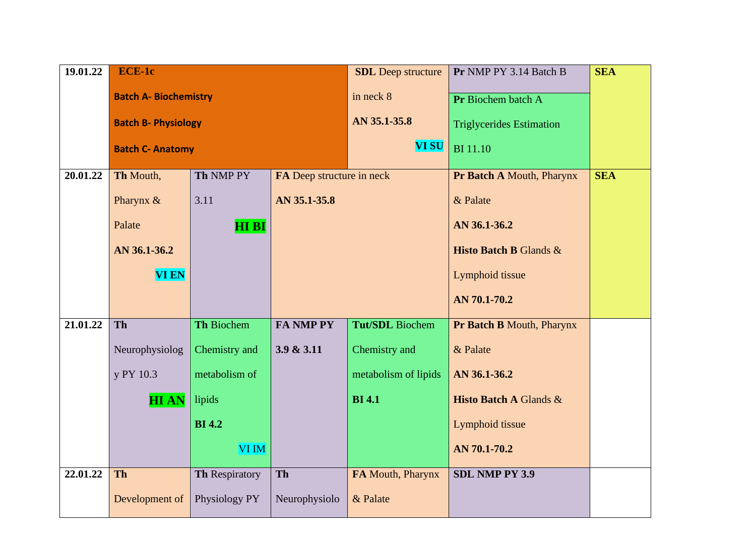| | | | | | | |
|---|---|---|---|---|---|---|
| **19.01.22** | **ECE-1c** **Batch A- Biochemistry** **Batch B- Physiology** **Batch C- Anatomy** | | | **SDL** Deep structure in neck 8 **AN 35.1-35.8** **VI SU** | **Pr** NMP PY 3.14 Batch B<br>**Pr** Biochem batch A Triglycerides Estimation BI 11.10 | **SEA** |
| **20.01.22** | **Th** Mouth, Pharynx & Palate **AN 36.1-36.2** **VI EN** | **Th** NMP PY 3.11 **HI BI** | **FA** Deep structure in neck **AN 35.1-35.8** | | **Pr Batch A** Mouth, Pharynx & Palate **AN 36.1-36.2**<br>**Histo Batch B** Glands & Lymphoid tissue **AN 70.1-70.2** | **SEA** |
| **21.01.22** | **Th** Neurophysiology PY 10.3 **HI AN** | **Th** Biochem Chemistry and metabolism of lipids **BI 4.2** VI IM | **FA NMP PY 3.9 & 3.11** | **Tut/SDL** Biochem Chemistry and metabolism of lipids **BI 4.1** | **Pr Batch B** Mouth, Pharynx & Palate **AN 36.1-36.2**<br>**Histo Batch A** Glands & Lymphoid tissue **AN 70.1-70.2** | |
| **22.01.22** | **Th** Development of | **Th** Respiratory Physiology PY | **Th** Neurophysiolo | **FA** Mouth, Pharynx & Palate | **SDL NMP PY 3.9** | |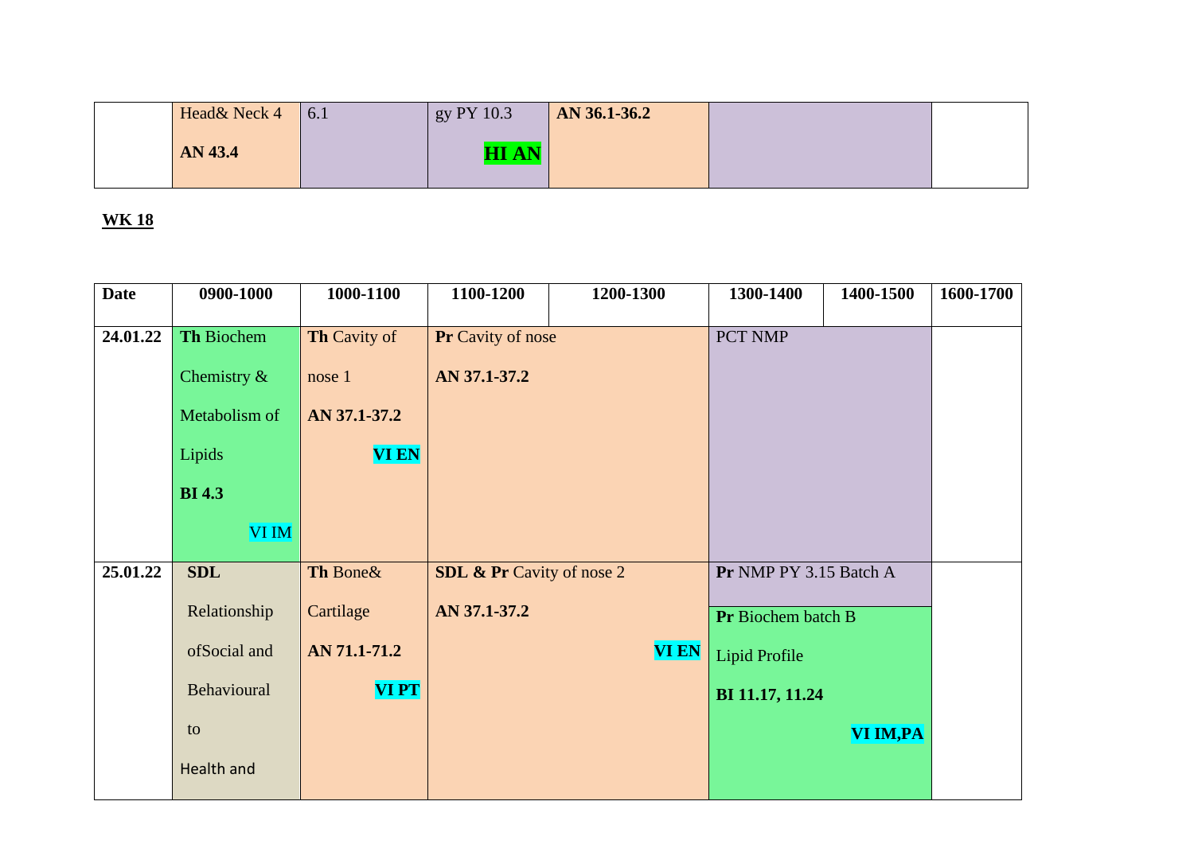| | Head& Neck 4 **AN 43.4** | 6.1 | gy PY 10.3 **HI AN** | **AN 36.1-36.2** | | | |
|---|---|---|---|---|---|---|---|

**WK 18**

| Date | 0900-1000 | 1000-1100 | 1100-1200 | 1200-1300 | 1300-1400 | 1400-1500 | 1600-1700 |
|---|---|---|---|---|---|---|---|
| **24.01.22** | **Th** Biochem Chemistry & Metabolism of Lipids **BI 4.3** VI IM | **Th** Cavity of nose 1 **AN 37.1-37.2** **VI EN** | **Pr** Cavity of nose **AN 37.1-37.2** | | PCT NMP | | |
| **25.01.22** | **SDL** Relationship ofSocial and Behavioural to Health and | **Th** Bone& Cartilage **AN 71.1-71.2** **VI PT** | **SDL & Pr** Cavity of nose 2 **AN 37.1-37.2** **VI EN** | | **Pr** NMP PY 3.15 Batch A / **Pr** Biochem batch B Lipid Profile **BI 11.17, 11.24** **VI IM,PA** | | |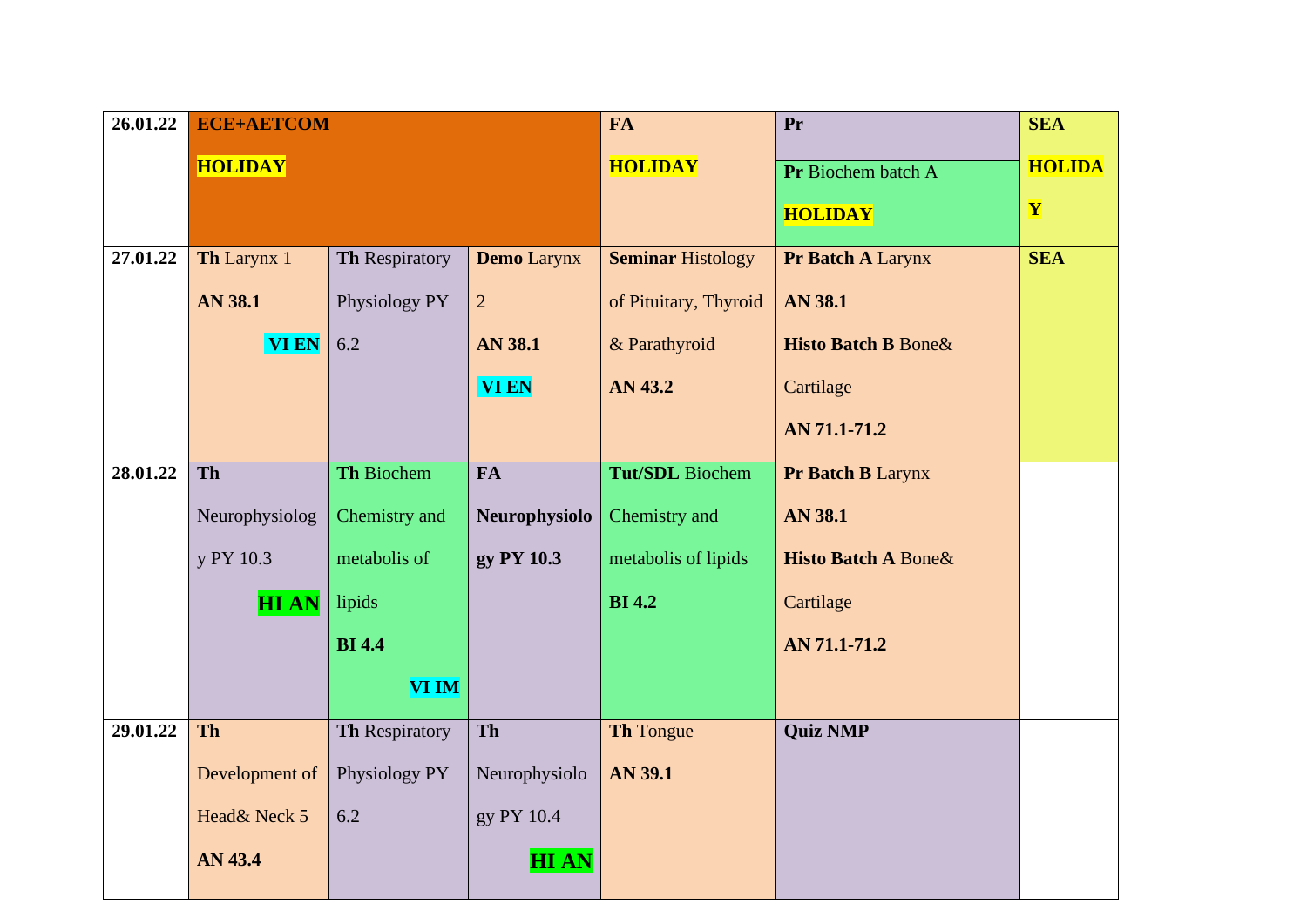| 26.01.22 | **ECE+AETCOM** **HOLIDAY** | | | **FA** **HOLIDAY** | **Pr** / **Pr** Biochem batch A **HOLIDAY** | **SEA** **HOLIDAY** |
|---|---|---|---|---|---|---|
| 27.01.22 | **Th** Larynx 1 **AN 38.1** **VI EN** | **Th** Respiratory Physiology PY 6.2 | **Demo** Larynx 2 **AN 38.1** **VI EN** | **Seminar** Histology of Pituitary, Thyroid & Parathyroid **AN 43.2** | **Pr Batch A** Larynx **AN 38.1** **Histo Batch B** Bone& Cartilage **AN 71.1-71.2** | **SEA** |
| 28.01.22 | **Th** Neurophysiology PY 10.3 **HI AN** | **Th** Biochem Chemistry and metabolis of lipids **BI 4.4** **VI IM** | **FA** **Neurophysiology PY 10.3** | **Tut/SDL** Biochem Chemistry and metabolis of lipids **BI 4.2** | **Pr Batch B** Larynx **AN 38.1** **Histo Batch A** Bone& Cartilage **AN 71.1-71.2** | |
| 29.01.22 | **Th** Development of Head& Neck 5 **AN 43.4** | **Th** Respiratory Physiology PY 6.2 | **Th** Neurophysiology PY 10.4 **HI AN** | **Th** Tongue **AN 39.1** | **Quiz NMP** | |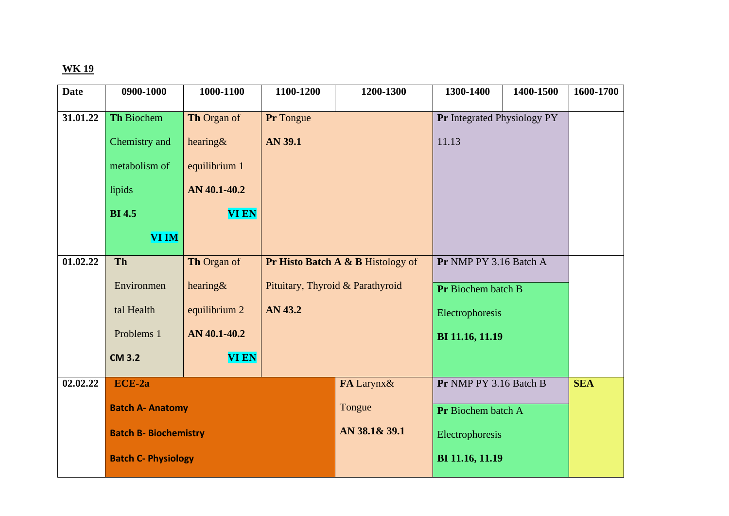**WK 19**

| Date | 0900-1000 | 1000-1100 | 1100-1200 | 1200-1300 | 1300-1400 | 1400-1500 | 1600-1700 |
|---|---|---|---|---|---|---|---|
| 31.01.22 | **Th** Biochem Chemistry and metabolism of lipids **BI 4.5** **VI IM** | **Th** Organ of hearing& equilibrium 1 **AN 40.1-40.2** **VI EN** | **Pr** Tongue **AN 39.1** | | **Pr** Integrated Physiology PY 11.13 | | |
| 01.02.22 | **Th** Environmental Health Problems 1 **CM 3.2** | **Th** Organ of hearing& equilibrium 2 **AN 40.1-40.2** **VI EN** | **Pr Histo Batch A & B** Histology of Pituitary, Thyroid & Parathyroid **AN 43.2** | | **Pr** NMP PY 3.16 Batch A<br>**Pr** Biochem batch B Electrophoresis **BI 11.16, 11.19** | | |
| 02.02.22 | **ECE-2a** **Batch A- Anatomy** **Batch B- Biochemistry** **Batch C- Physiology** | | | **FA** Larynx& Tongue **AN 38.1& 39.1** | **Pr** NMP PY 3.16 Batch B<br>**Pr** Biochem batch A Electrophoresis **BI 11.16, 11.19** | | **SEA** |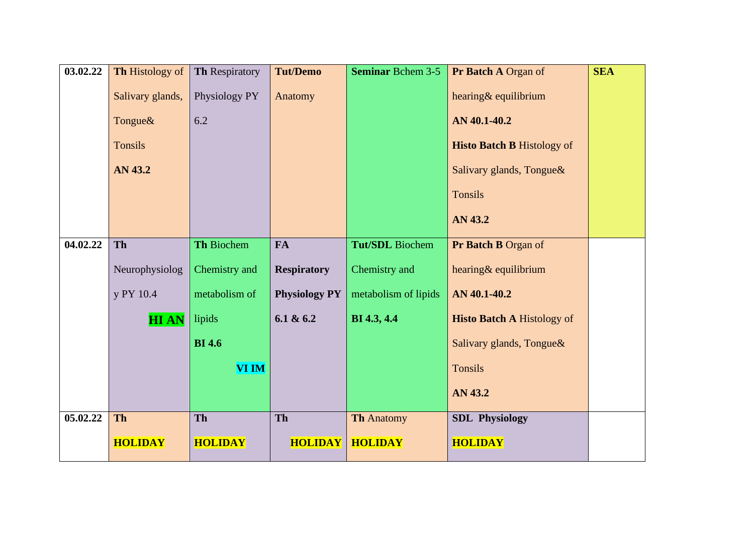| 03.02.22 | **Th** Histology of Salivary glands, Tongue& Tonsils **AN 43.2** | **Th** Respiratory Physiology PY 6.2 | **Tut/Demo** Anatomy | **Seminar** Bchem 3-5 | **Pr Batch A** Organ of hearing& equilibrium **AN 40.1-40.2** **Histo Batch B** Histology of Salivary glands, Tongue& Tonsils **AN 43.2** | **SEA** |
|---|---|---|---|---|---|---|
| 04.02.22 | **Th** Neurophysiology PY 10.4 **HI AN** | **Th** Biochem Chemistry and metabolism of lipids **BI 4.6** **VI IM** | **FA Respiratory Physiology PY 6.1 & 6.2** | **Tut/SDL** Biochem Chemistry and metabolism of lipids **BI 4.3, 4.4** | **Pr Batch B** Organ of hearing& equilibrium **AN 40.1-40.2** **Histo Batch A** Histology of Salivary glands, Tongue& Tonsils **AN 43.2** | |
| 05.02.22 | **Th HOLIDAY** | **Th HOLIDAY** | **Th HOLIDAY** | **Th** Anatomy **HOLIDAY** | **SDL Physiology HOLIDAY** | |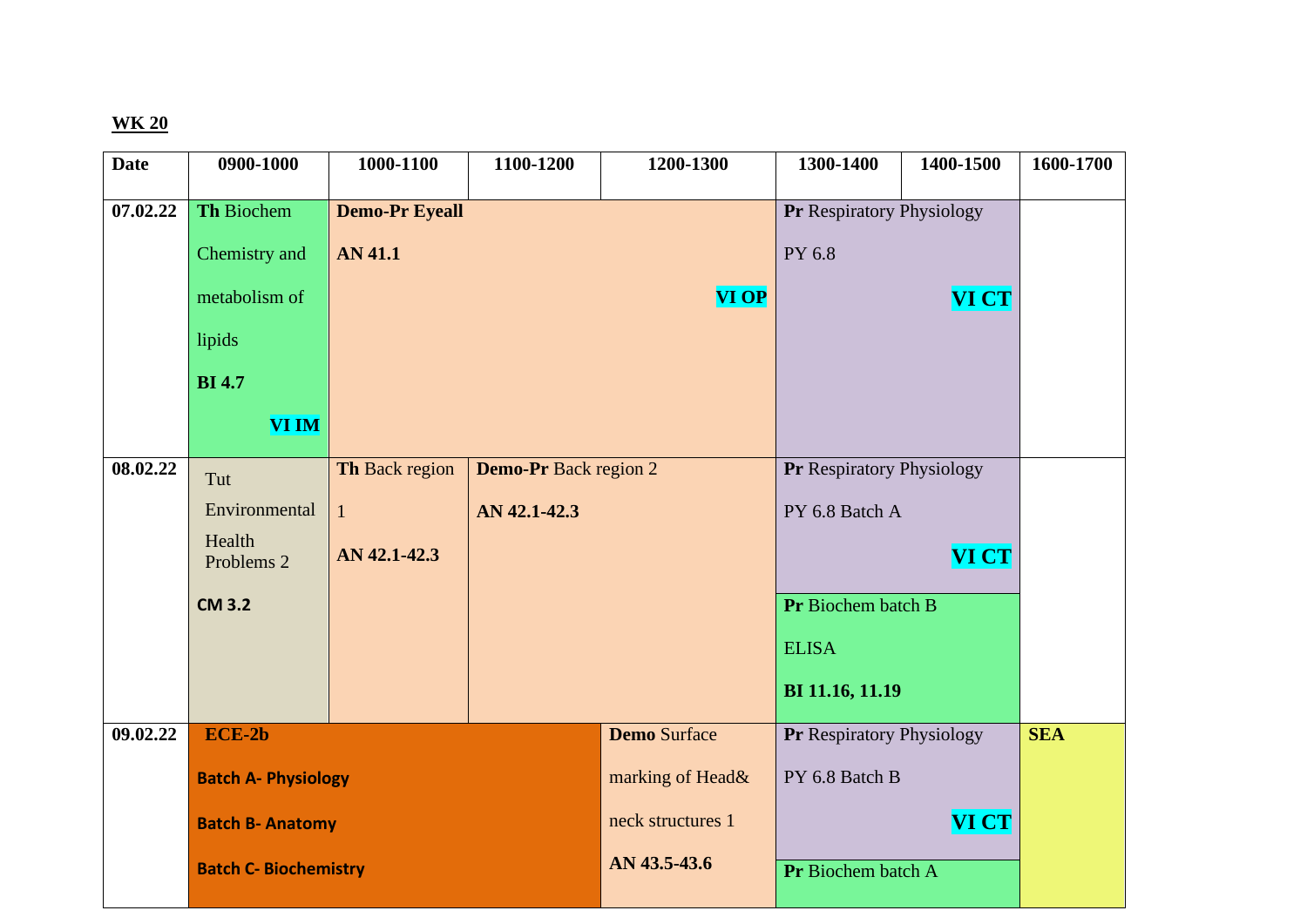**WK 20**

| Date | 0900-1000 | 1000-1100 | 1100-1200 | 1200-1300 | 1300-1400 | 1400-1500 | 1600-1700 |
|---|---|---|---|---|---|---|---|
| 07.02.22 | **Th** Biochem Chemistry and metabolism of lipids **BI 4.7** **VI IM** | **Demo-Pr Eyeall** **AN 41.1** **VI OP** | | | **Pr** Respiratory Physiology PY 6.8 **VI CT** | | |
| 08.02.22 | Tut Environmental Health Problems 2 **CM 3.2** | **Th** Back region 1 **AN 42.1-42.3** | **Demo-Pr** Back region 2 **AN 42.1-42.3** | | **Pr** Respiratory Physiology PY 6.8 Batch A **VI CT** / **Pr** Biochem batch B ELISA **BI 11.16, 11.19** | | |
| 09.02.22 | **ECE-2b** **Batch A- Physiology** **Batch B- Anatomy** **Batch C- Biochemistry** | | | **Demo** Surface marking of Head& neck structures 1 **AN 43.5-43.6** | **Pr** Respiratory Physiology PY 6.8 Batch B **VI CT** / **Pr** Biochem batch A | | **SEA** |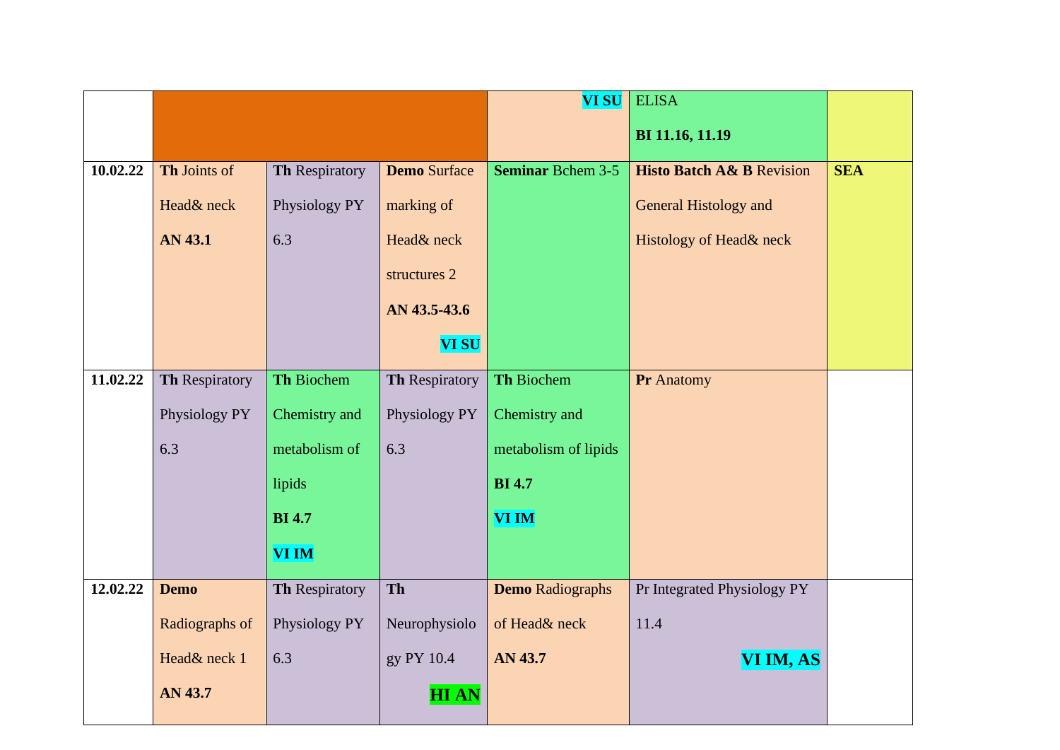| | | | | | | |
|---|---|---|---|---|---|---|
| | | | | **VI SU** | ELISA **BI 11.16, 11.19** | |
| **10.02.22** | **Th** Joints of Head& neck **AN 43.1** | **Th** Respiratory Physiology PY 6.3 | **Demo** Surface marking of Head& neck structures 2 **AN 43.5-43.6** **VI SU** | **Seminar** Bchem 3-5 | **Histo Batch A& B** Revision General Histology and Histology of Head& neck | **SEA** |
| **11.02.22** | **Th** Respiratory Physiology PY 6.3 | **Th** Biochem Chemistry and metabolism of lipids **BI 4.7** **VI IM** | **Th** Respiratory Physiology PY 6.3 | **Th** Biochem Chemistry and metabolism of lipids **BI 4.7** **VI IM** | **Pr** Anatomy | |
| **12.02.22** | **Demo** Radiographs of Head& neck 1 **AN 43.7** | **Th** Respiratory Physiology PY 6.3 | **Th** Neurophysiology PY 10.4 **HI AN** | **Demo** Radiographs of Head& neck **AN 43.7** | Pr Integrated Physiology PY 11.4 **VI IM, AS** | |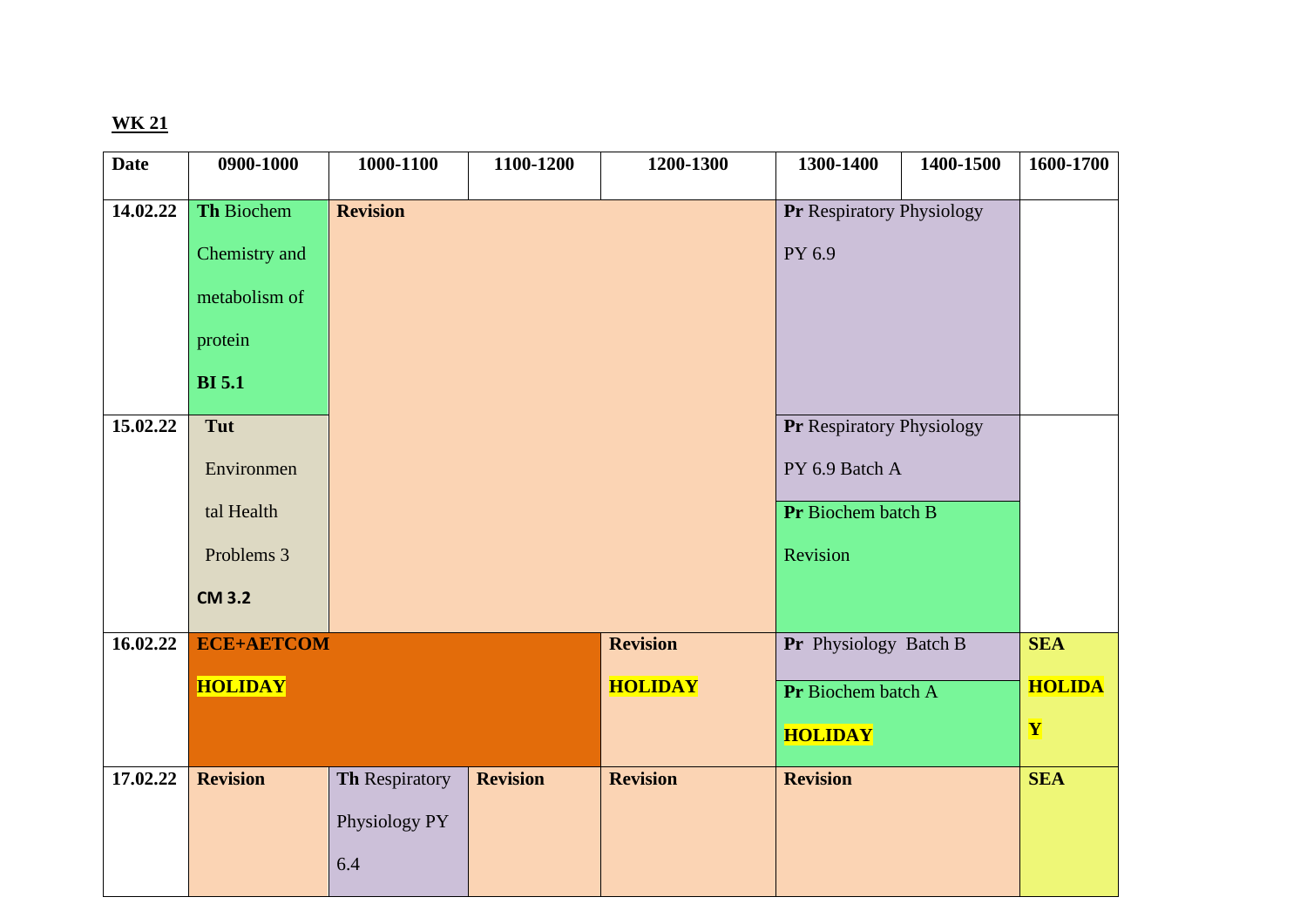**WK 21**

| Date | 0900-1000 | 1000-1100 | 1100-1200 | 1200-1300 | 1300-1400 | 1400-1500 | 1600-1700 |
|---|---|---|---|---|---|---|---|
| 14.02.22 | **Th** Biochem Chemistry and metabolism of protein **BI 5.1** | **Revision** | | | **Pr** Respiratory Physiology PY 6.9 | | |
| 15.02.22 | **Tut** Environmental Health Problems 3 **CM 3.2** | | | | **Pr** Respiratory Physiology PY 6.9 Batch A<br>**Pr** Biochem batch B Revision | | |
| 16.02.22 | **ECE+AETCOM** **HOLIDAY** | | | **Revision** **HOLIDAY** | **Pr** Physiology Batch B<br>**Pr** Biochem batch A **HOLIDAY** | | **SEA** **HOLIDAY** |
| 17.02.22 | **Revision** | **Th** Respiratory Physiology PY 6.4 | **Revision** | **Revision** | **Revision** | | **SEA** |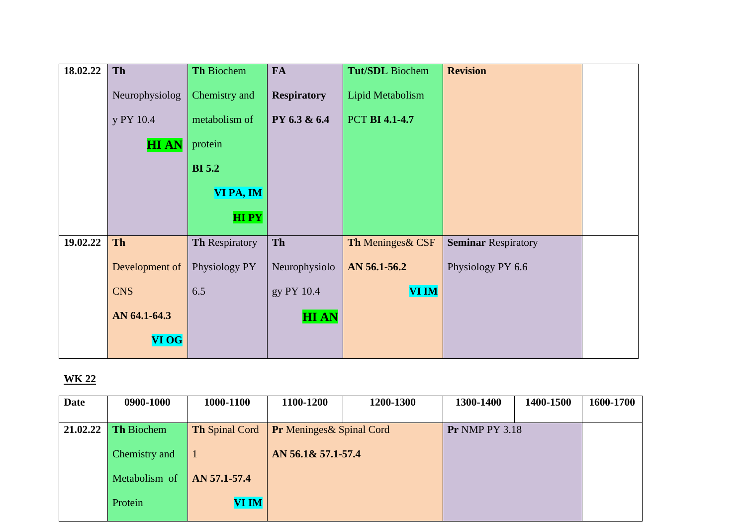| 18.02.22 | **Th** Neurophysiology PY 10.4 **HI AN** | **Th** Biochem Chemistry and metabolism of protein **BI 5.2** **VI PA, IM** **HI PY** | **FA Respiratory PY 6.3 & 6.4** | **Tut/SDL** Biochem Lipid Metabolism PCT **BI 4.1-4.7** | **Revision** | | |
|---|---|---|---|---|---|---|---|
| 19.02.22 | **Th** Development of CNS **AN 64.1-64.3** **VI OG** | **Th** Respiratory Physiology PY 6.5 | **Th** Neurophysiology PY 10.4 **HI AN** | **Th** Meninges& CSF **AN 56.1-56.2** **VI IM** | **Seminar** Respiratory Physiology PY 6.6 | | |

**WK 22**

| Date | 0900-1000 | 1000-1100 | 1100-1200 | 1200-1300 | 1300-1400 | 1400-1500 | 1600-1700 |
|---|---|---|---|---|---|---|---|
| 21.02.22 | **Th** Biochem Chemistry and Metabolism of Protein | **Th** Spinal Cord 1 **AN 57.1-57.4** **VI IM** | **Pr** Meninges& Spinal Cord **AN 56.1& 57.1-57.4** | | **Pr** NMP PY 3.18 | | |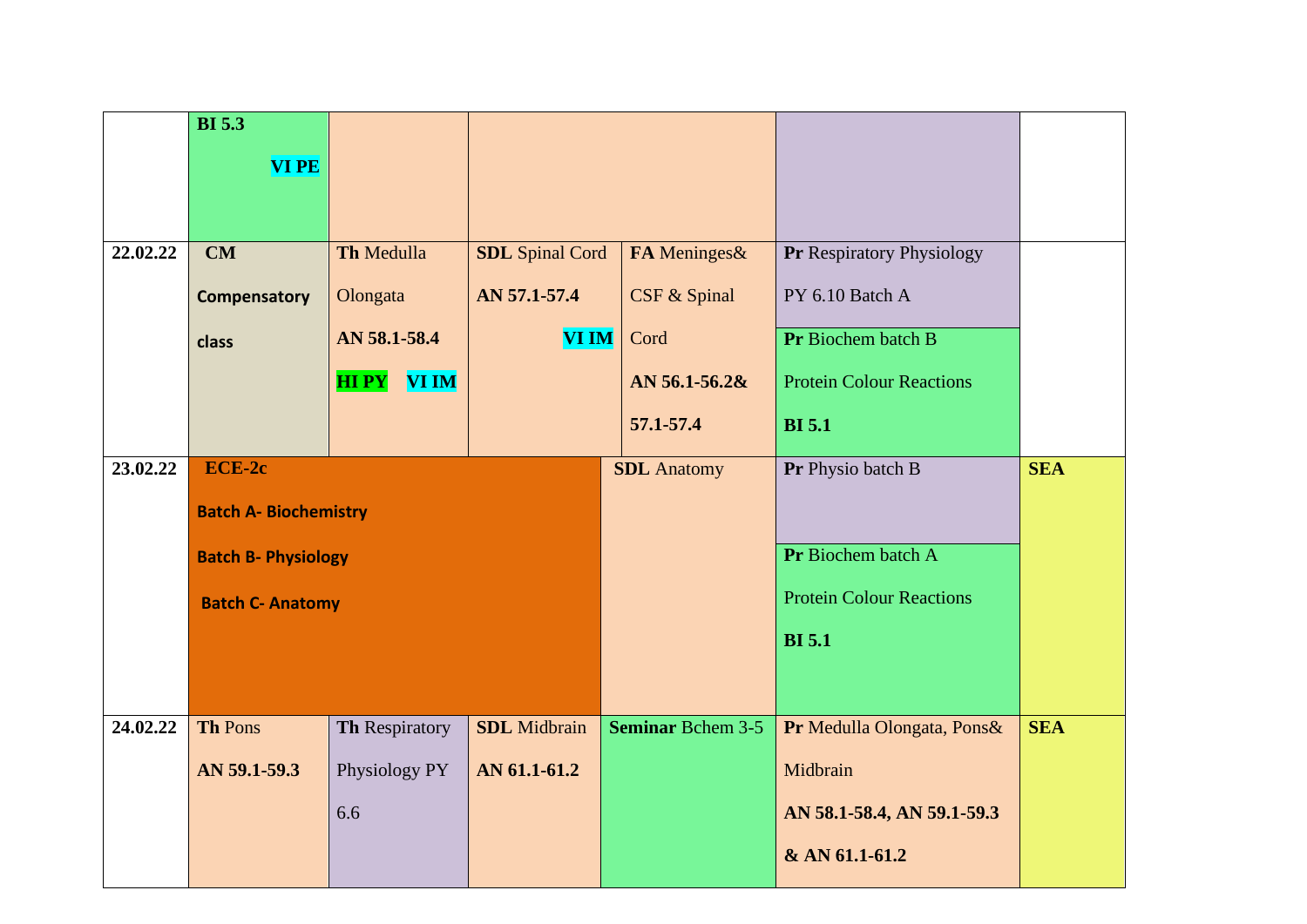| | | | | | | |
|---|---|---|---|---|---|---|
| | **BI 5.3** **VI PE** | | | | | |
| **22.02.22** | **CM** **Compensatory class** | **Th** Medulla Olongata **AN 58.1-58.4** **HI PY** **VI IM** | **SDL** Spinal Cord **AN 57.1-57.4** **VI IM** | **FA** Meninges& CSF & Spinal Cord **AN 56.1-56.2& 57.1-57.4** | **Pr** Respiratory Physiology PY 6.10 Batch A / **Pr** Biochem batch B Protein Colour Reactions **BI 5.1** | |
| **23.02.22** | **ECE-2c** **Batch A- Biochemistry** **Batch B- Physiology** **Batch C- Anatomy** | | | **SDL** Anatomy | **Pr** Physio batch B / **Pr** Biochem batch A Protein Colour Reactions **BI 5.1** | **SEA** |
| **24.02.22** | **Th** Pons **AN 59.1-59.3** | **Th** Respiratory Physiology PY 6.6 | **SDL** Midbrain **AN 61.1-61.2** | **Seminar** Bchem 3-5 | **Pr** Medulla Olongata, Pons& Midbrain **AN 58.1-58.4, AN 59.1-59.3 & AN 61.1-61.2** | **SEA** |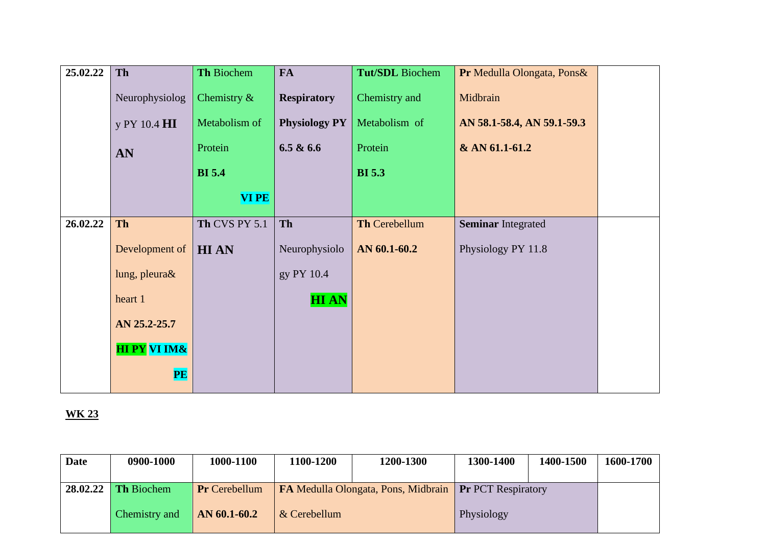| 25.02.22 | **Th** Neurophysiology PY 10.4 **HI AN** | **Th** Biochem Chemistry & Metabolism of Protein **BI 5.4** **VI PE** | **FA Respiratory Physiology PY 6.5 & 6.6** | **Tut/SDL** Biochem Chemistry and Metabolism of Protein **BI 5.3** | **Pr** Medulla Olongata, Pons& Midbrain **AN 58.1-58.4, AN 59.1-59.3 & AN 61.1-61.2** | | |
|---|---|---|---|---|---|---|---|
| 26.02.22 | **Th** Development of lung, pleura& heart 1 **AN 25.2-25.7** **HI PY VI IM& PE** | **Th** CVS PY 5.1 **HI AN** | **Th** Neurophysiology PY 10.4 **HI AN** | **Th** Cerebellum **AN 60.1-60.2** | **Seminar** Integrated Physiology PY 11.8 | | |

**WK 23**

| Date | 0900-1000 | 1000-1100 | 1100-1200 | 1200-1300 | 1300-1400 | 1400-1500 | 1600-1700 |
|---|---|---|---|---|---|---|---|
| 28.02.22 | **Th** Biochem Chemistry and | **Pr** Cerebellum **AN 60.1-60.2** | **FA** Medulla Olongata, Pons, Midbrain & Cerebellum | | **Pr** PCT Respiratory Physiology | | |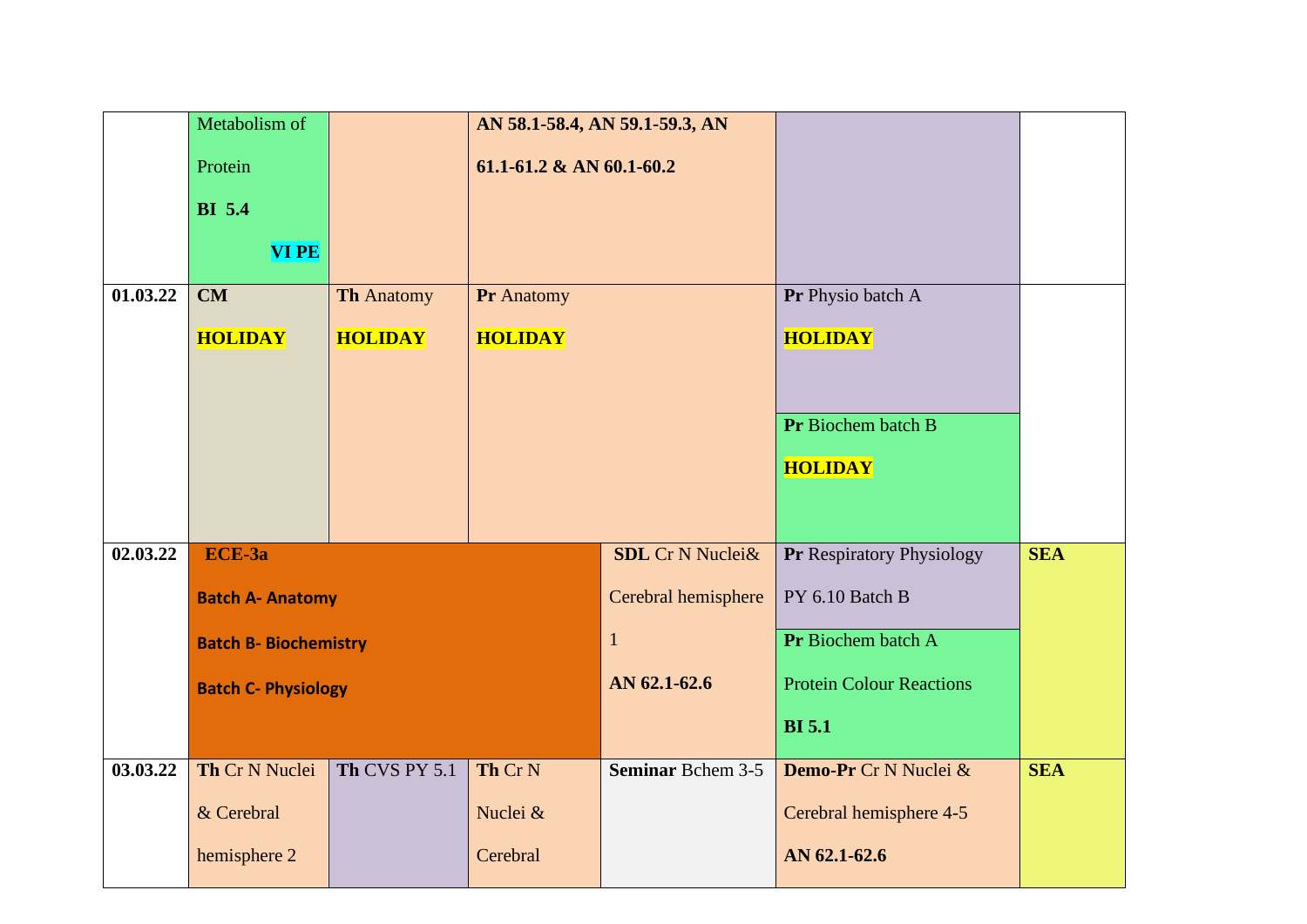|  |  |  |  |  |  |  |
|---|---|---|---|---|---|---|
|  | Metabolism of Protein **BI 5.4** **VI PE** |  | **AN 58.1-58.4, AN 59.1-59.3, AN 61.1-61.2 & AN 60.1-60.2** |  |  |  |
| **01.03.22** | **CM** **HOLIDAY** | **Th** Anatomy **HOLIDAY** | **Pr** Anatomy **HOLIDAY** |  | **Pr** Physio batch A **HOLIDAY**<br>**Pr** Biochem batch B **HOLIDAY** |  |
| **02.03.22** | **ECE-3a** **Batch A- Anatomy** **Batch B- Biochemistry** **Batch C- Physiology** |  |  | **SDL** Cr N Nuclei& Cerebral hemisphere 1 **AN 62.1-62.6** | **Pr** Respiratory Physiology PY 6.10 Batch B<br>**Pr** Biochem batch A Protein Colour Reactions **BI 5.1** | **SEA** |
| **03.03.22** | **Th** Cr N Nuclei & Cerebral hemisphere 2 | **Th** CVS PY 5.1 | **Th** Cr N Nuclei & Cerebral | **Seminar** Bchem 3-5 | **Demo-Pr** Cr N Nuclei & Cerebral hemisphere 4-5 **AN 62.1-62.6** | **SEA** |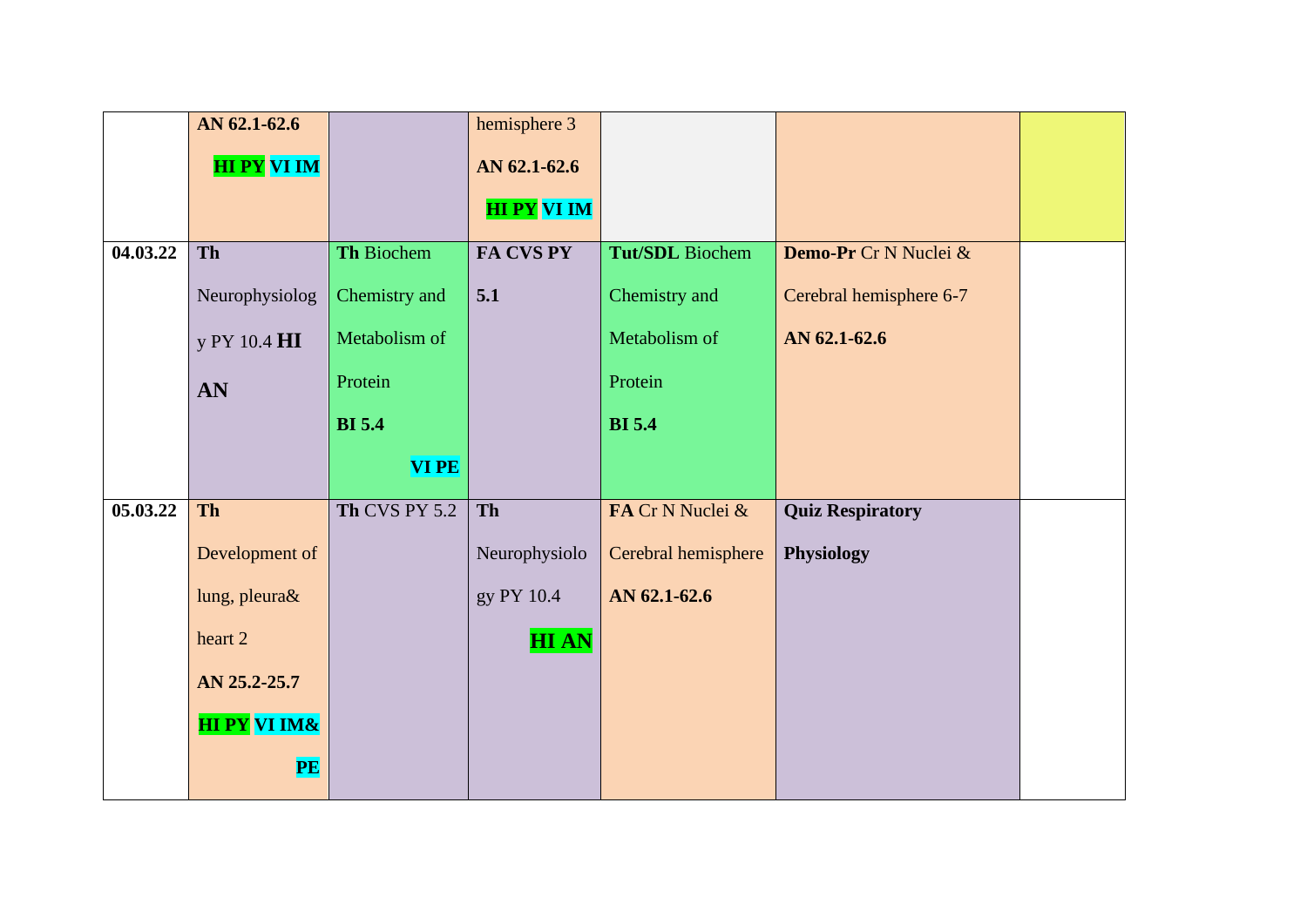| | | | | | | |
|---|---|---|---|---|---|---|
| | **AN 62.1-62.6** **HI PY** **VI IM** | | hemisphere 3 **AN 62.1-62.6** **HI PY** **VI IM** | | | |
| **04.03.22** | **Th** Neurophysiology PY 10.4 **HI AN** | **Th** Biochem Chemistry and Metabolism of Protein **BI 5.4** **VI PE** | **FA CVS PY 5.1** | **Tut/SDL** Biochem Chemistry and Metabolism of Protein **BI 5.4** | **Demo-Pr** Cr N Nuclei & Cerebral hemisphere 6-7 **AN 62.1-62.6** | |
| **05.03.22** | **Th** Development of lung, pleura& heart 2 **AN 25.2-25.7** **HI PY** **VI IM&** **PE** | **Th** CVS PY 5.2 | **Th** Neurophysiology PY 10.4 **HI AN** | **FA** Cr N Nuclei & Cerebral hemisphere **AN 62.1-62.6** | **Quiz Respiratory Physiology** | |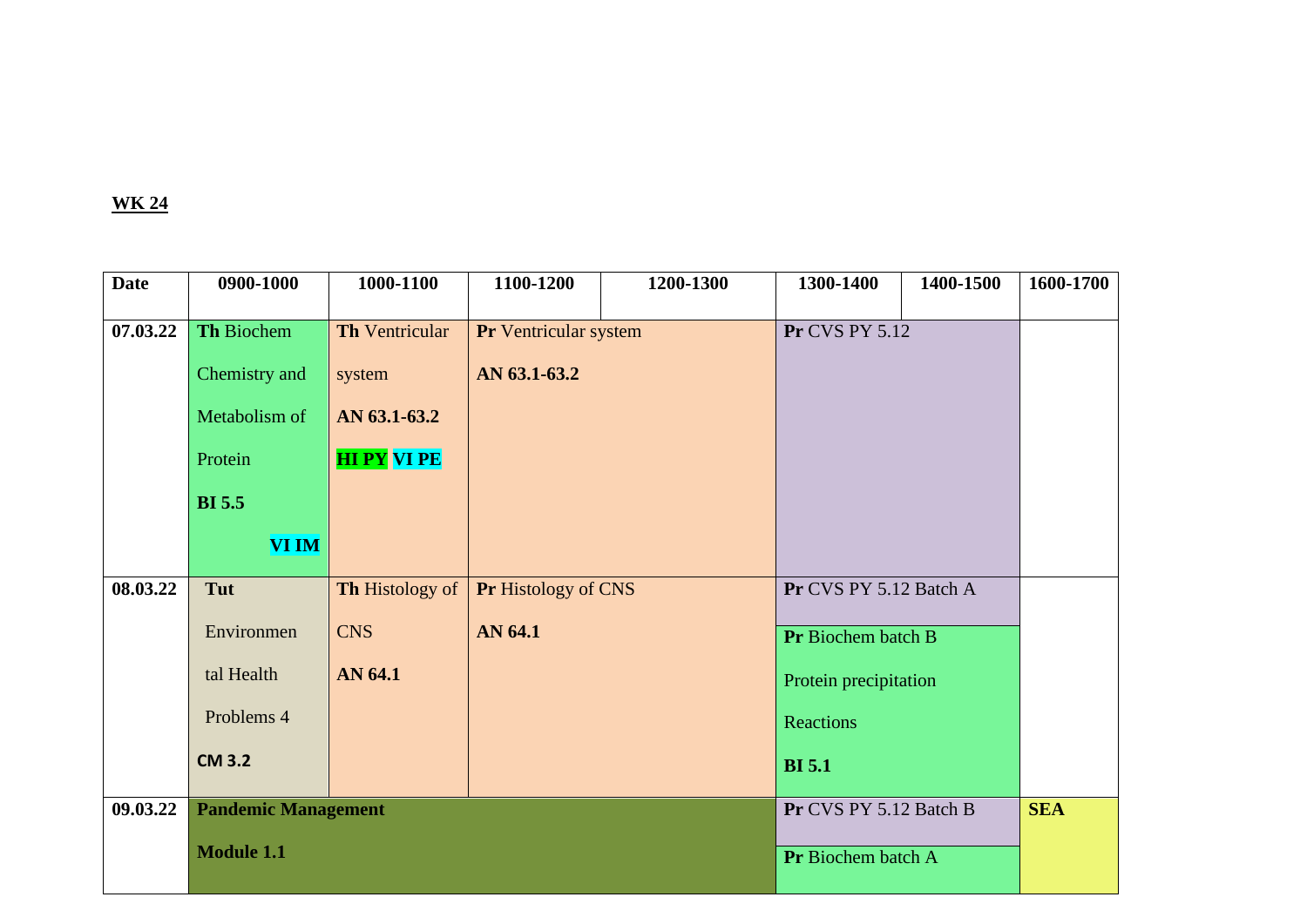**WK 24**

| Date | 0900-1000 | 1000-1100 | 1100-1200 | 1200-1300 | 1300-1400 | 1400-1500 | 1600-1700 |
|---|---|---|---|---|---|---|---|
| 07.03.22 | **Th** Biochem Chemistry and Metabolism of Protein **BI 5.5** **VI IM** | **Th** Ventricular system **AN 63.1-63.2** **HI PY** **VI PE** | **Pr** Ventricular system **AN 63.1-63.2** | | **Pr** CVS PY 5.12 | | |
| 08.03.22 | **Tut** Environmental Health Problems 4 **CM 3.2** | **Th** Histology of CNS **AN 64.1** | **Pr** Histology of CNS **AN 64.1** | | **Pr** CVS PY 5.12 Batch A<br>**Pr** Biochem batch B Protein precipitation Reactions **BI 5.1** | | |
| 09.03.22 | **Pandemic Management Module 1.1** | | | | **Pr** CVS PY 5.12 Batch B<br>**Pr** Biochem batch A | | **SEA** |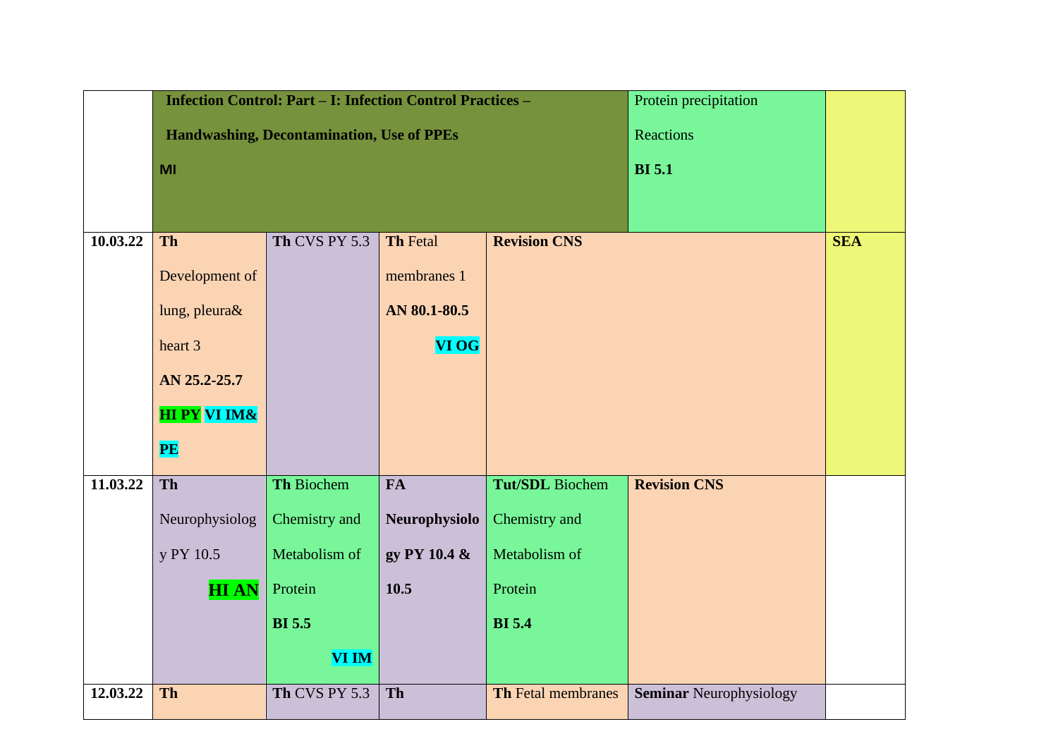| | | | | | | |
|---|---|---|---|---|---|---|
| | **Infection Control: Part – I: Infection Control Practices – Handwashing, Decontamination, Use of PPEs** **MI** | | | | Protein precipitation Reactions **BI 5.1** | |
| **10.03.22** | **Th** Development of lung, pleura& heart 3 **AN 25.2-25.7** **HI PY** **VI IM& PE** | **Th** CVS PY 5.3 | **Th** Fetal membranes 1 **AN 80.1-80.5** **VI OG** | **Revision CNS** | | **SEA** |
| **11.03.22** | **Th** Neurophysiology PY 10.5 **HI AN** | **Th** Biochem Chemistry and Metabolism of Protein **BI 5.5** **VI IM** | **FA** **Neurophysiology PY 10.4 & 10.5** | **Tut/SDL** Biochem Chemistry and Metabolism of Protein **BI 5.4** | **Revision CNS** | |
| **12.03.22** | **Th** | **Th** CVS PY 5.3 | **Th** | **Th** Fetal membranes | **Seminar** Neurophysiology | |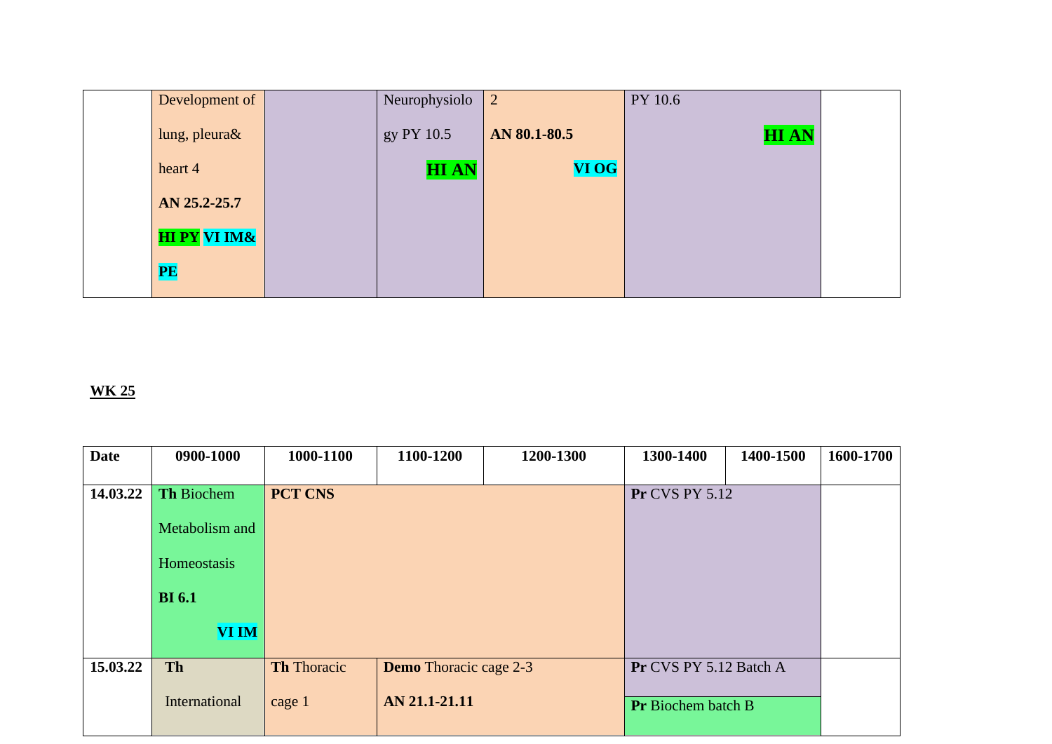| | | | | | | | |
|---|---|---|---|---|---|---|---|
| | Development of lung, pleura& heart 4 **AN 25.2-25.7** **HI PY** **VI IM& PE** | | Neurophysiology PY 10.5 **HI AN** | 2 **AN 80.1-80.5** **VI OG** | PY 10.6 **HI AN** | | |

**WK 25**

| Date | 0900-1000 | 1000-1100 | 1100-1200 | 1200-1300 | 1300-1400 | 1400-1500 | 1600-1700 |
|---|---|---|---|---|---|---|---|
| **14.03.22** | **Th** Biochem Metabolism and Homeostasis **BI 6.1** **VI IM** | **PCT CNS** | | | **Pr** CVS PY 5.12 | | |
| **15.03.22** | **Th** International | **Th** Thoracic cage 1 | **Demo** Thoracic cage 2-3 **AN 21.1-21.11** | | **Pr** CVS PY 5.12 Batch A **Pr** Biochem batch B | | |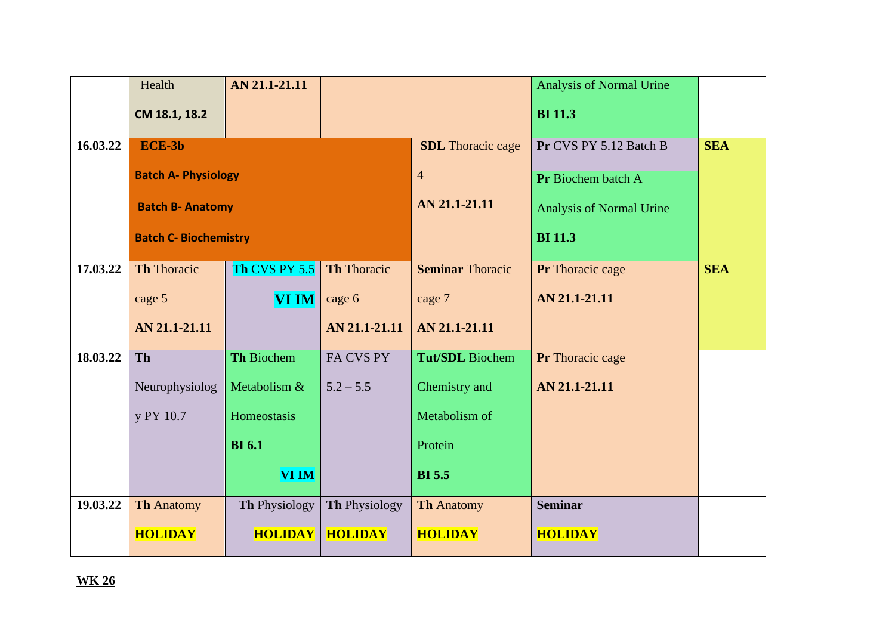|  |  |  |  |  |  |  |
|---|---|---|---|---|---|---|
|  | Health **CM 18.1, 18.2** | **AN 21.1-21.11** |  |  | Analysis of Normal Urine **BI 11.3** |  |
| **16.03.22** | **ECE-3b** **Batch A- Physiology** **Batch B- Anatomy** **Batch C- Biochemistry** |  |  | **SDL** Thoracic cage 4 **AN 21.1-21.11** | **Pr** CVS PY 5.12 Batch B **Pr** Biochem batch A Analysis of Normal Urine **BI 11.3** | **SEA** |
| **17.03.22** | **Th** Thoracic cage 5 **AN 21.1-21.11** | **Th** CVS PY 5.5 **VI IM** | **Th** Thoracic cage 6 **AN 21.1-21.11** | **Seminar** Thoracic cage 7 **AN 21.1-21.11** | **Pr** Thoracic cage **AN 21.1-21.11** | **SEA** |
| **18.03.22** | **Th** Neurophysiology PY 10.7 | **Th** Biochem Metabolism & Homeostasis **BI 6.1** **VI IM** | FA CVS PY 5.2 – 5.5 | **Tut/SDL** Biochem Chemistry and Metabolism of Protein **BI 5.5** | **Pr** Thoracic cage **AN 21.1-21.11** |  |
| **19.03.22** | **Th** Anatomy **HOLIDAY** | **Th** Physiology **HOLIDAY** | **Th** Physiology **HOLIDAY** | **Th** Anatomy **HOLIDAY** | **Seminar** **HOLIDAY** |  |

**WK 26**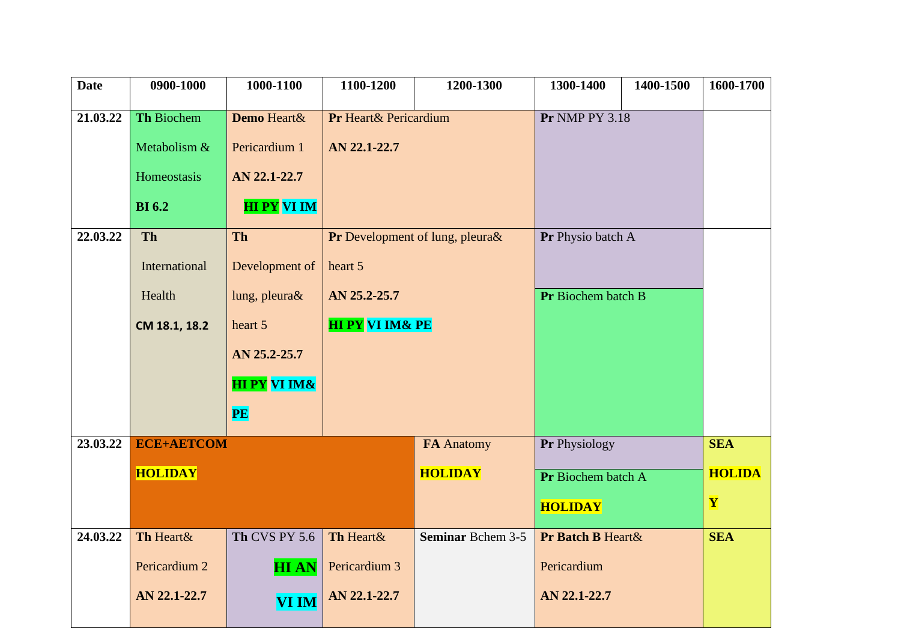| Date | 0900-1000 | 1000-1100 | 1100-1200 | 1200-1300 | 1300-1400 | 1400-1500 | 1600-1700 |
|---|---|---|---|---|---|---|---|
| 21.03.22 | **Th** Biochem Metabolism & Homeostasis **BI 6.2** | **Demo** Heart& Pericardium 1 **AN 22.1-22.7** **HI PY VI IM** | **Pr** Heart& Pericardium **AN 22.1-22.7** | | **Pr** NMP PY 3.18 | | |
| 22.03.22 | **Th** International Health **CM 18.1, 18.2** | **Th** Development of lung, pleura& heart 5 **AN 25.2-25.7** **HI PY VI IM& PE** | **Pr** Development of lung, pleura& heart 5 **AN 25.2-25.7** **HI PY VI IM& PE** | | **Pr** Physio batch A<br>**Pr** Biochem batch B | | |
| 23.03.22 | **ECE+AETCOM** **HOLIDAY** | | | **FA** Anatomy **HOLIDAY** | **Pr** Physiology<br>**Pr** Biochem batch A **HOLIDAY** | | **SEA** **HOLIDAY** |
| 24.03.22 | **Th** Heart& Pericardium 2 **AN 22.1-22.7** | **Th** CVS PY 5.6 **HI AN VI IM** | **Th** Heart& Pericardium 3 **AN 22.1-22.7** | **Seminar** Bchem 3-5 | **Pr Batch B** Heart& Pericardium **AN 22.1-22.7** | | **SEA** |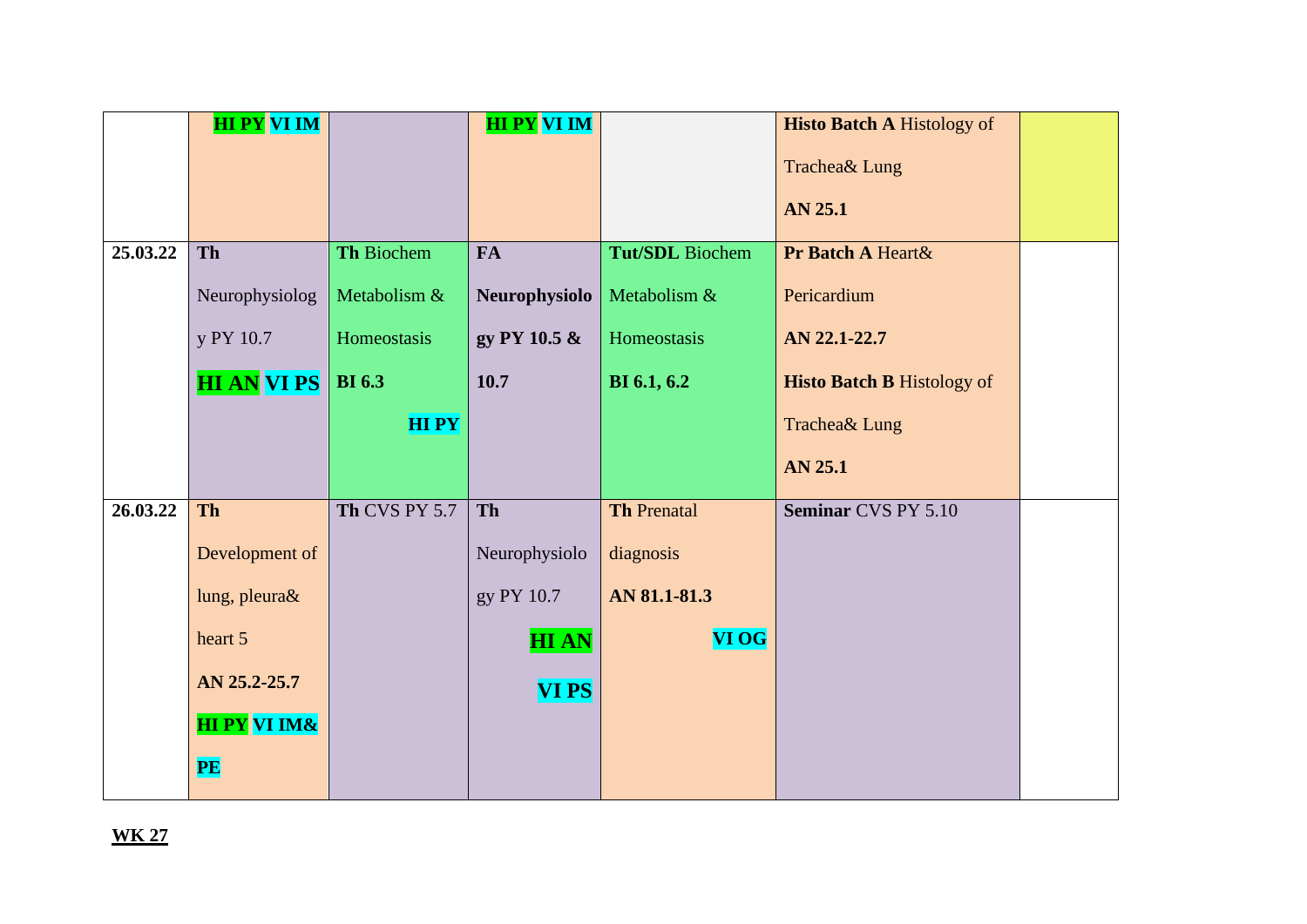|  |  |  |  |  |  |  |
|---|---|---|---|---|---|---|
|  | **HI PY VI IM** |  | **HI PY VI IM** |  | **Histo Batch A** Histology of Trachea& Lung **AN 25.1** |  |
| **25.03.22** | **Th** Neurophysiology PY 10.7 **HI AN VI PS** | **Th** Biochem Metabolism & Homeostasis **BI 6.3** **HI PY** | **FA** **Neurophysiology PY 10.5 & 10.7** | **Tut/SDL** Biochem Metabolism & Homeostasis **BI 6.1, 6.2** | **Pr Batch A** Heart& Pericardium **AN 22.1-22.7** **Histo Batch B** Histology of Trachea& Lung **AN 25.1** |  |
| **26.03.22** | **Th** Development of lung, pleura& heart 5 **AN 25.2-25.7** **HI PY VI IM& PE** | **Th** CVS PY 5.7 | **Th** Neurophysiology PY 10.7 **HI AN** **VI PS** | **Th** Prenatal diagnosis **AN 81.1-81.3** **VI OG** | **Seminar** CVS PY 5.10 |  |

**WK 27**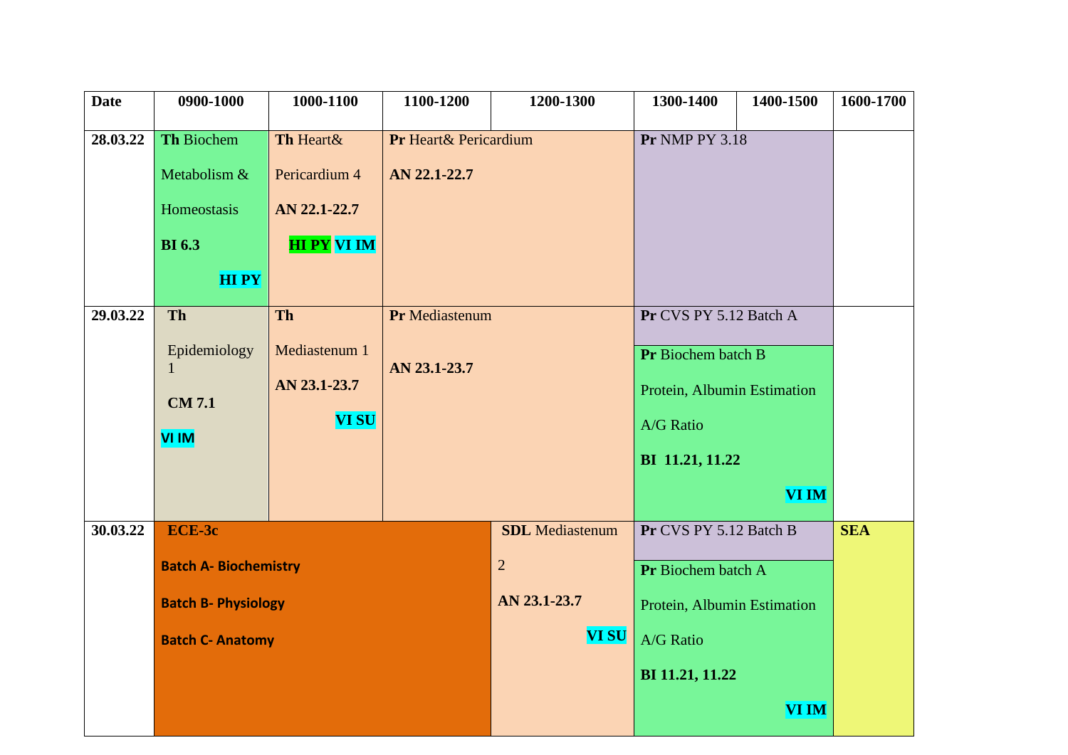| Date | 0900-1000 | 1000-1100 | 1100-1200 | 1200-1300 | 1300-1400 | 1400-1500 | 1600-1700 |
|---|---|---|---|---|---|---|---|
| 28.03.22 | **Th** Biochem Metabolism & Homeostasis **BI 6.3** **HI PY** | **Th** Heart& Pericardium 4 **AN 22.1-22.7** **HI PY** **VI IM** | **Pr** Heart& Pericardium **AN 22.1-22.7** | | **Pr** NMP PY 3.18 | | |
| 29.03.22 | **Th** Epidemiology 1 **CM 7.1** **VI IM** | **Th** Mediastenum 1 **AN 23.1-23.7** **VI SU** | **Pr** Mediastenum **AN 23.1-23.7** | | **Pr** CVS PY 5.12 Batch A<br>**Pr** Biochem batch B Protein, Albumin Estimation A/G Ratio **BI 11.21, 11.22** **VI IM** | | |
| 30.03.22 | **ECE-3c** **Batch A- Biochemistry** **Batch B- Physiology** **Batch C- Anatomy** | | | **SDL** Mediastenum 2 **AN 23.1-23.7** **VI SU** | **Pr** CVS PY 5.12 Batch B<br>**Pr** Biochem batch A Protein, Albumin Estimation A/G Ratio **BI 11.21, 11.22** **VI IM** | | **SEA** |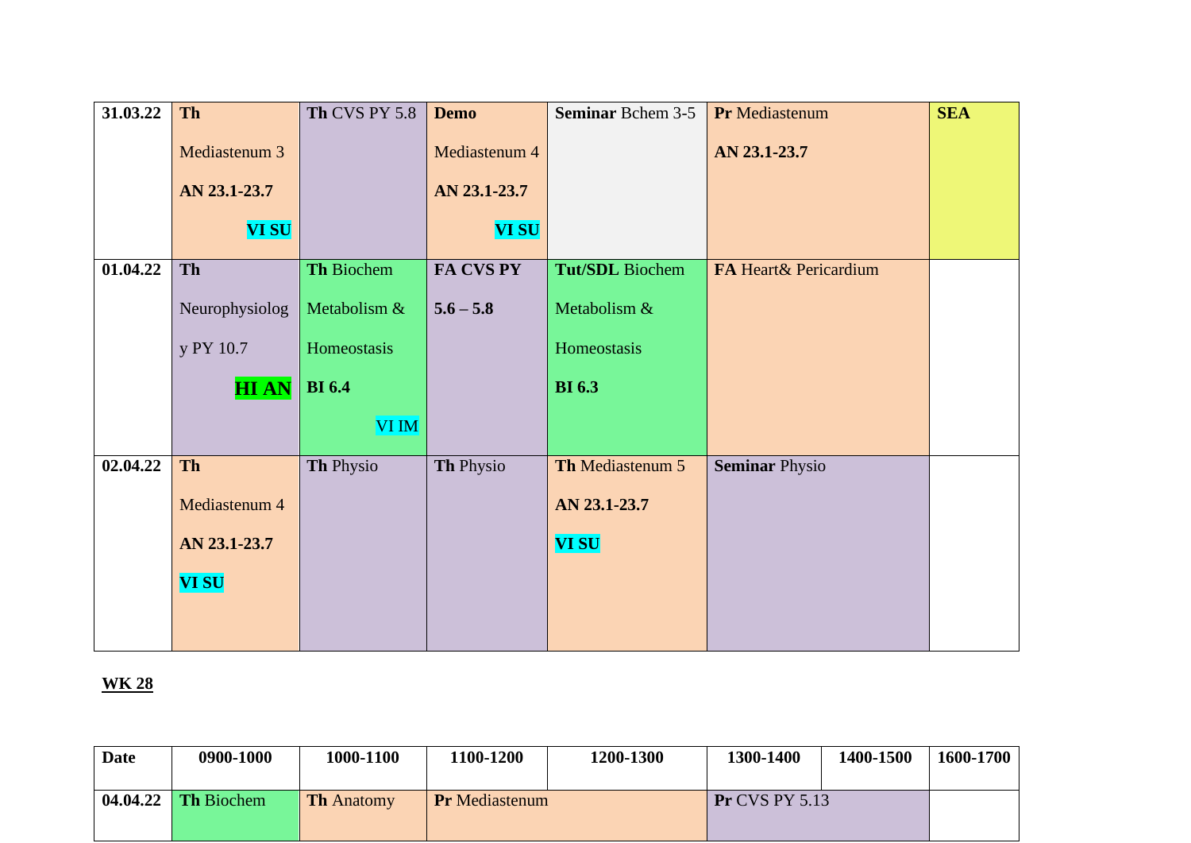| | | | | | | |
|---|---|---|---|---|---|---|
| **31.03.22** | **Th** Mediastenum 3 **AN 23.1-23.7** **VI SU** | **Th** CVS PY 5.8 | **Demo** Mediastenum 4 **AN 23.1-23.7** **VI SU** | **Seminar** Bchem 3-5 | **Pr** Mediastenum **AN 23.1-23.7** | **SEA** |
| **01.04.22** | **Th** Neurophysiology PY 10.7 **HI AN** | **Th** Biochem Metabolism & Homeostasis **BI 6.4** VI IM | **FA CVS PY 5.6 – 5.8** | **Tut/SDL** Biochem Metabolism & Homeostasis **BI 6.3** | **FA** Heart& Pericardium | |
| **02.04.22** | **Th** Mediastenum 4 **AN 23.1-23.7** **VI SU** | **Th** Physio | **Th** Physio | **Th** Mediastenum 5 **AN 23.1-23.7** **VI SU** | **Seminar** Physio | |

**WK 28**

| Date | 0900-1000 | 1000-1100 | 1100-1200 | 1200-1300 | 1300-1400 | 1400-1500 | 1600-1700 |
|---|---|---|---|---|---|---|---|
| **04.04.22** | **Th** Biochem | **Th** Anatomy | **Pr** Mediastenum | | **Pr** CVS PY 5.13 | | |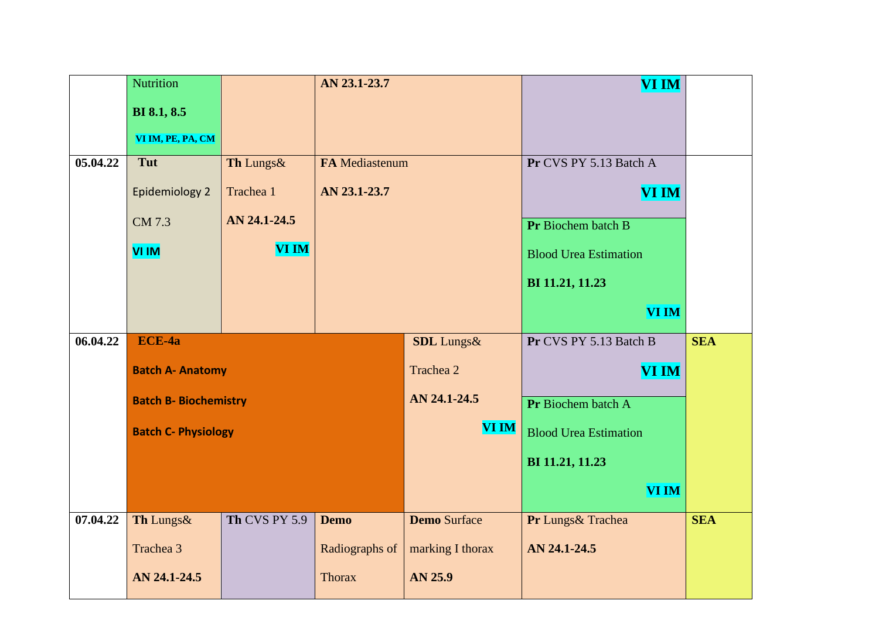| | | | | | | |
|---|---|---|---|---|---|---|
| | Nutrition BI 8.1, 8.5 VI IM, PE, PA, CM | | AN 23.1-23.7 | | VI IM | |
| **05.04.22** | **Tut** Epidemiology 2 CM 7.3 VI IM | **Th** Lungs& Trachea 1 **AN 24.1-24.5** VI IM | **FA** Mediastenum **AN 23.1-23.7** | | **Pr** CVS PY 5.13 Batch A VI IM<br>**Pr** Biochem batch B Blood Urea Estimation **BI 11.21, 11.23** VI IM | |
| **06.04.22** | **ECE-4a** **Batch A- Anatomy** **Batch B- Biochemistry** **Batch C- Physiology** | | | **SDL** Lungs& Trachea 2 **AN 24.1-24.5** VI IM | **Pr** CVS PY 5.13 Batch B VI IM<br>**Pr** Biochem batch A Blood Urea Estimation **BI 11.21, 11.23** VI IM | **SEA** |
| **07.04.22** | **Th** Lungs& Trachea 3 **AN 24.1-24.5** | **Th** CVS PY 5.9 | **Demo** Radiographs of Thorax | **Demo** Surface marking I thorax **AN 25.9** | **Pr** Lungs& Trachea **AN 24.1-24.5** | **SEA** |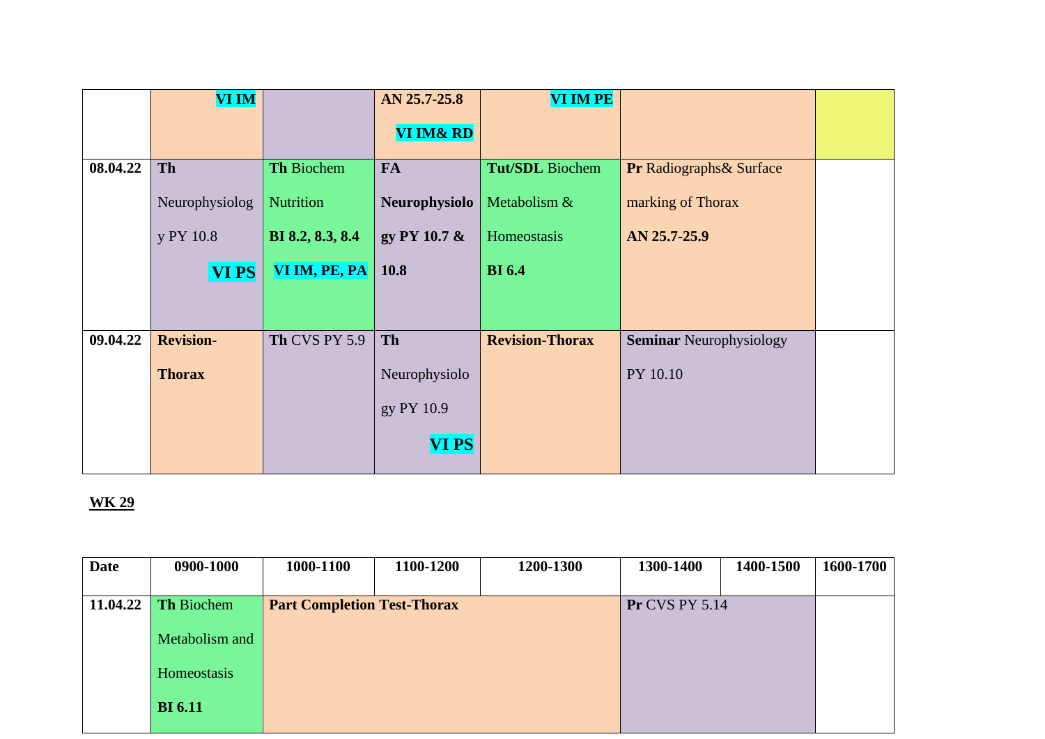| | | | | | | |
|---|---|---|---|---|---|---|
| | **VI IM** | | **AN 25.7-25.8** **VI IM& RD** | **VI IM PE** | | |
| **08.04.22** | **Th** Neurophysiology PY 10.8 **VI PS** | **Th** Biochem Nutrition **BI 8.2, 8.3, 8.4** **VI IM, PE, PA** | **FA** **Neurophysiology PY 10.7 & 10.8** | **Tut/SDL** Biochem Metabolism & Homeostasis **BI 6.4** | **Pr** Radiographs& Surface marking of Thorax **AN 25.7-25.9** | |
| **09.04.22** | **Revision-Thorax** | **Th** CVS PY 5.9 | **Th** Neurophysiology PY 10.9 **VI PS** | **Revision-Thorax** | **Seminar** Neurophysiology PY 10.10 | |

**WK 29**

| Date | 0900-1000 | 1000-1100 | 1100-1200 | 1200-1300 | 1300-1400 | 1400-1500 | 1600-1700 |
|---|---|---|---|---|---|---|---|
| **11.04.22** | **Th** Biochem Metabolism and Homeostasis **BI 6.11** | **Part Completion Test-Thorax** | | | **Pr** CVS PY 5.14 | | |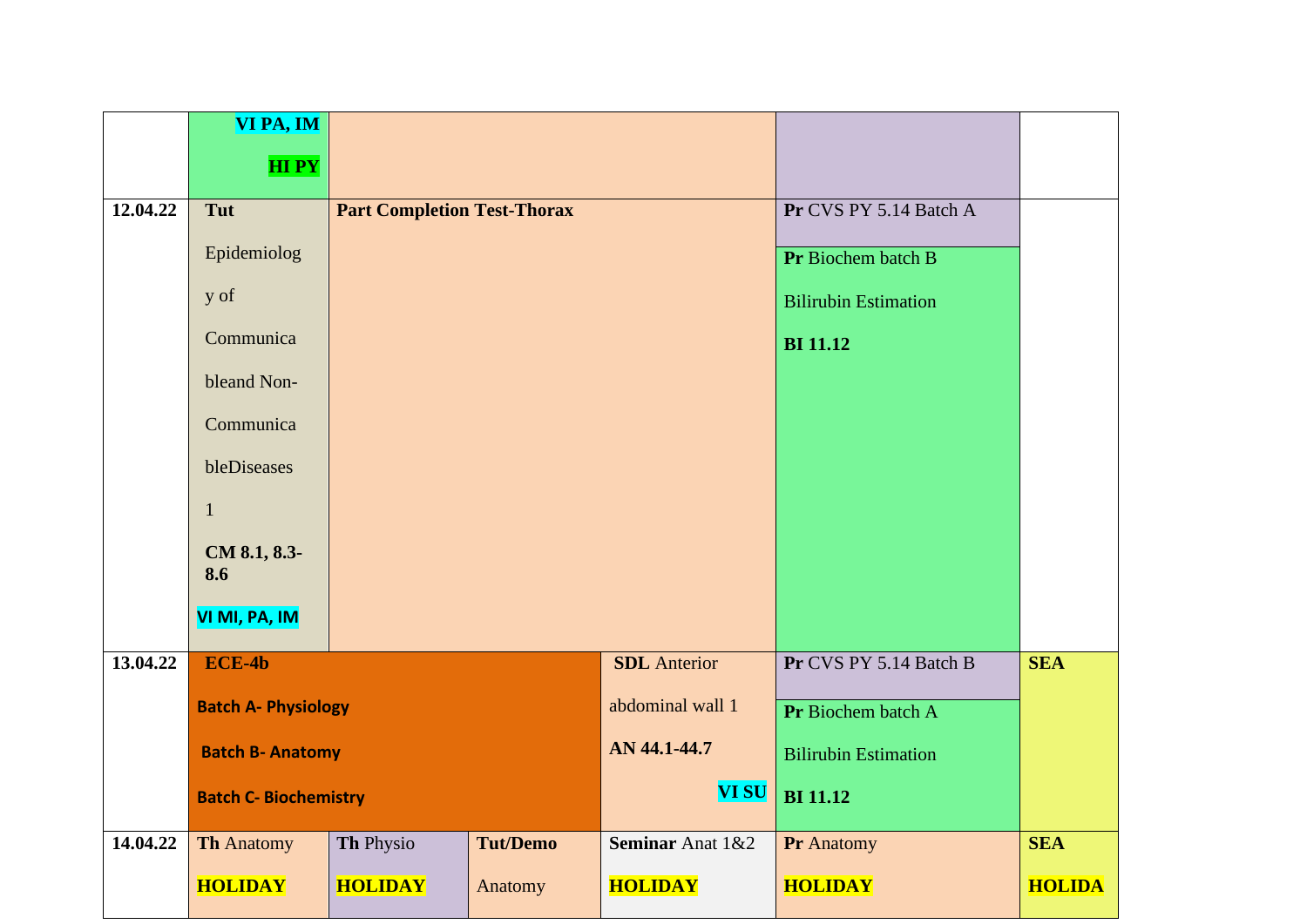| | | | | | | |
|---|---|---|---|---|---|---|
| | VI PA, IM<br>HI PY | | | | | |
| 12.04.22 | **Tut** Epidemiology of Communicable and Non-Communicable Diseases 1 **CM 8.1, 8.3-8.6** VI MI, PA, IM | **Part Completion Test-Thorax** | | | **Pr** CVS PY 5.14 Batch A<br>**Pr** Biochem batch B Bilirubin Estimation **BI 11.12** | |
| 13.04.22 | **ECE-4b** Batch A- Physiology Batch B- Anatomy Batch C- Biochemistry | | | **SDL** Anterior abdominal wall 1 **AN 44.1-44.7** VI SU | **Pr** CVS PY 5.14 Batch B<br>**Pr** Biochem batch A Bilirubin Estimation **BI 11.12** | **SEA** |
| 14.04.22 | **Th** Anatomy HOLIDAY | **Th** Physio HOLIDAY | **Tut/Demo** Anatomy | **Seminar** Anat 1&2 HOLIDAY | **Pr** Anatomy HOLIDAY | **SEA** HOLIDA |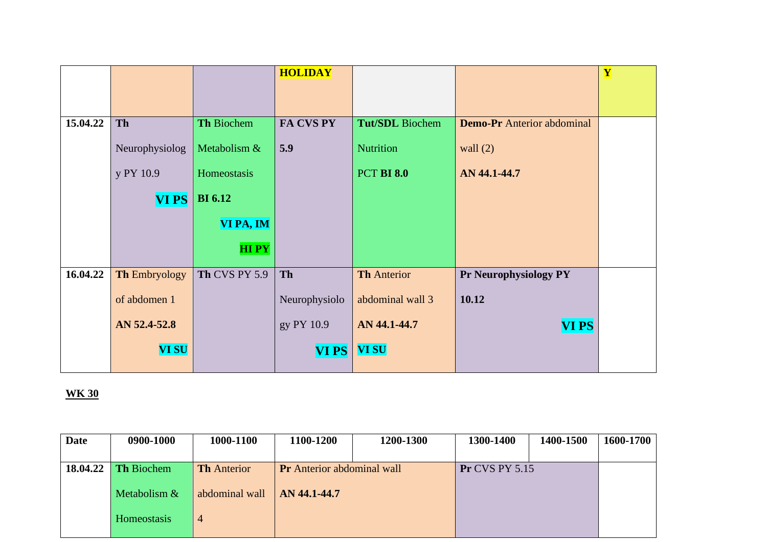| | | | | | | |
|---|---|---|---|---|---|---|
| | | | **HOLIDAY** | | | **Y** |
| **15.04.22** | **Th** Neurophysiology PY 10.9 **VI PS** | **Th** Biochem Metabolism & Homeostasis **BI 6.12** **VI PA, IM** **HI PY** | **FA CVS PY 5.9** | **Tut/SDL** Biochem Nutrition PCT **BI 8.0** | **Demo-Pr** Anterior abdominal wall (2) **AN 44.1-44.7** | |
| **16.04.22** | **Th** Embryology of abdomen 1 **AN 52.4-52.8** **VI SU** | **Th** CVS PY 5.9 | **Th** Neurophysiology PY 10.9 **VI PS** | **Th** Anterior abdominal wall 3 **AN 44.1-44.7** **VI SU** | **Pr Neurophysiology PY 10.12** **VI PS** | |

**WK 30**

| Date | 0900-1000 | 1000-1100 | 1100-1200 | 1200-1300 | 1300-1400 | 1400-1500 | 1600-1700 |
|---|---|---|---|---|---|---|---|
| **18.04.22** | **Th** Biochem Metabolism & Homeostasis | **Th** Anterior abdominal wall 4 | **Pr** Anterior abdominal wall **AN 44.1-44.7** | | **Pr** CVS PY 5.15 | | |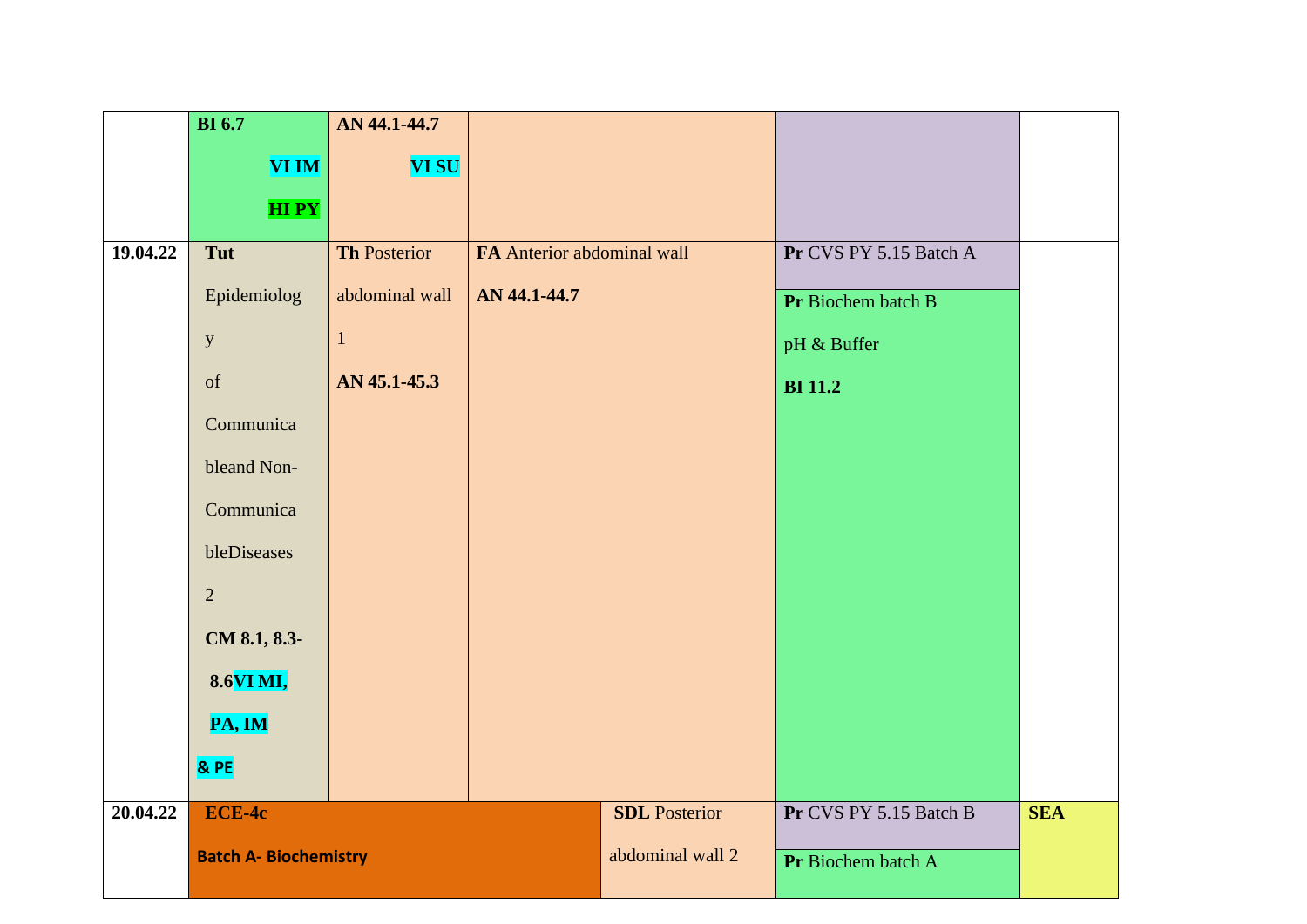| | | | | | |
|---|---|---|---|---|---|
| | **BI 6.7** **VI IM** **HI PY** | **AN 44.1-44.7** **VI SU** | | | |
| **19.04.22** | **Tut** Epidemiology of Communicable and Non-Communicable Diseases 2 **CM 8.1, 8.3-8.6 VI MI, PA, IM & PE** | **Th** Posterior abdominal wall 1 **AN 45.1-45.3** | **FA** Anterior abdominal wall **AN 44.1-44.7** | **Pr** CVS PY 5.15 Batch A<br>**Pr** Biochem batch B pH & Buffer **BI 11.2** | |
| **20.04.22** | **ECE-4c** **Batch A- Biochemistry** | | **SDL** Posterior abdominal wall 2 | **Pr** CVS PY 5.15 Batch B<br>**Pr** Biochem batch A | **SEA** |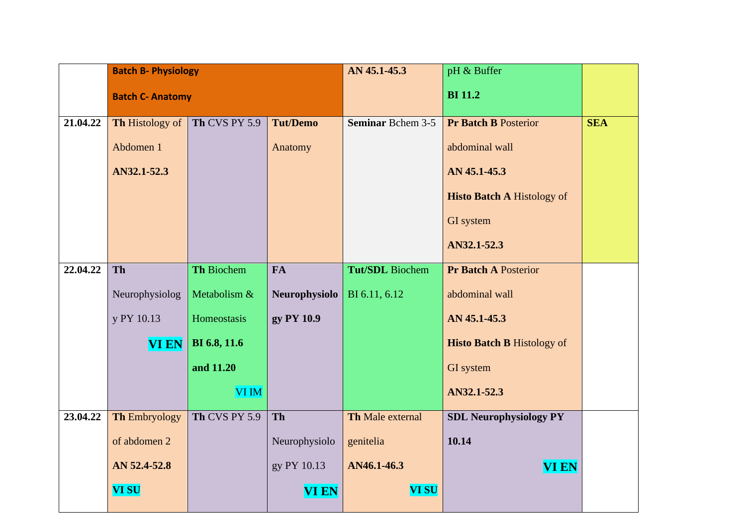| | **Batch B- Physiology** **Batch C- Anatomy** | | | **AN 45.1-45.3** | pH & Buffer **BI 11.2** | |
|---|---|---|---|---|---|---|
| **21.04.22** | **Th** Histology of Abdomen 1 **AN32.1-52.3** | **Th** CVS PY 5.9 | **Tut/Demo** Anatomy | **Seminar** Bchem 3-5 | **Pr Batch B** Posterior abdominal wall **AN 45.1-45.3** **Histo Batch A** Histology of GI system **AN32.1-52.3** | **SEA** |
| **22.04.22** | **Th** Neurophysiology PY 10.13 **VI EN** | **Th** Biochem Metabolism & Homeostasis **BI 6.8, 11.6 and 11.20** VI IM | **FA Neurophysiology PY 10.9** | **Tut/SDL** Biochem BI 6.11, 6.12 | **Pr Batch A** Posterior abdominal wall **AN 45.1-45.3** **Histo Batch B** Histology of GI system **AN32.1-52.3** | |
| **23.04.22** | **Th** Embryology of abdomen 2 **AN 52.4-52.8** **VI SU** | **Th** CVS PY 5.9 | **Th** Neurophysiology PY 10.13 **VI EN** | **Th** Male external genitelia **AN46.1-46.3** **VI SU** | **SDL Neurophysiology PY 10.14** **VI EN** | |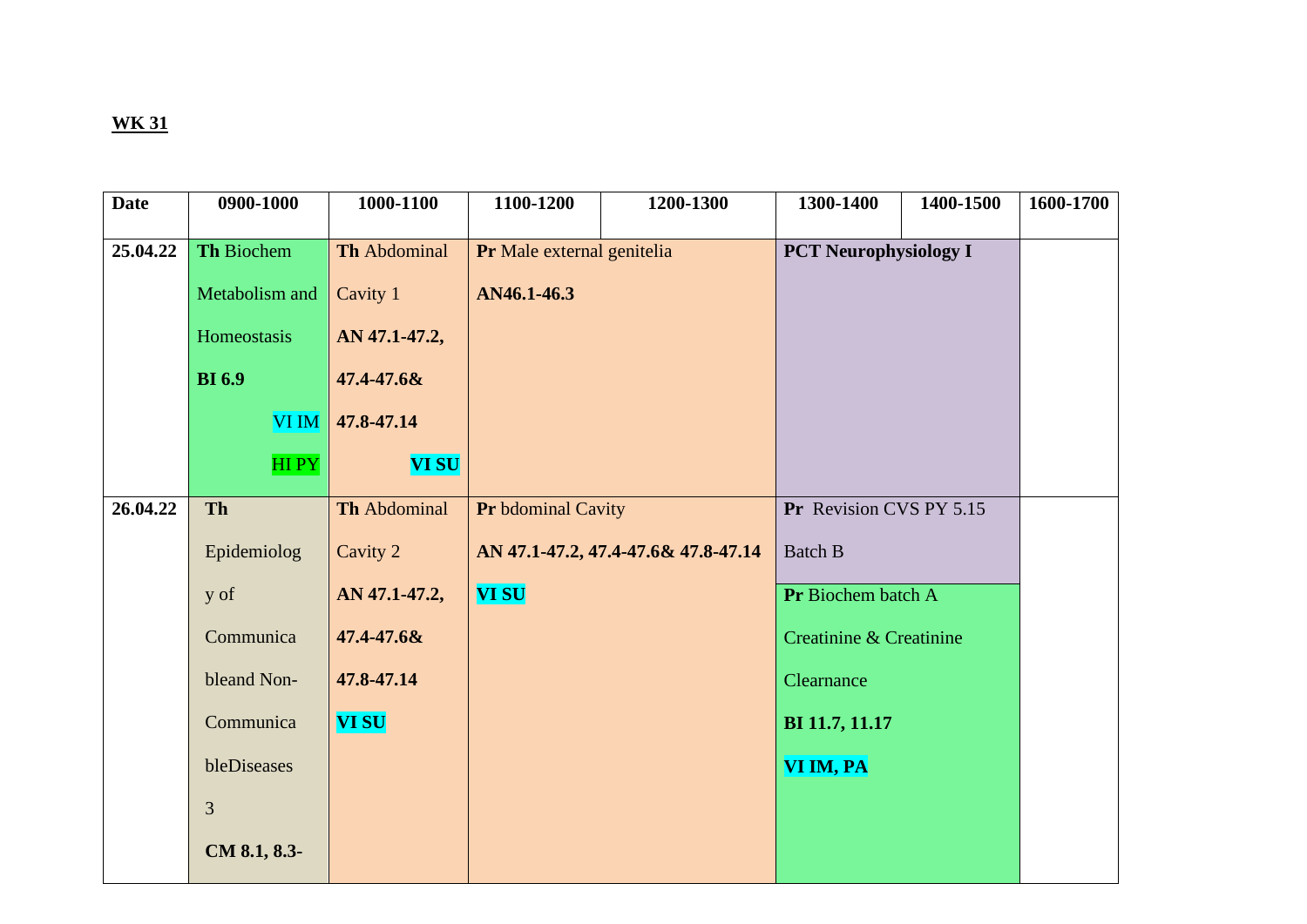**WK 31**

| Date | 0900-1000 | 1000-1100 | 1100-1200 | 1200-1300 | 1300-1400 | 1400-1500 | 1600-1700 |
|---|---|---|---|---|---|---|---|
| **25.04.22** | **Th** Biochem Metabolism and Homeostasis **BI 6.9** VI IM HI PY | **Th** Abdominal Cavity 1 **AN 47.1-47.2, 47.4-47.6& 47.8-47.14** **VI SU** | **Pr** Male external genitelia **AN46.1-46.3** | | **PCT Neurophysiology I** | | |
| **26.04.22** | **Th** Epidemiolog y of Communica bleand Non-Communica bleDiseases 3 **CM 8.1, 8.3-** | **Th** Abdominal Cavity 2 **AN 47.1-47.2, 47.4-47.6& 47.8-47.14** **VI SU** | **Pr** bdominal Cavity **AN 47.1-47.2, 47.4-47.6& 47.8-47.14** **VI SU** | | **Pr** Revision CVS PY 5.15 Batch B<br>**Pr** Biochem batch A Creatinine & Creatinine Clearnance **BI 11.7, 11.17** **VI IM, PA** | | |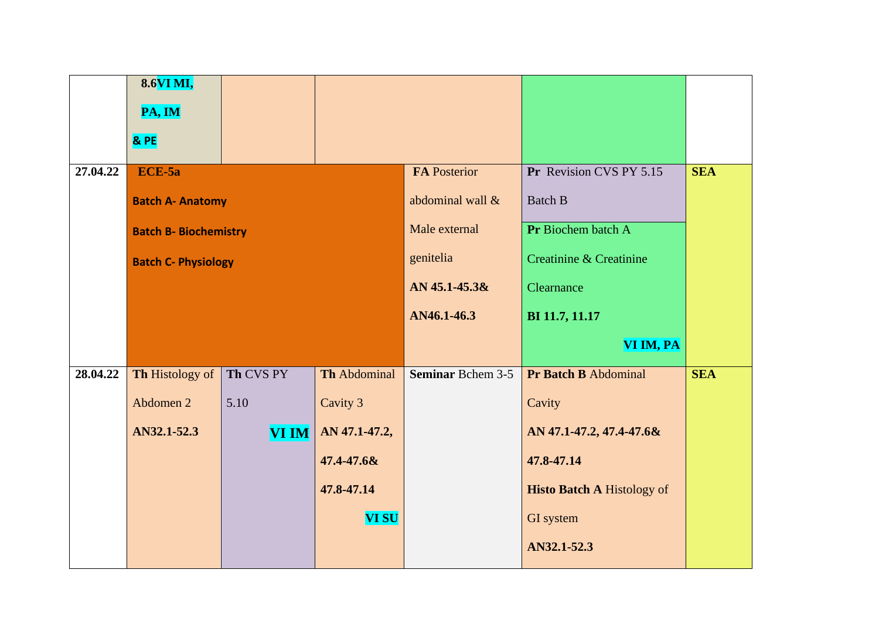|  |  |  |  |  |  |  |
|---|---|---|---|---|---|---|
|  | **8.6 VI MI, PA, IM & PE** |  |  |  |  |  |
| **27.04.22** | **ECE-5a** **Batch A- Anatomy** **Batch B- Biochemistry** **Batch C- Physiology** |  |  | **FA** Posterior abdominal wall & Male external genitelia **AN 45.1-45.3& AN46.1-46.3** | **Pr** Revision CVS PY 5.15 Batch B / **Pr** Biochem batch A Creatinine & Creatinine Clearnance **BI 11.7, 11.17** **VI IM, PA** | **SEA** |
| **28.04.22** | **Th** Histology of Abdomen 2 **AN32.1-52.3** | **Th** CVS PY 5.10 **VI IM** | **Th** Abdominal Cavity 3 **AN 47.1-47.2, 47.4-47.6& 47.8-47.14** **VI SU** | **Seminar** Bchem 3-5 | **Pr Batch B** Abdominal Cavity **AN 47.1-47.2, 47.4-47.6& 47.8-47.14** **Histo Batch A** Histology of GI system **AN32.1-52.3** | **SEA** |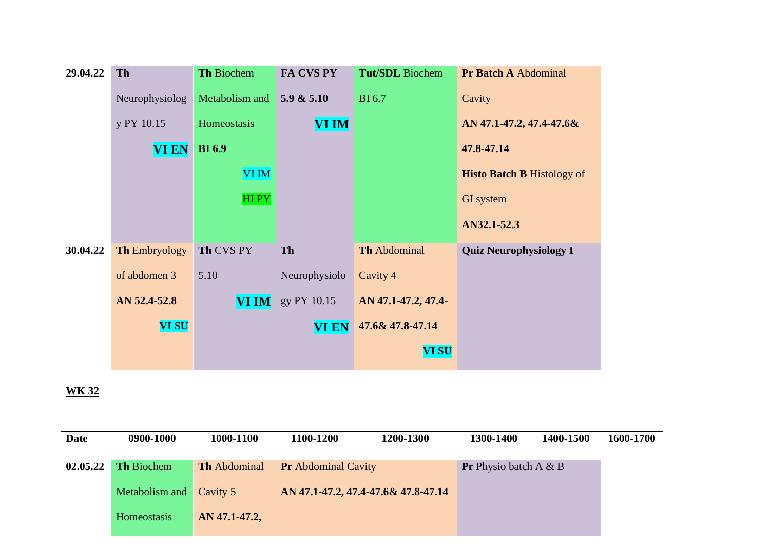| | | | | | | |
|---|---|---|---|---|---|---|
| **29.04.22** | **Th** Neurophysiology PY 10.15 **VI EN** | **Th** Biochem Metabolism and Homeostasis **BI 6.9** VI IM HI PY | **FA CVS PY 5.9 & 5.10** **VI IM** | **Tut/SDL** Biochem BI 6.7 | **Pr Batch A** Abdominal Cavity **AN 47.1-47.2, 47.4-47.6& 47.8-47.14** **Histo Batch B** Histology of GI system **AN32.1-52.3** | |
| **30.04.22** | **Th** Embryology of abdomen 3 **AN 52.4-52.8** **VI SU** | **Th** CVS PY 5.10 **VI IM** | **Th** Neurophysiology PY 10.15 **VI EN** | **Th** Abdominal Cavity 4 **AN 47.1-47.2, 47.4-47.6& 47.8-47.14** **VI SU** | **Quiz Neurophysiology I** | |

**WK 32**

| Date | 0900-1000 | 1000-1100 | 1100-1200 | 1200-1300 | 1300-1400 | 1400-1500 | 1600-1700 |
|---|---|---|---|---|---|---|---|
| **02.05.22** | **Th** Biochem Metabolism and Homeostasis | **Th** Abdominal Cavity 5 **AN 47.1-47.2,** | **Pr** Abdominal Cavity **AN 47.1-47.2, 47.4-47.6& 47.8-47.14** | | **Pr** Physio batch A & B | | |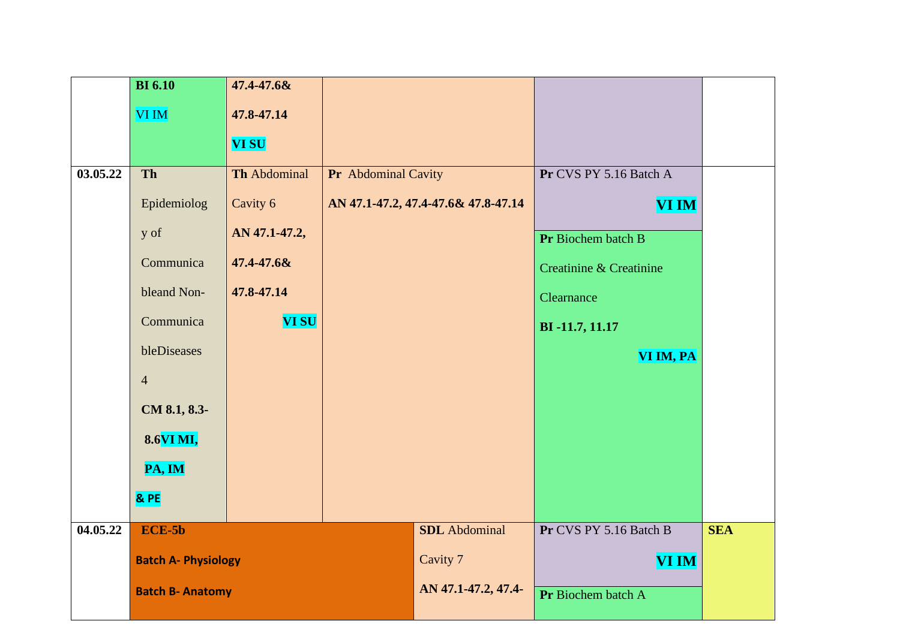| | | | | | |
|---|---|---|---|---|---|
| | **BI 6.10** VI IM | **47.4-47.6& 47.8-47.14** **VI SU** | | | |
| **03.05.22** | **Th** Epidemiology of Communicable and Non-Communicable Diseases 4 **CM 8.1, 8.3-8.6 VI MI, PA, IM & PE** | **Th** Abdominal Cavity 6 **AN 47.1-47.2, 47.4-47.6& 47.8-47.14** **VI SU** | **Pr** Abdominal Cavity **AN 47.1-47.2, 47.4-47.6& 47.8-47.14** | **Pr** CVS PY 5.16 Batch A **VI IM** / **Pr** Biochem batch B Creatinine & Creatinine Clearnance **BI -11.7, 11.17** **VI IM, PA** | |
| **04.05.22** | **ECE-5b** **Batch A- Physiology** **Batch B- Anatomy** | | **SDL** Abdominal Cavity 7 **AN 47.1-47.2, 47.4-** | **Pr** CVS PY 5.16 Batch B **VI IM** / **Pr** Biochem batch A | **SEA** |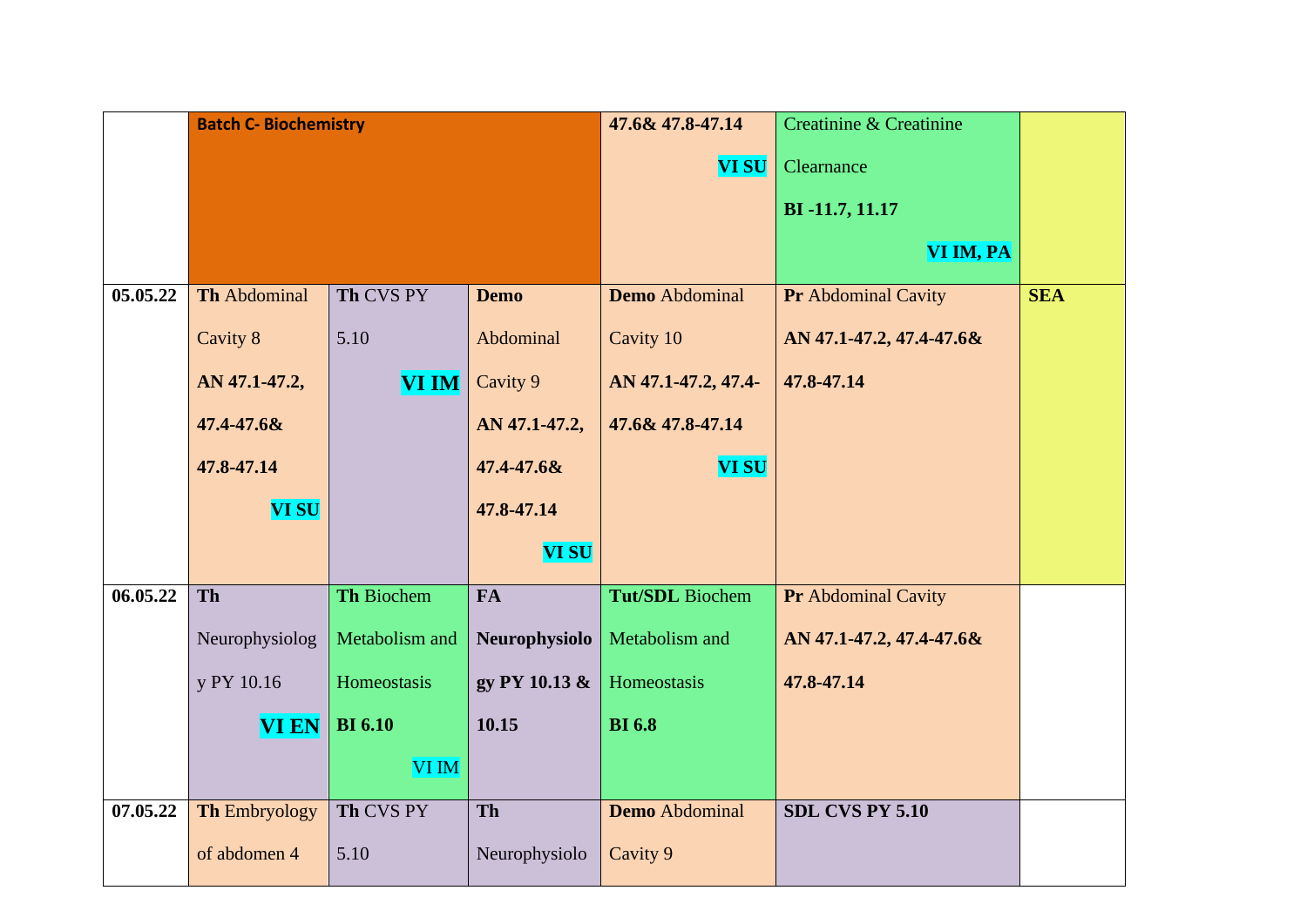| | | | | | | |
|---|---|---|---|---|---|---|
| | **Batch C- Biochemistry** | | | **47.6& 47.8-47.14** **VI SU** | Creatinine & Creatinine Clearnance **BI -11.7, 11.17** **VI IM, PA** | |
| **05.05.22** | **Th** Abdominal Cavity 8 **AN 47.1-47.2, 47.4-47.6& 47.8-47.14** **VI SU** | **Th** CVS PY 5.10 **VI IM** | **Demo** Abdominal Cavity 9 **AN 47.1-47.2, 47.4-47.6& 47.8-47.14** **VI SU** | **Demo** Abdominal Cavity 10 **AN 47.1-47.2, 47.4-47.6& 47.8-47.14** **VI SU** | **Pr** Abdominal Cavity **AN 47.1-47.2, 47.4-47.6& 47.8-47.14** | **SEA** |
| **06.05.22** | **Th** Neurophysiology PY 10.16 **VI EN** | **Th** Biochem Metabolism and Homeostasis **BI 6.10** VI IM | **FA** **Neurophysiology PY 10.13 & 10.15** | **Tut/SDL** Biochem Metabolism and Homeostasis **BI 6.8** | **Pr** Abdominal Cavity **AN 47.1-47.2, 47.4-47.6& 47.8-47.14** | |
| **07.05.22** | **Th** Embryology of abdomen 4 | **Th** CVS PY 5.10 | **Th** Neurophysiolo | **Demo** Abdominal Cavity 9 | **SDL CVS PY 5.10** | |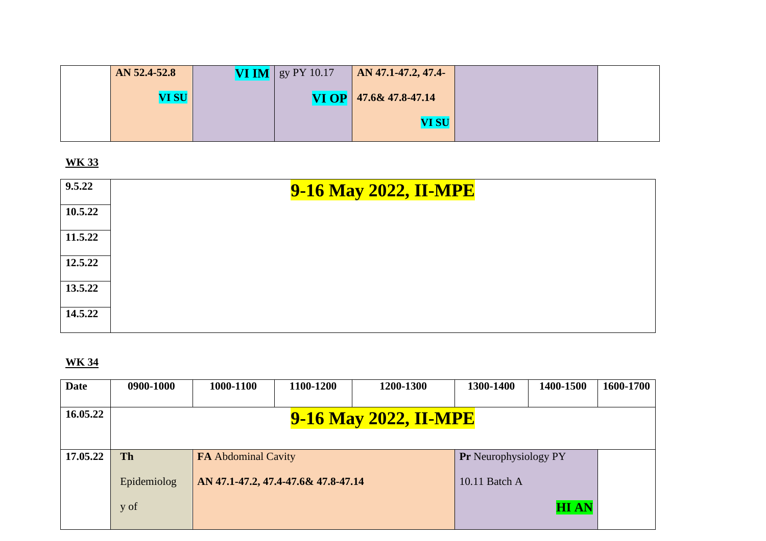| | | | | | | |
|---|---|---|---|---|---|---|
| | **AN 52.4-52.8** **VI SU** | **VI IM** | gy PY 10.17 **VI OP** | **AN 47.1-47.2, 47.4-47.6& 47.8-47.14** **VI SU** | | |

**WK 33**

| | |
|---|---|
| **9.5.22** | **9-16 May 2022, II-MPE** |
| **10.5.22** | |
| **11.5.22** | |
| **12.5.22** | |
| **13.5.22** | |
| **14.5.22** | |

**WK 34**

| **Date** | **0900-1000** | **1000-1100** | **1100-1200** | **1200-1300** | **1300-1400** | **1400-1500** | **1600-1700** |
|---|---|---|---|---|---|---|---|
| **16.05.22** | **9-16 May 2022, II-MPE** | | | | | | |
| **17.05.22** | **Th** Epidemiolog y of | **FA** Abdominal Cavity **AN 47.1-47.2, 47.4-47.6& 47.8-47.14** | | | **Pr** Neurophysiology PY 10.11 Batch A **HI AN** | | |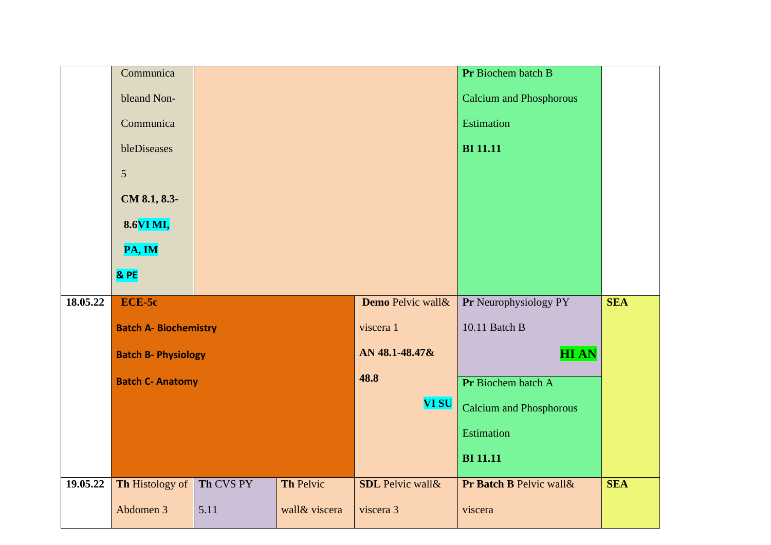| | | | | | | |
|---|---|---|---|---|---|---|
| | Communicable and Non-Communicable Diseases 5 **CM 8.1, 8.3-8.6 VI MI, PA, IM & PE** | | | | **Pr** Biochem batch B Calcium and Phosphorous Estimation **BI 11.11** | |
| **18.05.22** | **ECE-5c** **Batch A- Biochemistry** **Batch B- Physiology** **Batch C- Anatomy** | | | **Demo** Pelvic wall& viscera 1 **AN 48.1-48.47& 48.8** **VI SU** | **Pr** Neurophysiology PY 10.11 Batch B **HI AN** / **Pr** Biochem batch A Calcium and Phosphorous Estimation **BI 11.11** | **SEA** |
| **19.05.22** | **Th** Histology of Abdomen 3 | **Th** CVS PY 5.11 | **Th** Pelvic wall& viscera | **SDL** Pelvic wall& viscera 3 | **Pr Batch B** Pelvic wall& viscera | **SEA** |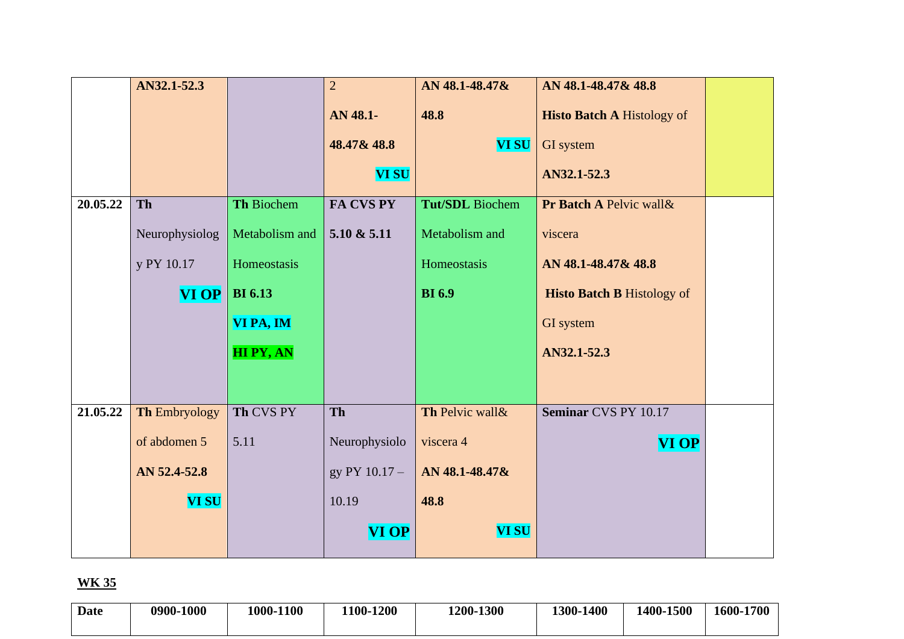| | | | | | | |
|---|---|---|---|---|---|---|
| | **AN32.1-52.3** | | 2 **AN 48.1-48.47& 48.8** **VI SU** | **AN 48.1-48.47& 48.8** **VI SU** | **AN 48.1-48.47& 48.8** **Histo Batch A** Histology of GI system **AN32.1-52.3** | |
| **20.05.22** | **Th** Neurophysiology PY 10.17 **VI OP** | **Th** Biochem Metabolism and Homeostasis **BI 6.13** **VI PA, IM** **HI PY, AN** | **FA CVS PY 5.10 & 5.11** | **Tut/SDL** Biochem Metabolism and Homeostasis **BI 6.9** | **Pr Batch A** Pelvic wall& viscera **AN 48.1-48.47& 48.8** **Histo Batch B** Histology of GI system **AN32.1-52.3** | |
| **21.05.22** | **Th** Embryology of abdomen 5 **AN 52.4-52.8** **VI SU** | **Th** CVS PY 5.11 | **Th** Neurophysiology PY 10.17 – 10.19 **VI OP** | **Th** Pelvic wall& viscera 4 **AN 48.1-48.47& 48.8** **VI SU** | **Seminar** CVS PY 10.17 **VI OP** | |

**WK 35**

| Date | 0900-1000 | 1000-1100 | 1100-1200 | 1200-1300 | 1300-1400 | 1400-1500 | 1600-1700 |
|---|---|---|---|---|---|---|---|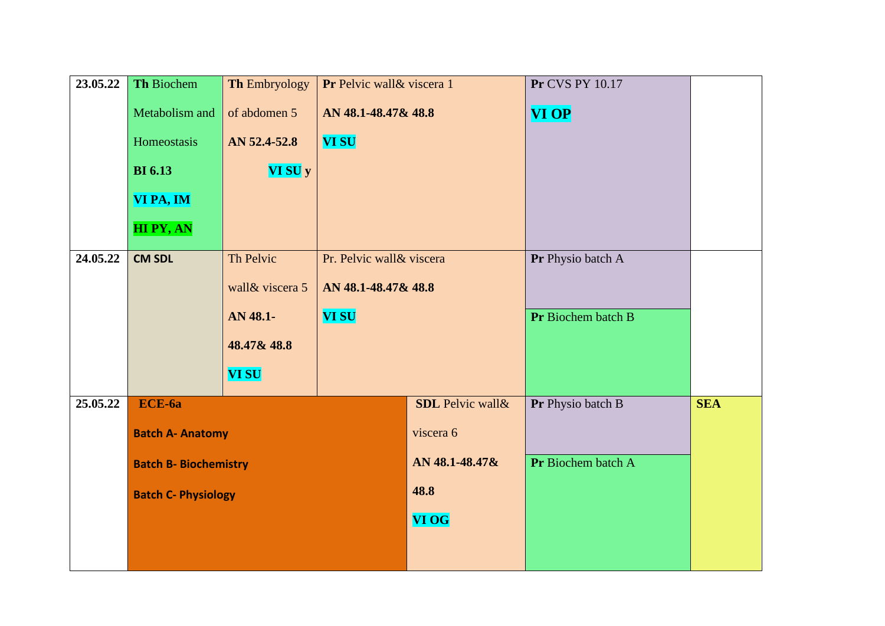| | | | | | |
|---|---|---|---|---|---|
| 23.05.22 | **Th** Biochem Metabolism and Homeostasis **BI 6.13** **VI PA, IM** **HI PY, AN** | **Th** Embryology of abdomen 5 **AN 52.4-52.8** **VI SU y** | **Pr** Pelvic wall& viscera 1 **AN 48.1-48.47& 48.8** **VI SU** | **Pr** CVS PY 10.17 **VI OP** | |
| 24.05.22 | **CM SDL** | Th Pelvic wall& viscera 5 **AN 48.1-48.47& 48.8** **VI SU** | Pr. Pelvic wall& viscera **AN 48.1-48.47& 48.8** **VI SU** | **Pr** Physio batch A<br>**Pr** Biochem batch B | |
| 25.05.22 | **ECE-6a** **Batch A- Anatomy** **Batch B- Biochemistry** **Batch C- Physiology** | | **SDL** Pelvic wall& viscera 6 **AN 48.1-48.47& 48.8** **VI OG** | **Pr** Physio batch B<br>**Pr** Biochem batch A | **SEA** |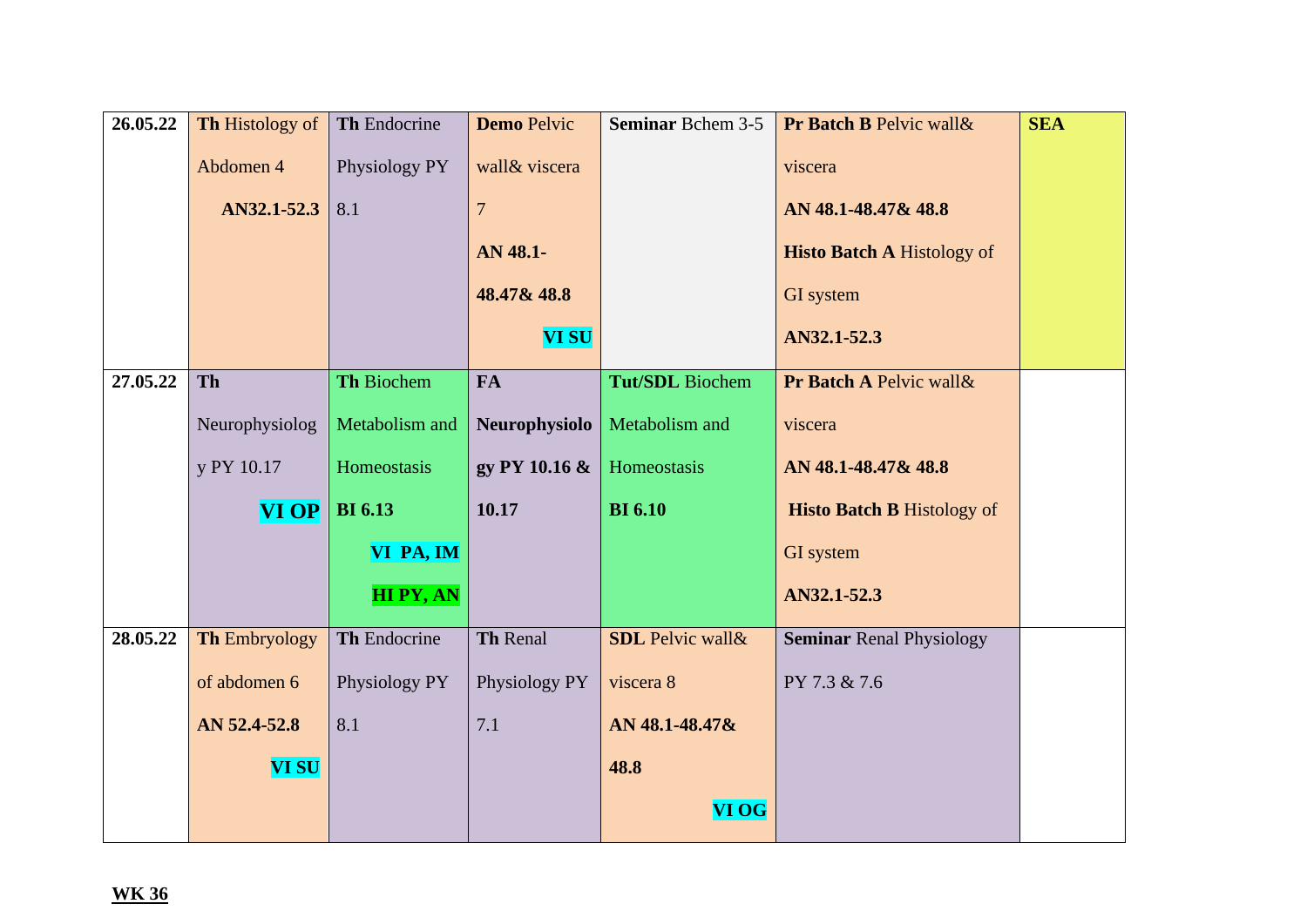| 26.05.22 | **Th** Histology of Abdomen 4 **AN32.1-52.3** | **Th** Endocrine Physiology PY 8.1 | **Demo** Pelvic wall& viscera 7 **AN 48.1-48.47& 48.8** **VI SU** | **Seminar** Bchem 3-5 | **Pr Batch B** Pelvic wall& viscera **AN 48.1-48.47& 48.8** **Histo Batch A** Histology of GI system **AN32.1-52.3** | **SEA** |
|---|---|---|---|---|---|---|
| 27.05.22 | **Th** Neurophysiology PY 10.17 **VI OP** | **Th** Biochem Metabolism and Homeostasis **BI 6.13** **VI PA, IM** **HI PY, AN** | **FA Neurophysiology PY 10.16 & 10.17** | **Tut/SDL** Biochem Metabolism and Homeostasis **BI 6.10** | **Pr Batch A** Pelvic wall& viscera **AN 48.1-48.47& 48.8** **Histo Batch B** Histology of GI system **AN32.1-52.3** | |
| 28.05.22 | **Th** Embryology of abdomen 6 **AN 52.4-52.8** **VI SU** | **Th** Endocrine Physiology PY 8.1 | **Th** Renal Physiology PY 7.1 | **SDL** Pelvic wall& viscera 8 **AN 48.1-48.47& 48.8** **VI OG** | **Seminar** Renal Physiology PY 7.3 & 7.6 | |

**WK 36**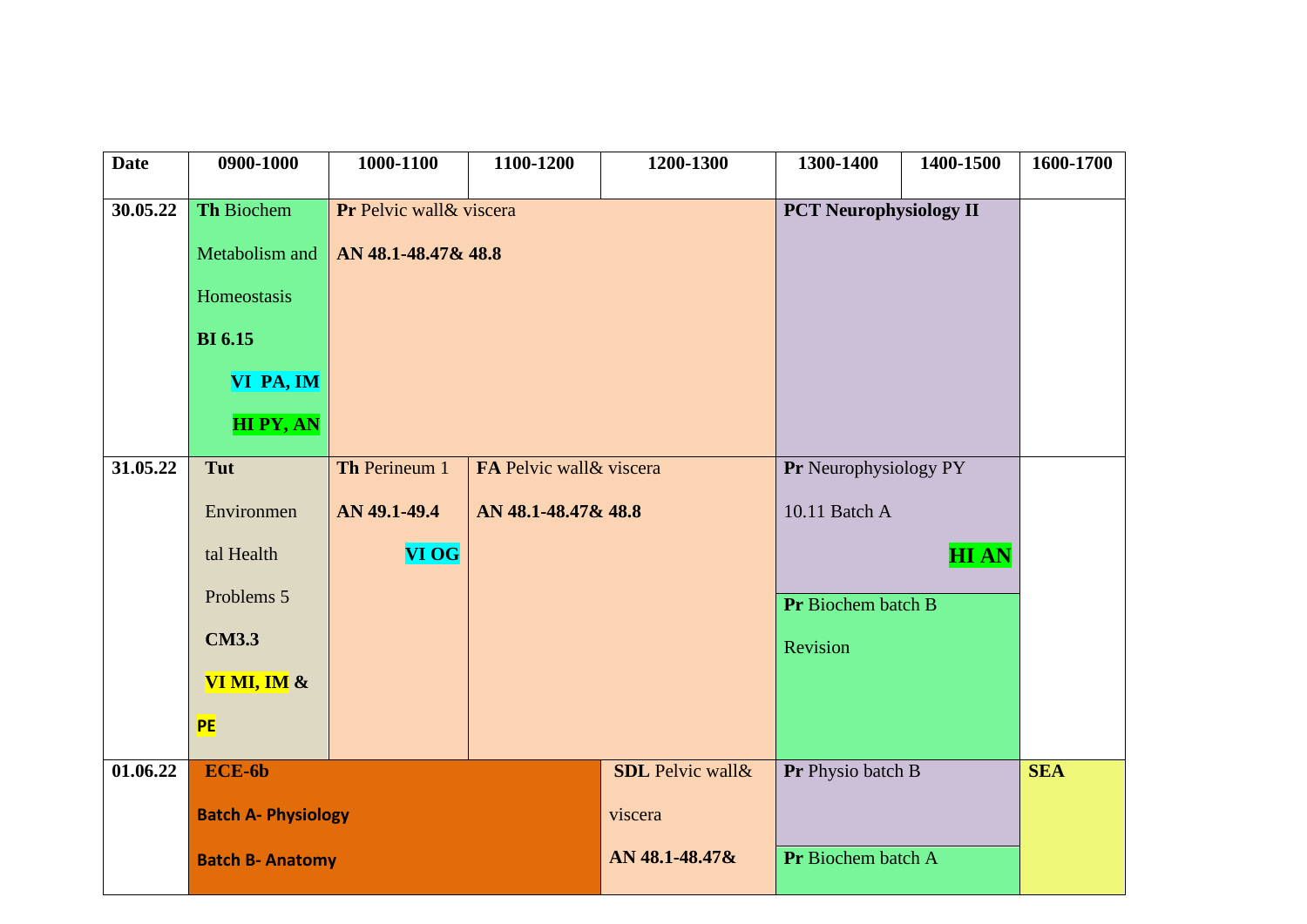| Date | 0900-1000 | 1000-1100 | 1100-1200 | 1200-1300 | 1300-1400 | 1400-1500 | 1600-1700 |
|---|---|---|---|---|---|---|---|
| 30.05.22 | **Th** Biochem Metabolism and Homeostasis **BI 6.15** **VI PA, IM** **HI PY, AN** | **Pr** Pelvic wall& viscera **AN 48.1-48.47& 48.8** | | | **PCT Neurophysiology II** | | |
| 31.05.22 | **Tut** Environmental Health Problems 5 **CM3.3** **VI MI, IM** & **PE** | **Th** Perineum 1 **AN 49.1-49.4** **VI OG** | **FA** Pelvic wall& viscera **AN 48.1-48.47& 48.8** | | **Pr** Neurophysiology PY 10.11 Batch A **HI AN** / **Pr** Biochem batch B Revision | | |
| 01.06.22 | **ECE-6b** **Batch A- Physiology** **Batch B- Anatomy** | | | **SDL** Pelvic wall& viscera **AN 48.1-48.47&** | **Pr** Physio batch B / **Pr** Biochem batch A | | **SEA** |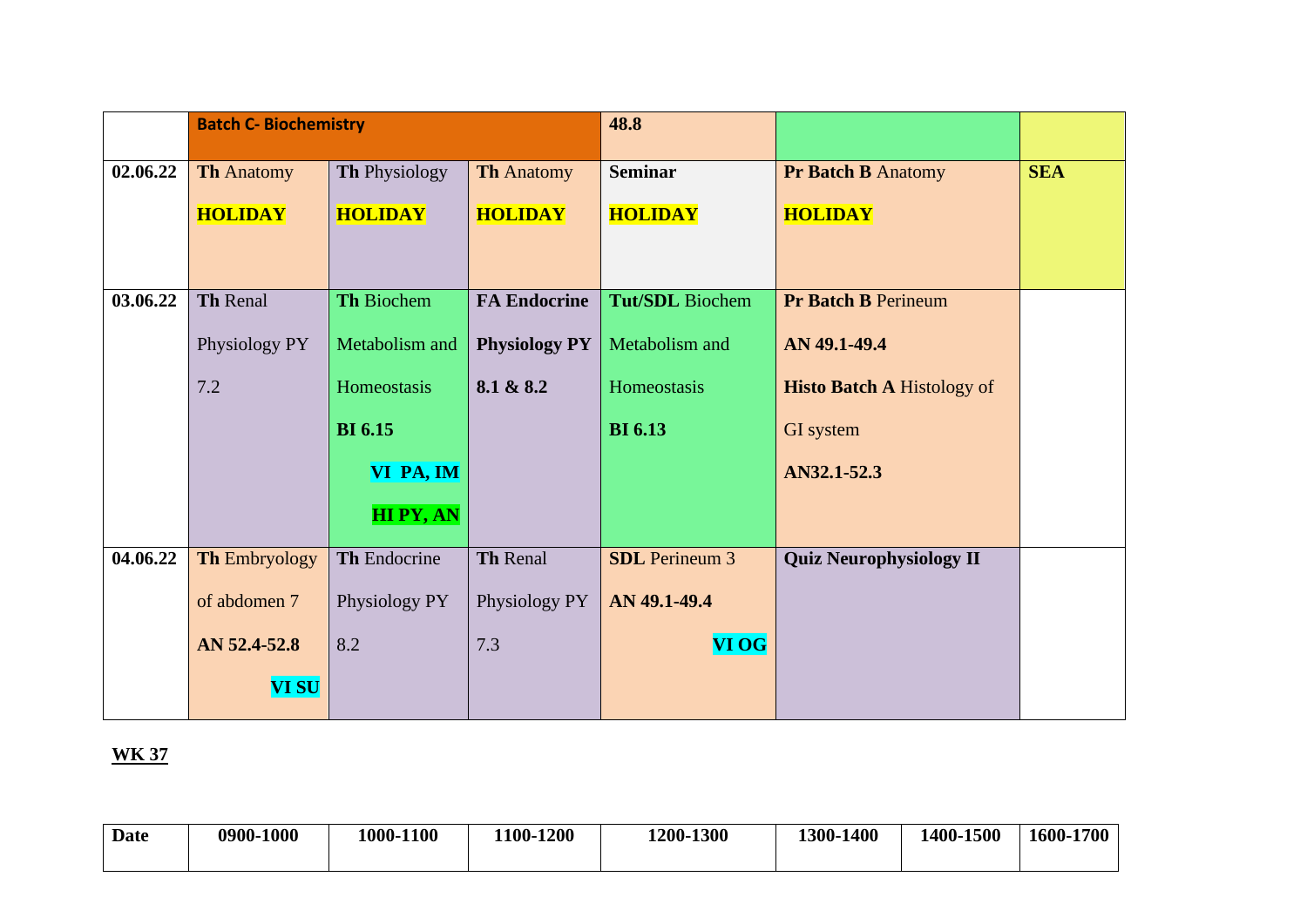| | Batch C- Biochemistry | | | 48.8 | | |
|---|---|---|---|---|---|---|
| 02.06.22 | **Th** Anatomy **HOLIDAY** | **Th** Physiology **HOLIDAY** | **Th** Anatomy **HOLIDAY** | **Seminar HOLIDAY** | **Pr Batch B** Anatomy **HOLIDAY** | **SEA** |
| 03.06.22 | **Th** Renal Physiology PY 7.2 | **Th** Biochem Metabolism and Homeostasis **BI 6.15** **VI PA, IM** **HI PY, AN** | **FA Endocrine Physiology PY 8.1 & 8.2** | **Tut/SDL** Biochem Metabolism and Homeostasis **BI 6.13** | **Pr Batch B** Perineum **AN 49.1-49.4** **Histo Batch A** Histology of GI system **AN32.1-52.3** | |
| 04.06.22 | **Th** Embryology of abdomen 7 **AN 52.4-52.8** **VI SU** | **Th** Endocrine Physiology PY 8.2 | **Th** Renal Physiology PY 7.3 | **SDL** Perineum 3 **AN 49.1-49.4** **VI OG** | **Quiz Neurophysiology II** | |

**WK 37**

| Date | 0900-1000 | 1000-1100 | 1100-1200 | 1200-1300 | 1300-1400 | 1400-1500 | 1600-1700 |
|---|---|---|---|---|---|---|---|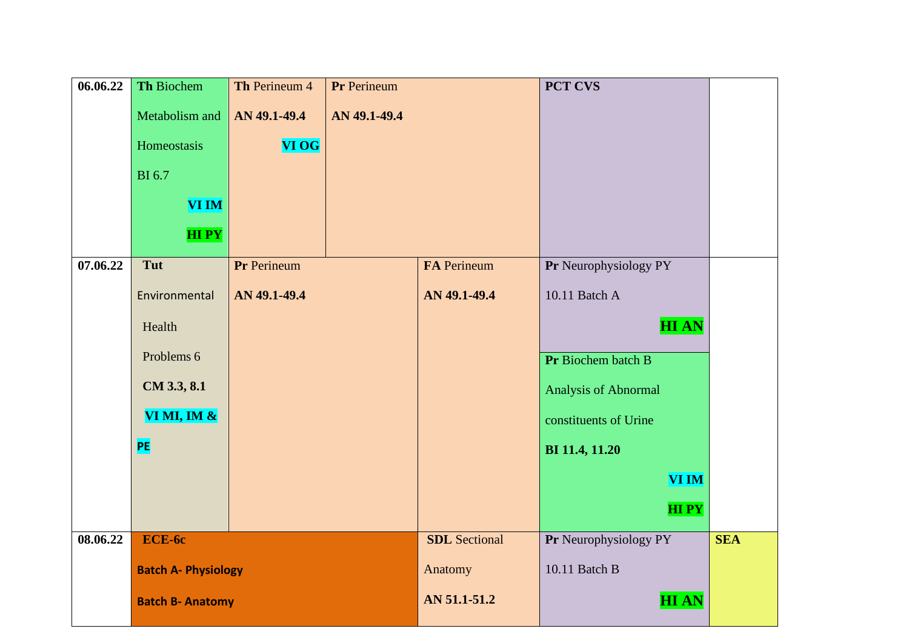| | | | | | |
|---|---|---|---|---|---|
| **06.06.22** | **Th** Biochem Metabolism and Homeostasis BI 6.7 **VI IM** **HI PY** | **Th** Perineum 4 **AN 49.1-49.4** **VI OG** | **Pr** Perineum **AN 49.1-49.4** | **PCT CVS** | |
| **07.06.22** | **Tut** Environmental Health Problems 6 **CM 3.3, 8.1** **VI MI, IM & PE** | **Pr** Perineum **AN 49.1-49.4** | **FA** Perineum **AN 49.1-49.4** | **Pr** Neurophysiology PY 10.11 Batch A **HI AN**<br>**Pr** Biochem batch B Analysis of Abnormal constituents of Urine **BI 11.4, 11.20** **VI IM** **HI PY** | |
| **08.06.22** | **ECE-6c** **Batch A- Physiology** **Batch B- Anatomy** | | **SDL** Sectional Anatomy **AN 51.1-51.2** | **Pr** Neurophysiology PY 10.11 Batch B **HI AN** | **SEA** |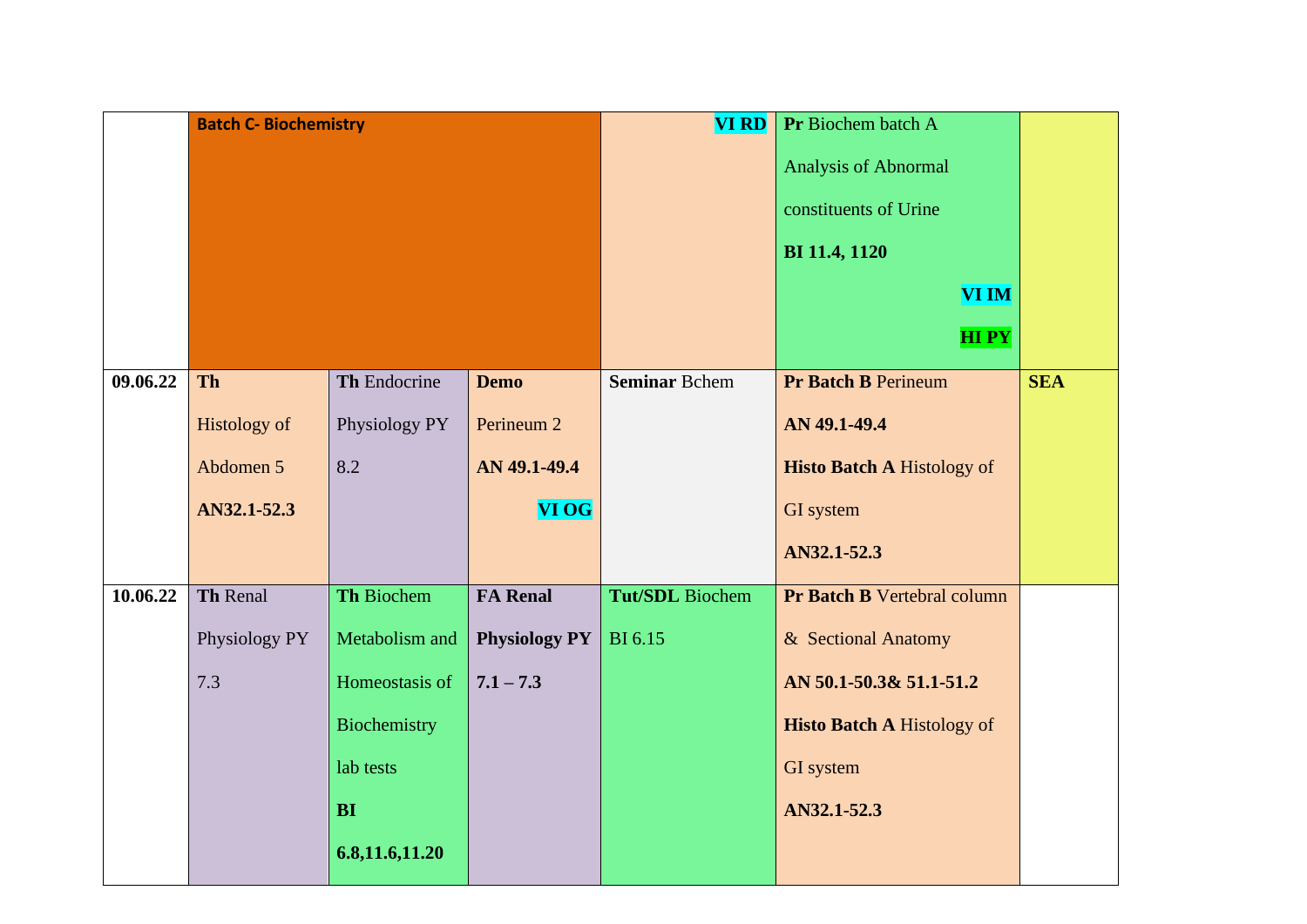|  | Batch C- Biochemistry |  |  | VI RD | Pr Biochem batch A Analysis of Abnormal constituents of Urine **BI 11.4, 1120** VI IM HI PY |  |
|---|---|---|---|---|---|---|
| **09.06.22** | **Th** Histology of Abdomen 5 **AN32.1-52.3** | **Th** Endocrine Physiology PY 8.2 | **Demo** Perineum 2 **AN 49.1-49.4** VI OG | **Seminar** Bchem | **Pr Batch B** Perineum **AN 49.1-49.4** **Histo Batch A** Histology of GI system **AN32.1-52.3** | **SEA** |
| **10.06.22** | **Th** Renal Physiology PY 7.3 | **Th** Biochem Metabolism and Homeostasis of Biochemistry lab tests **BI 6.8,11.6,11.20** | **FA Renal Physiology PY 7.1 – 7.3** | **Tut/SDL** Biochem BI 6.15 | **Pr Batch B** Vertebral column & Sectional Anatomy **AN 50.1-50.3& 51.1-51.2** **Histo Batch A** Histology of GI system **AN32.1-52.3** |  |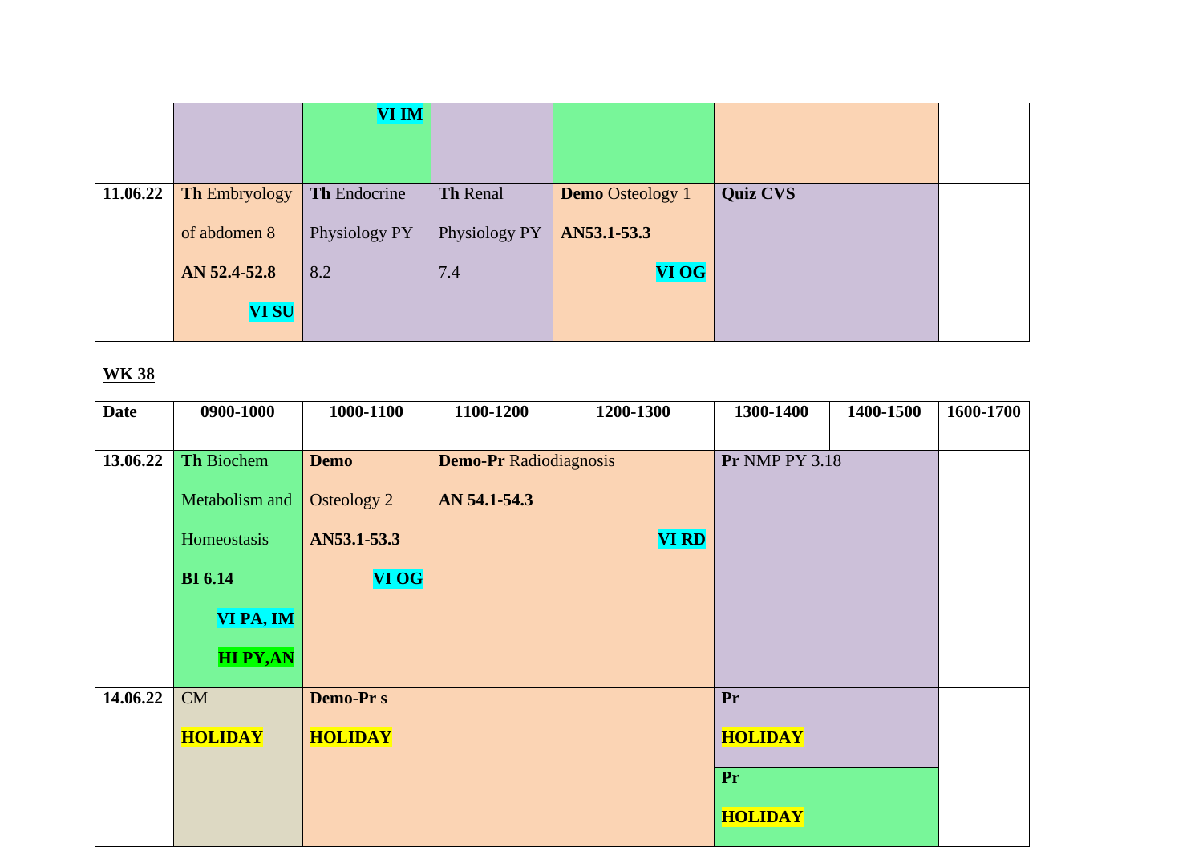| | | | | | | |
|---|---|---|---|---|---|---|
| | | VI IM | | | | |
| **11.06.22** | **Th** Embryology of abdomen 8 **AN 52.4-52.8** **VI SU** | **Th** Endocrine Physiology PY 8.2 | **Th** Renal Physiology PY 7.4 | **Demo** Osteology 1 **AN53.1-53.3** **VI OG** | **Quiz CVS** | |

**WK 38**

| Date | 0900-1000 | 1000-1100 | 1100-1200 | 1200-1300 | 1300-1400 | 1400-1500 | 1600-1700 |
|---|---|---|---|---|---|---|---|
| **13.06.22** | **Th** Biochem Metabolism and Homeostasis **BI 6.14** **VI PA, IM** **HI PY,AN** | **Demo** Osteology 2 **AN53.1-53.3** **VI OG** | **Demo-Pr** Radiodiagnosis **AN 54.1-54.3** **VI RD** | | **Pr** NMP PY 3.18 | | |
| **14.06.22** | CM **HOLIDAY** | **Demo-Pr s** **HOLIDAY** | | | **Pr** **HOLIDAY** / **Pr** **HOLIDAY** | | |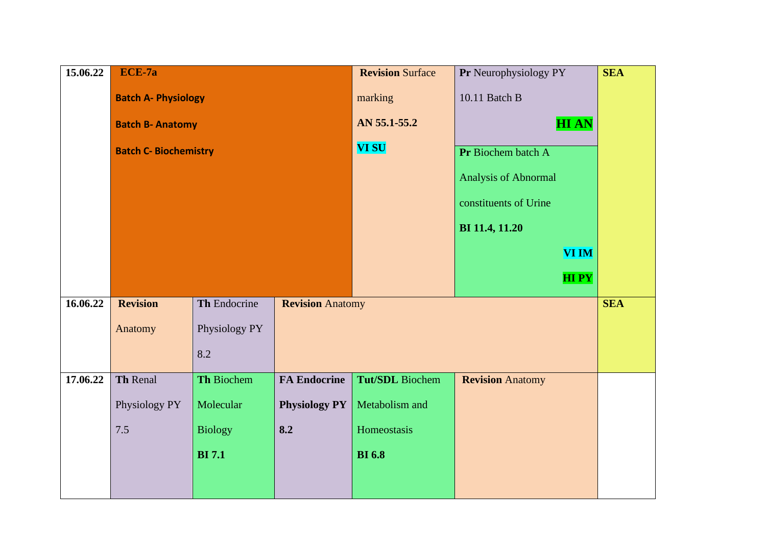| Date | | | | | | | |
|---|---|---|---|---|---|---|---|
| 15.06.22 | **ECE-7a** **Batch A- Physiology** **Batch B- Anatomy** **Batch C- Biochemistry** | | | **Revision** Surface marking **AN 55.1-55.2** VI SU | **Pr** Neurophysiology PY 10.11 Batch B HI AN<br>**Pr** Biochem batch A Analysis of Abnormal constituents of Urine **BI 11.4, 11.20** VI IM HI PY | | **SEA** |
| 16.06.22 | **Revision** Anatomy | **Th** Endocrine Physiology PY 8.2 | **Revision** Anatomy | | | | **SEA** |
| 17.06.22 | **Th** Renal Physiology PY 7.5 | **Th** Biochem Molecular Biology **BI 7.1** | **FA Endocrine Physiology PY 8.2** | **Tut/SDL** Biochem Metabolism and Homeostasis **BI 6.8** | **Revision** Anatomy | | |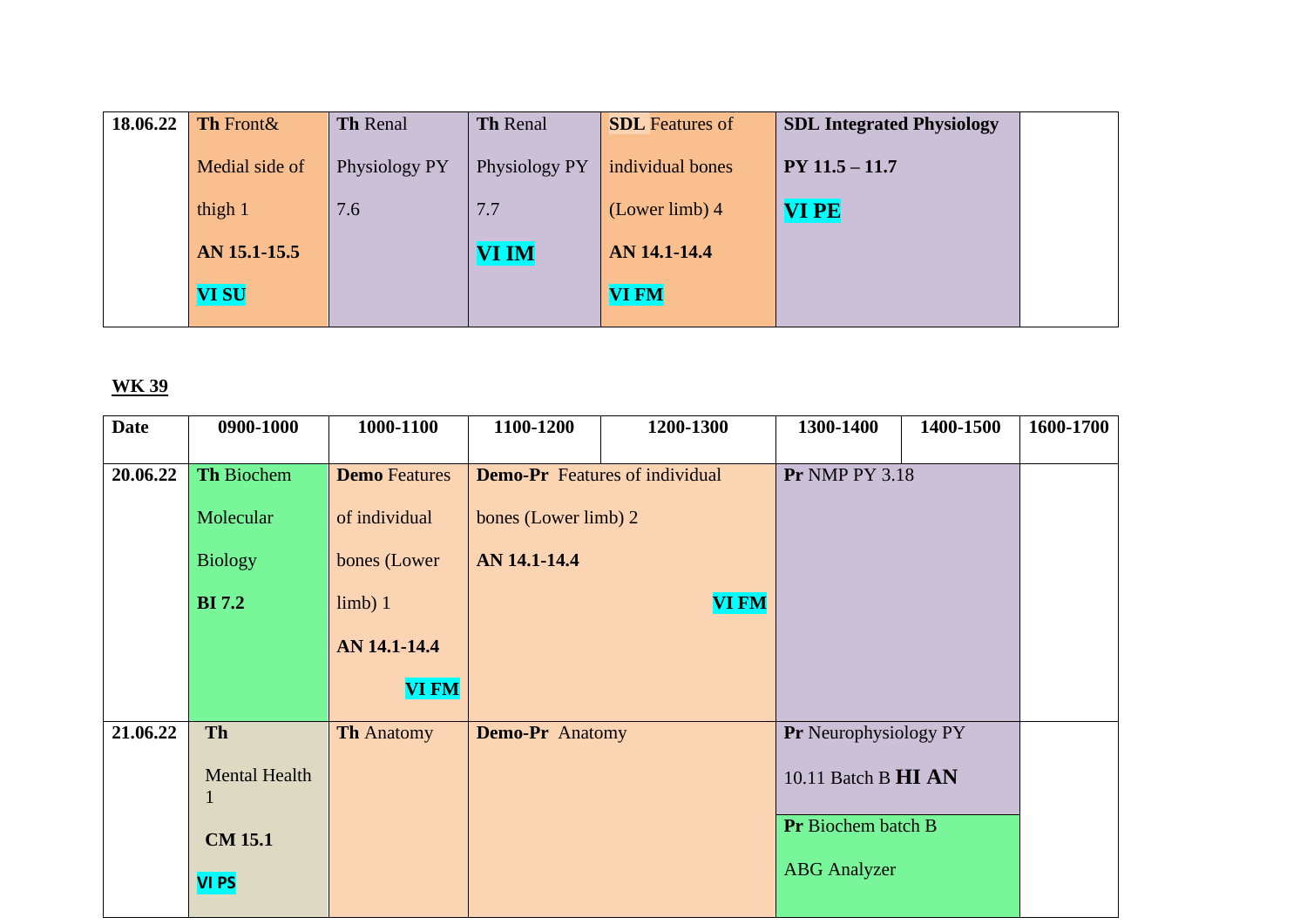| 18.06.22 | **Th** Front& Medial side of thigh 1 **AN 15.1-15.5** **VI SU** | **Th** Renal Physiology PY 7.6 | **Th** Renal Physiology PY 7.7 **VI IM** | **SDL** Features of individual bones (Lower limb) 4 **AN 14.1-14.4** **VI FM** | **SDL Integrated Physiology PY 11.5 – 11.7** **VI PE** | | |
|---|---|---|---|---|---|---|---|

**WK 39**

| Date | 0900-1000 | 1000-1100 | 1100-1200 | 1200-1300 | 1300-1400 | 1400-1500 | 1600-1700 |
|---|---|---|---|---|---|---|---|
| **20.06.22** | **Th** Biochem Molecular Biology **BI 7.2** | **Demo** Features of individual bones (Lower limb) 1 **AN 14.1-14.4** **VI FM** | **Demo-Pr** Features of individual bones (Lower limb) 2 **AN 14.1-14.4** **VI FM** | | **Pr** NMP PY 3.18 | | |
| **21.06.22** | **Th** Mental Health 1 **CM 15.1** **VI PS** | **Th** Anatomy | **Demo-Pr** Anatomy | | **Pr** Neurophysiology PY 10.11 Batch B **HI AN** / **Pr** Biochem batch B ABG Analyzer | | |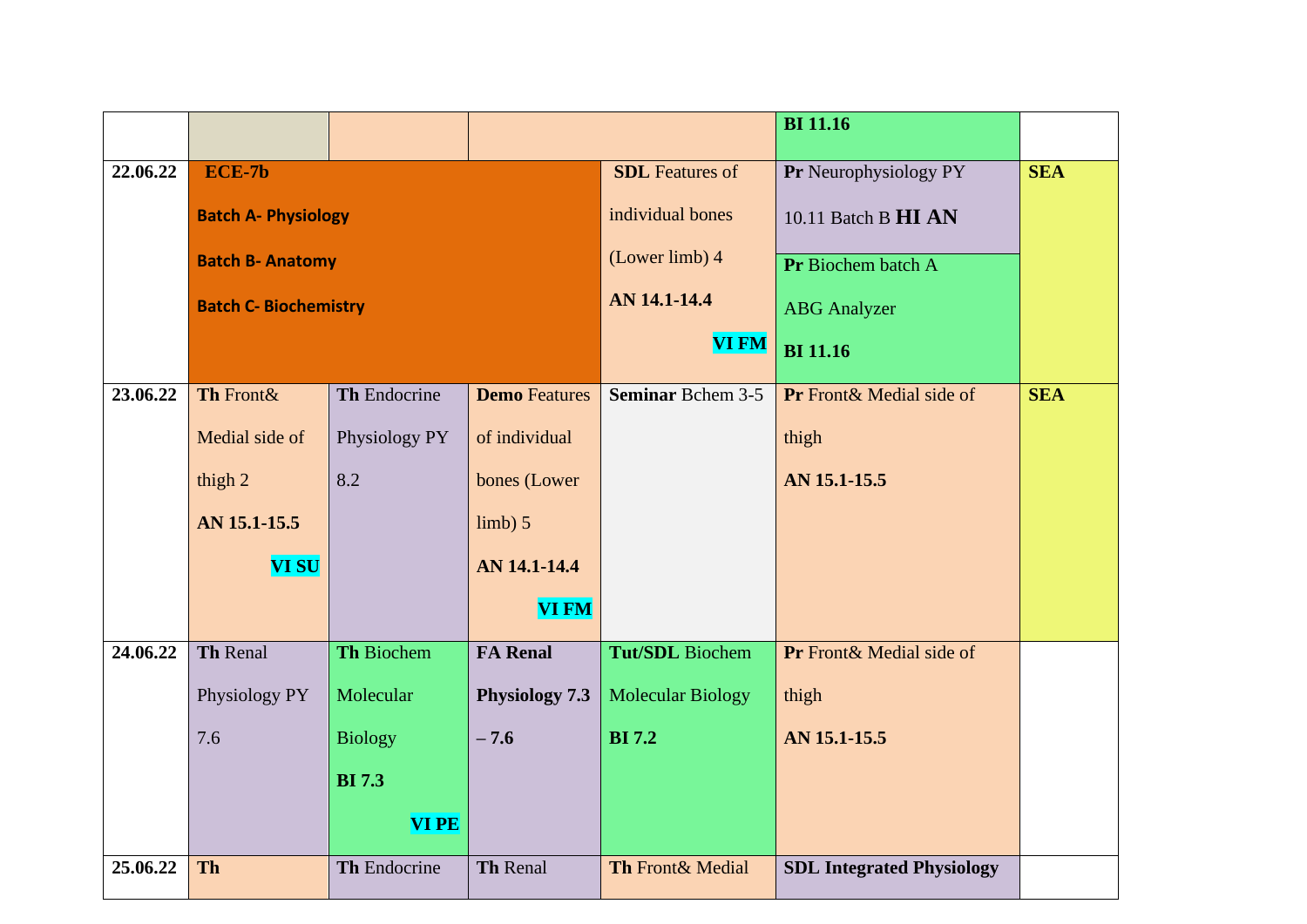| | | | | | | |
|---|---|---|---|---|---|---|
| | | | | | **BI 11.16** | |
| **22.06.22** | **ECE-7b** **Batch A- Physiology** **Batch B- Anatomy** **Batch C- Biochemistry** | | | **SDL** Features of individual bones (Lower limb) 4 **AN 14.1-14.4** **VI FM** | **Pr** Neurophysiology PY 10.11 Batch B **HI AN** **Pr** Biochem batch A ABG Analyzer **BI 11.16** | **SEA** |
| **23.06.22** | **Th** Front& Medial side of thigh 2 **AN 15.1-15.5** **VI SU** | **Th** Endocrine Physiology PY 8.2 | **Demo** Features of individual bones (Lower limb) 5 **AN 14.1-14.4** **VI FM** | **Seminar** Bchem 3-5 | **Pr** Front& Medial side of thigh **AN 15.1-15.5** | **SEA** |
| **24.06.22** | **Th** Renal Physiology PY 7.6 | **Th** Biochem Molecular Biology **BI 7.3** **VI PE** | **FA Renal Physiology 7.3 – 7.6** | **Tut/SDL** Biochem Molecular Biology **BI 7.2** | **Pr** Front& Medial side of thigh **AN 15.1-15.5** | |
| **25.06.22** | **Th** | **Th** Endocrine | **Th** Renal | **Th** Front& Medial | **SDL Integrated Physiology** | |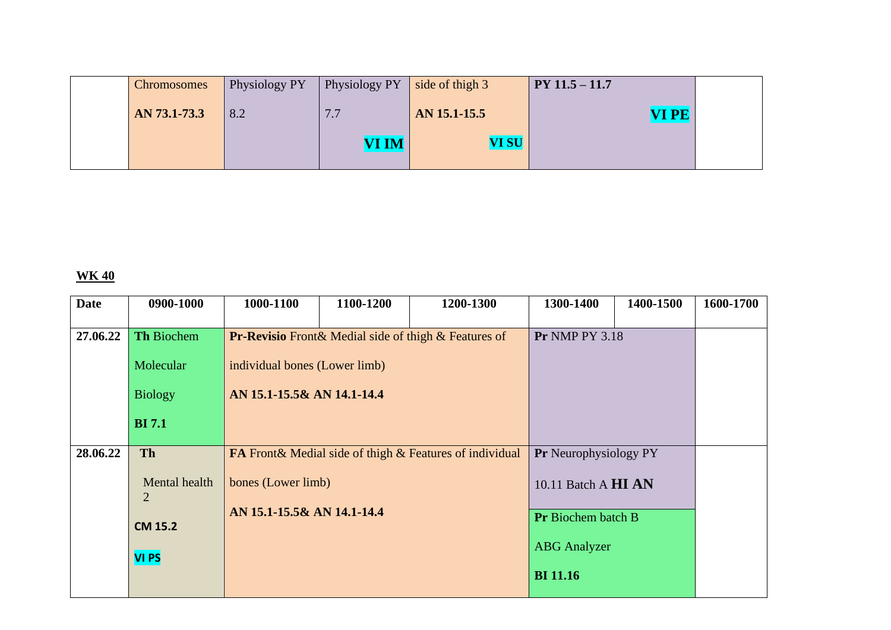| | | | | | | | |
|---|---|---|---|---|---|---|---|
| | Chromosomes **AN 73.1-73.3** | Physiology PY 8.2 | Physiology PY 7.7 **VI IM** | side of thigh 3 **AN 15.1-15.5** **VI SU** | **PY 11.5 – 11.7** **VI PE** | | |

**WK 40**

| Date | 0900-1000 | 1000-1100 | 1100-1200 | 1200-1300 | 1300-1400 | 1400-1500 | 1600-1700 |
|---|---|---|---|---|---|---|---|
| **27.06.22** | **Th** Biochem Molecular Biology **BI 7.1** | **Pr-Revisio** Front& Medial side of thigh & Features of individual bones (Lower limb) **AN 15.1-15.5& AN 14.1-14.4** | | | **Pr** NMP PY 3.18 | | |
| **28.06.22** | **Th** Mental health 2 **CM 15.2** **VI PS** | **FA** Front& Medial side of thigh & Features of individual bones (Lower limb) **AN 15.1-15.5& AN 14.1-14.4** | | | **Pr** Neurophysiology PY 10.11 Batch A **HI AN**<br>**Pr** Biochem batch B ABG Analyzer **BI 11.16** | | |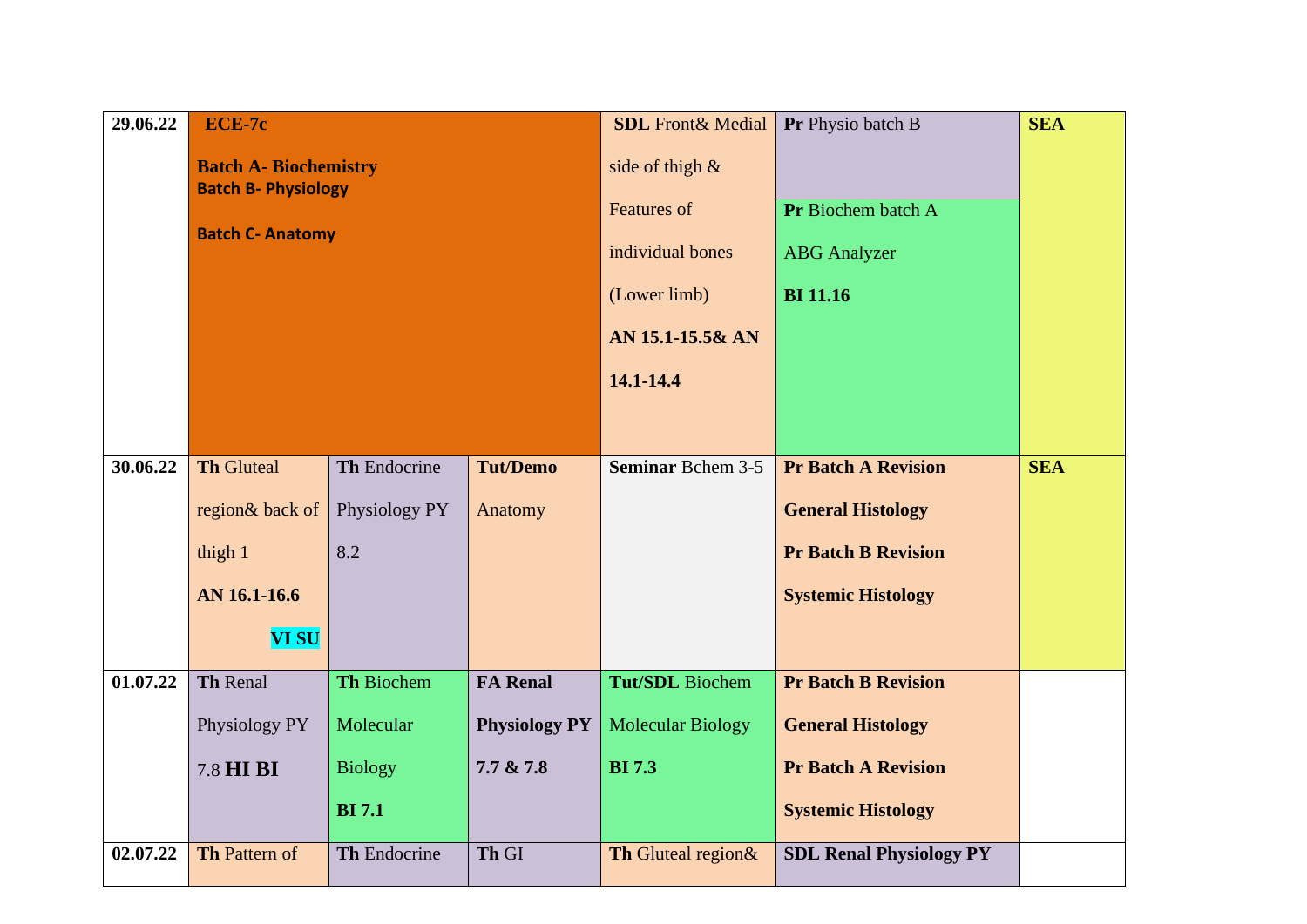| | | | | | | |
|---|---|---|---|---|---|---|
| 29.06.22 | **ECE-7c** **Batch A- Biochemistry** **Batch B- Physiology** **Batch C- Anatomy** | | | **SDL** Front& Medial side of thigh & Features of individual bones (Lower limb) **AN 15.1-15.5& AN 14.1-14.4** | **Pr** Physio batch B / **Pr** Biochem batch A ABG Analyzer **BI 11.16** | **SEA** |
| 30.06.22 | **Th** Gluteal region& back of thigh 1 **AN 16.1-16.6** **VI SU** | **Th** Endocrine Physiology PY 8.2 | **Tut/Demo** Anatomy | **Seminar** Bchem 3-5 | **Pr Batch A Revision General Histology Pr Batch B Revision Systemic Histology** | **SEA** |
| 01.07.22 | **Th** Renal Physiology PY 7.8 **HI BI** | **Th** Biochem Molecular Biology **BI 7.1** | **FA Renal Physiology PY 7.7 & 7.8** | **Tut/SDL** Biochem Molecular Biology **BI 7.3** | **Pr Batch B Revision General Histology Pr Batch A Revision Systemic Histology** | |
| 02.07.22 | **Th** Pattern of | **Th** Endocrine | **Th** GI | **Th** Gluteal region& | **SDL Renal Physiology PY** | |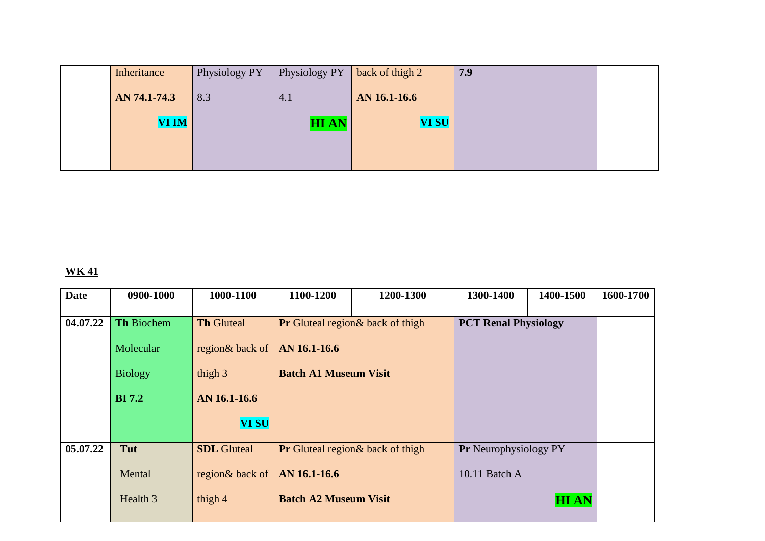| | | | | | | | |
|---|---|---|---|---|---|---|---|
| | Inheritance<br><br>**AN 74.1-74.3**<br><br>**VI IM** | Physiology PY<br><br>8.3 | Physiology PY<br><br>4.1<br><br>**HI AN** | back of thigh 2<br><br>**AN 16.1-16.6**<br><br>**VI SU** | **7.9** | | |

**WK 41**

| **Date** | **0900-1000** | **1000-1100** | **1100-1200** | **1200-1300** | **1300-1400** | **1400-1500** | **1600-1700** |
|---|---|---|---|---|---|---|---|
| **04.07.22** | **Th** Biochem<br><br>Molecular<br><br>Biology<br><br>**BI 7.2** | **Th** Gluteal<br><br>region& back of<br><br>thigh 3<br><br>**AN 16.1-16.6**<br><br>**VI SU** | **Pr** Gluteal region& back of thigh<br><br>**AN 16.1-16.6**<br><br>**Batch A1 Museum Visit** | | **PCT Renal Physiology** | | |
| **05.07.22** | **Tut**<br><br>Mental<br><br>Health 3 | **SDL** Gluteal<br><br>region& back of<br><br>thigh 4 | **Pr** Gluteal region& back of thigh<br><br>**AN 16.1-16.6**<br><br>**Batch A2 Museum Visit** | | **Pr** Neurophysiology PY<br><br>10.11 Batch A<br><br>**HI AN** | | |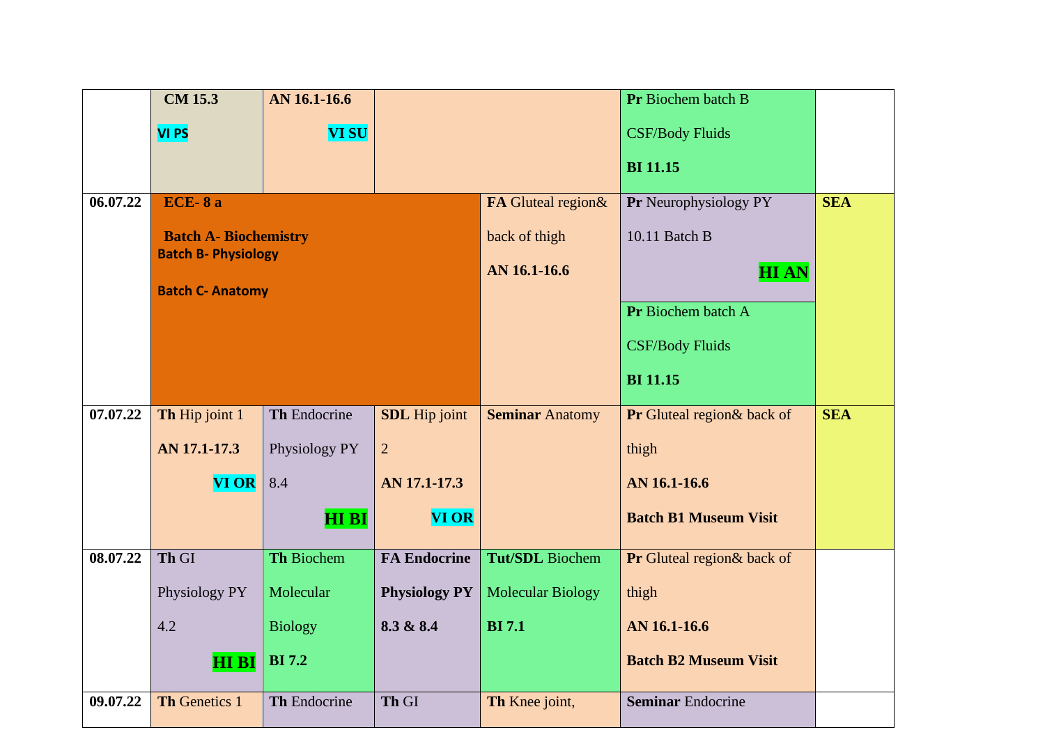| | | | | | | |
|---|---|---|---|---|---|---|
| | **CM 15.3** **VI PS** | **AN 16.1-16.6** **VI SU** | | | **Pr** Biochem batch B CSF/Body Fluids **BI 11.15** | |
| **06.07.22** | **ECE- 8 a** **Batch A- Biochemistry** **Batch B- Physiology** **Batch C- Anatomy** | | | **FA** Gluteal region& back of thigh **AN 16.1-16.6** | **Pr** Neurophysiology PY 10.11 Batch B **HI AN** / **Pr** Biochem batch A CSF/Body Fluids **BI 11.15** | **SEA** |
| **07.07.22** | **Th** Hip joint 1 **AN 17.1-17.3** **VI OR** | **Th** Endocrine Physiology PY 8.4 **HI BI** | **SDL** Hip joint 2 **AN 17.1-17.3** **VI OR** | **Seminar** Anatomy | **Pr** Gluteal region& back of thigh **AN 16.1-16.6** **Batch B1 Museum Visit** | **SEA** |
| **08.07.22** | **Th** GI Physiology PY 4.2 **HI BI** | **Th** Biochem Molecular Biology **BI 7.2** | **FA Endocrine Physiology PY 8.3 & 8.4** | **Tut/SDL** Biochem Molecular Biology **BI 7.1** | **Pr** Gluteal region& back of thigh **AN 16.1-16.6** **Batch B2 Museum Visit** | |
| **09.07.22** | **Th** Genetics 1 | **Th** Endocrine | **Th** GI | **Th** Knee joint, | **Seminar** Endocrine | |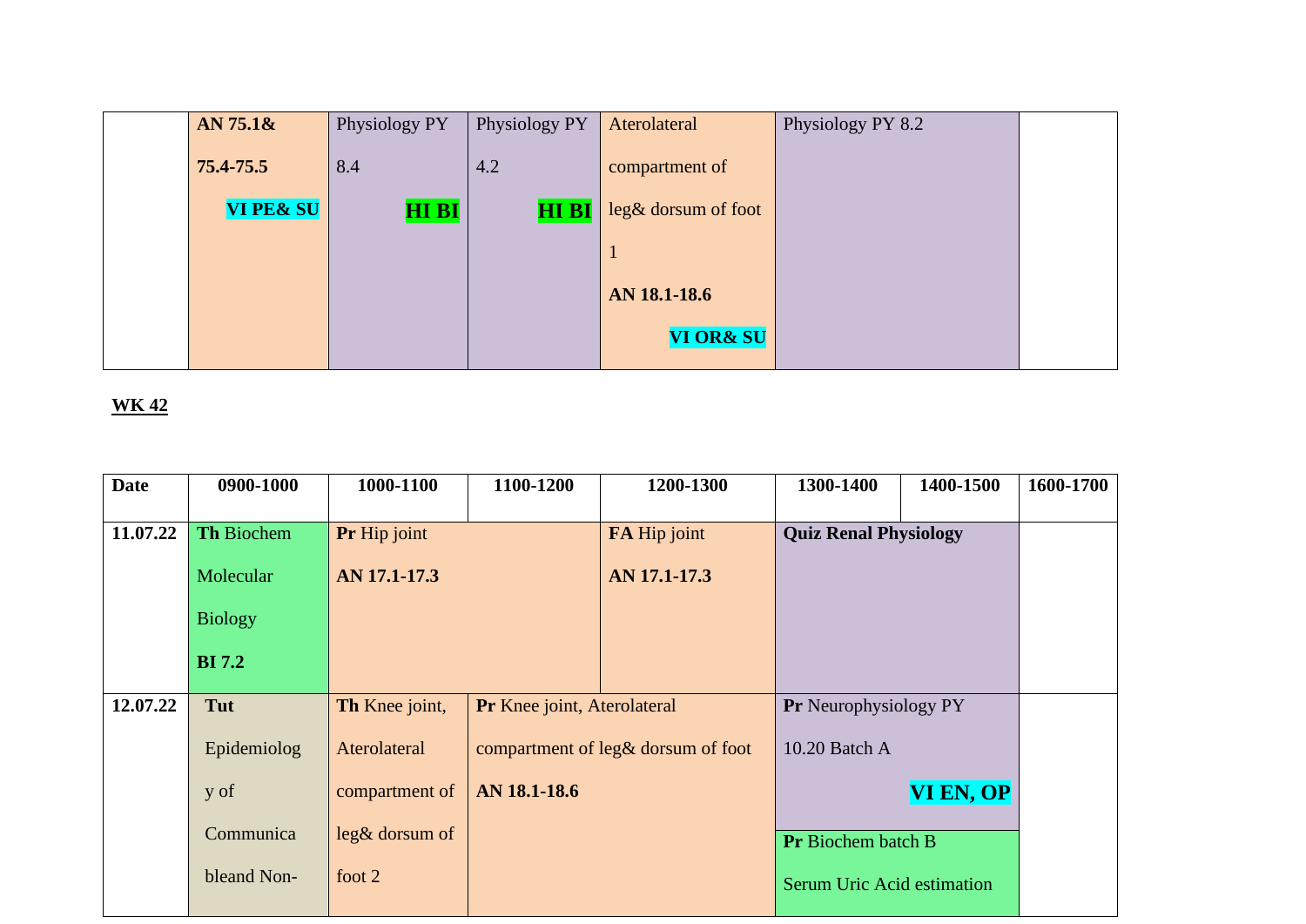| | | | | | | | |
|---|---|---|---|---|---|---|---|
| | **AN 75.1& 75.4-75.5** **VI PE& SU** | Physiology PY 8.4 **HI BI** | Physiology PY 4.2 **HI BI** | Aterolateral compartment of leg& dorsum of foot 1 **AN 18.1-18.6** **VI OR& SU** | Physiology PY 8.2 | | |

**WK 42**

| Date | 0900-1000 | 1000-1100 | 1100-1200 | 1200-1300 | 1300-1400 | 1400-1500 | 1600-1700 |
|---|---|---|---|---|---|---|---|
| 11.07.22 | **Th** Biochem Molecular Biology **BI 7.2** | **Pr** Hip joint **AN 17.1-17.3** | | **FA** Hip joint **AN 17.1-17.3** | **Quiz Renal Physiology** | | |
| 12.07.22 | **Tut** Epidemiology of Communicable and Non- | **Th** Knee joint, Aterolateral compartment of leg& dorsum of foot 2 | **Pr** Knee joint, Aterolateral compartment of leg& dorsum of foot **AN 18.1-18.6** | | **Pr** Neurophysiology PY 10.20 Batch A **VI EN, OP** / **Pr** Biochem batch B Serum Uric Acid estimation | | |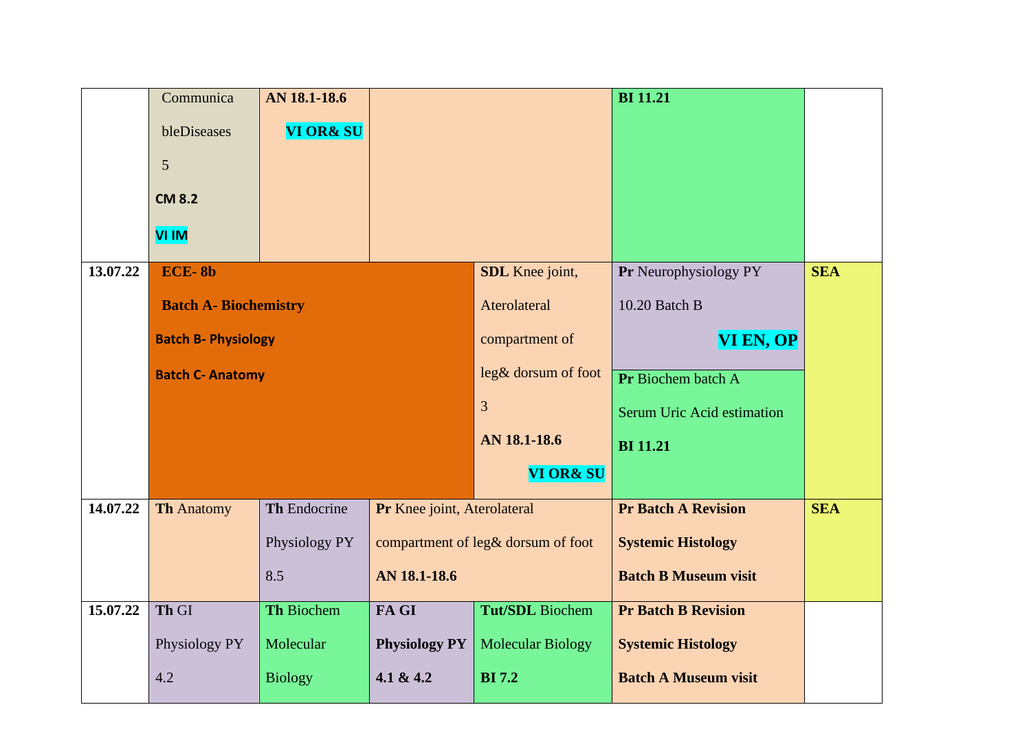| | | | | | | |
|---|---|---|---|---|---|---|
| | Communicable Diseases 5 **CM 8.2** **VI IM** | **AN 18.1-18.6** **VI OR& SU** | | | **BI 11.21** | |
| **13.07.22** | **ECE- 8b** **Batch A- Biochemistry** **Batch B- Physiology** **Batch C- Anatomy** | | | **SDL** Knee joint, Aterolateral compartment of leg& dorsum of foot 3 **AN 18.1-18.6** **VI OR& SU** | **Pr** Neurophysiology PY 10.20 Batch B **VI EN, OP** / **Pr** Biochem batch A Serum Uric Acid estimation **BI 11.21** | **SEA** |
| **14.07.22** | **Th** Anatomy | **Th** Endocrine Physiology PY 8.5 | **Pr** Knee joint, Aterolateral compartment of leg& dorsum of foot **AN 18.1-18.6** | | **Pr Batch A Revision** **Systemic Histology** **Batch B Museum visit** | **SEA** |
| **15.07.22** | **Th** GI Physiology PY 4.2 | **Th** Biochem Molecular Biology | **FA GI** **Physiology PY 4.1 & 4.2** | **Tut/SDL** Biochem Molecular Biology **BI 7.2** | **Pr Batch B Revision** **Systemic Histology** **Batch A Museum visit** | |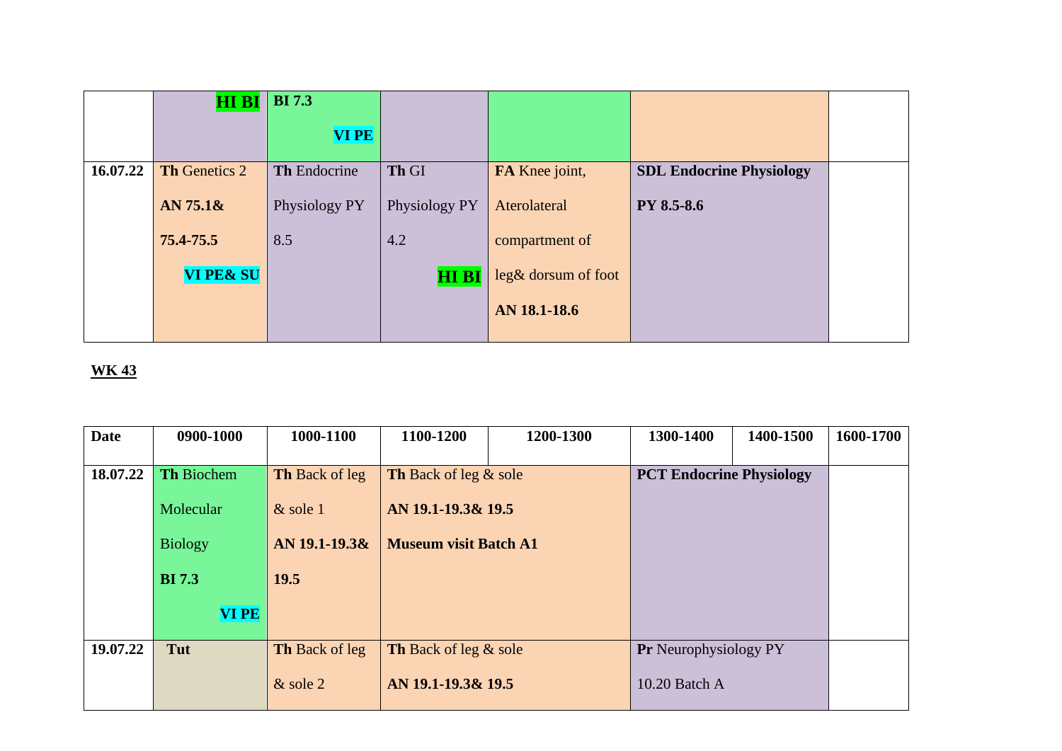|  | **HI BI** | **BI 7.3** **VI PE** |  |  |  |  |
|---|---|---|---|---|---|---|
| **16.07.22** | **Th** Genetics 2 **AN 75.1& 75.4-75.5** **VI PE& SU** | **Th** Endocrine Physiology PY 8.5 | **Th** GI Physiology PY 4.2 **HI BI** | **FA** Knee joint, Aterolateral compartment of leg& dorsum of foot **AN 18.1-18.6** | **SDL Endocrine Physiology PY 8.5-8.6** |  |

**WK 43**

| Date | 0900-1000 | 1000-1100 | 1100-1200 | 1200-1300 | 1300-1400 | 1400-1500 | 1600-1700 |
|---|---|---|---|---|---|---|---|
| **18.07.22** | **Th** Biochem Molecular Biology **BI 7.3** **VI PE** | **Th** Back of leg & sole 1 **AN 19.1-19.3& 19.5** | **Th** Back of leg & sole **AN 19.1-19.3& 19.5** **Museum visit Batch A1** | | **PCT Endocrine Physiology** | | |
| **19.07.22** | **Tut** | **Th** Back of leg & sole 2 | **Th** Back of leg & sole **AN 19.1-19.3& 19.5** | | **Pr** Neurophysiology PY 10.20 Batch A | | |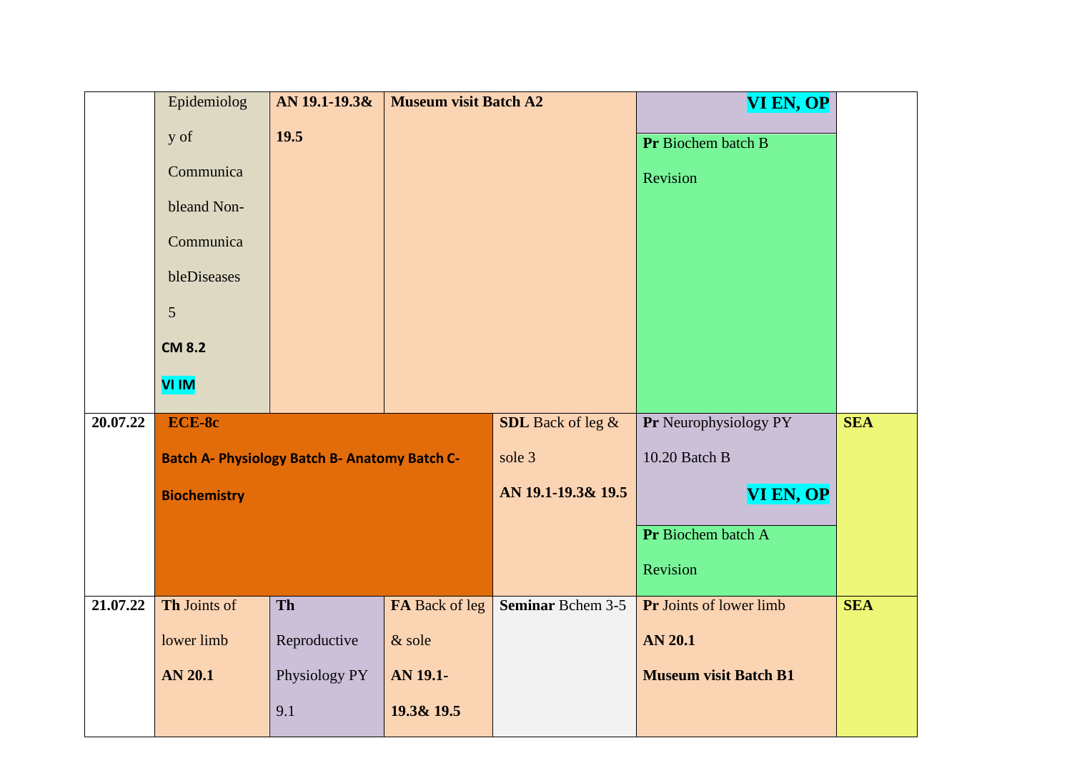| | | | | | | |
|---|---|---|---|---|---|---|
| | Epidemiology of Communicable and Non-Communicable Diseases 5 **CM 8.2** VI IM | **AN 19.1-19.3& 19.5** | **Museum visit Batch A2** | | **VI EN, OP** **Pr** Biochem batch B Revision | |
| **20.07.22** | **ECE-8c** **Batch A- Physiology Batch B- Anatomy Batch C-Biochemistry** | | | **SDL** Back of leg & sole 3 **AN 19.1-19.3& 19.5** | **Pr** Neurophysiology PY 10.20 Batch B **VI EN, OP** **Pr** Biochem batch A Revision | **SEA** |
| **21.07.22** | **Th** Joints of lower limb **AN 20.1** | **Th** Reproductive Physiology PY 9.1 | **FA** Back of leg & sole **AN 19.1-19.3& 19.5** | **Seminar** Bchem 3-5 | **Pr** Joints of lower limb **AN 20.1** **Museum visit Batch B1** | **SEA** |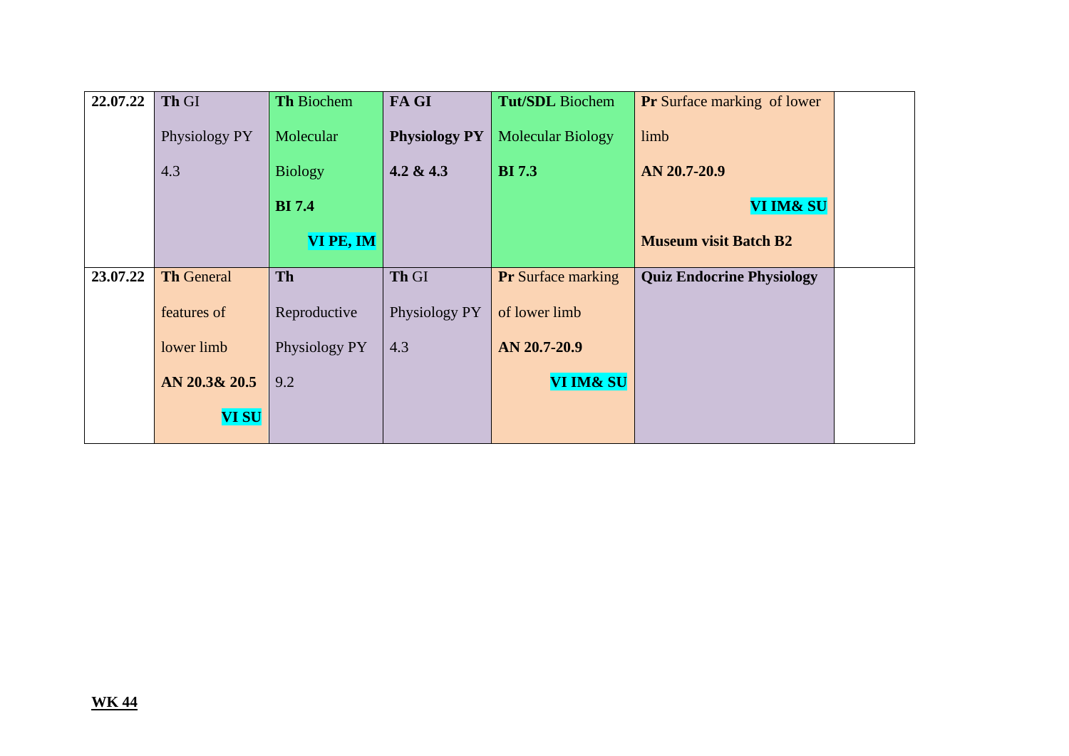| 22.07.22 | **Th** GI Physiology PY 4.3 | **Th** Biochem Molecular Biology **BI 7.4** **VI PE, IM** | **FA GI Physiology PY 4.2 & 4.3** | **Tut/SDL** Biochem Molecular Biology **BI 7.3** | **Pr** Surface marking of lower limb **AN 20.7-20.9** **VI IM& SU** **Museum visit Batch B2** | |
|---|---|---|---|---|---|---|
| 23.07.22 | **Th** General features of lower limb **AN 20.3& 20.5** **VI SU** | **Th** Reproductive Physiology PY 9.2 | **Th** GI Physiology PY 4.3 | **Pr** Surface marking of lower limb **AN 20.7-20.9** **VI IM& SU** | **Quiz Endocrine Physiology** | |

**WK 44**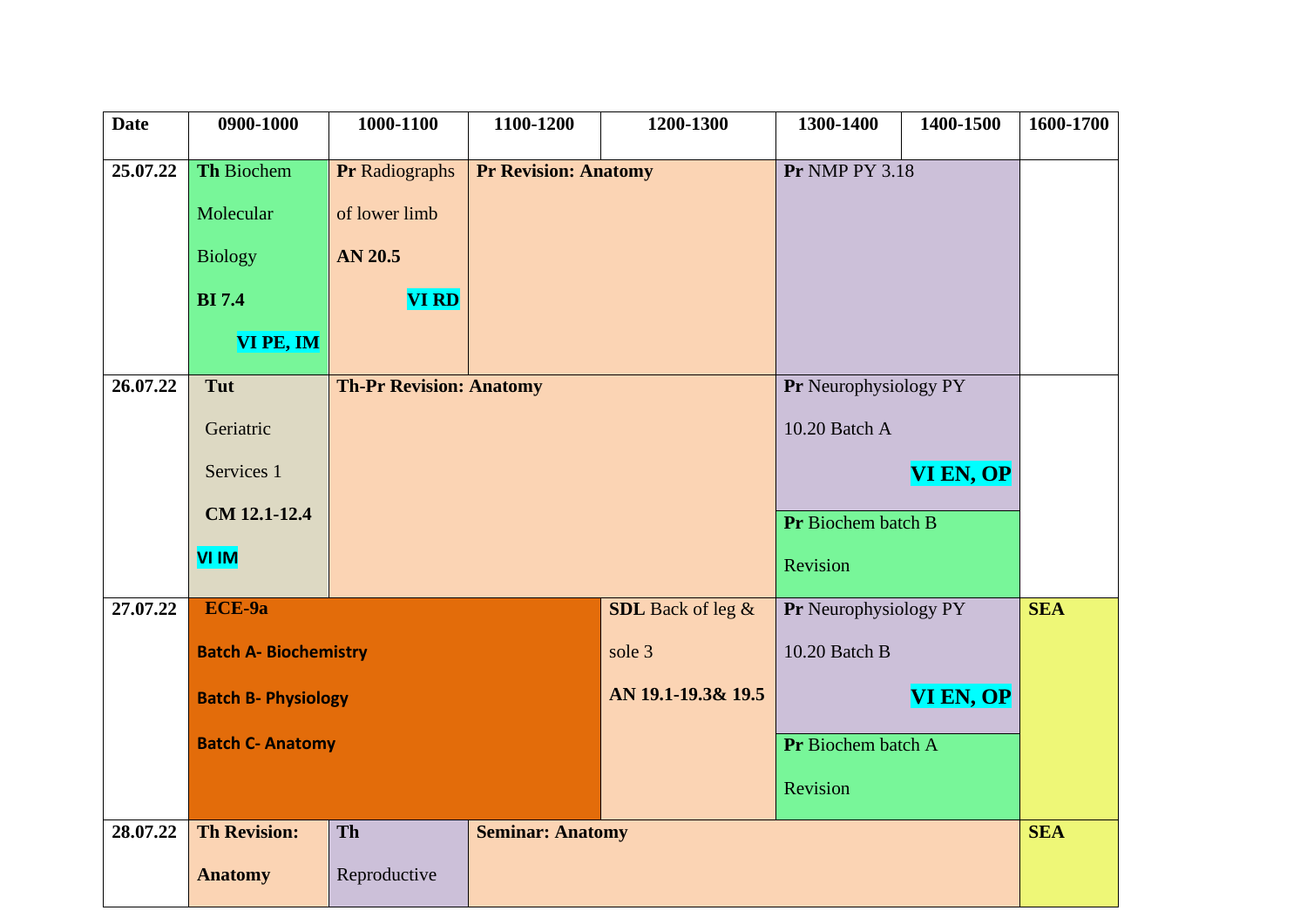| Date | 0900-1000 | 1000-1100 | 1100-1200 | 1200-1300 | 1300-1400 | 1400-1500 | 1600-1700 |
|---|---|---|---|---|---|---|---|
| 25.07.22 | **Th** Biochem Molecular Biology **BI 7.4** **VI PE, IM** | **Pr** Radiographs of lower limb **AN 20.5** **VI RD** | **Pr Revision: Anatomy** | | **Pr** NMP PY 3.18 | | |
| 26.07.22 | **Tut** Geriatric Services 1 **CM 12.1-12.4** **VI IM** | **Th-Pr Revision: Anatomy** | | | **Pr** Neurophysiology PY 10.20 Batch A **VI EN, OP** / **Pr** Biochem batch B Revision | | |
| 27.07.22 | **ECE-9a** **Batch A- Biochemistry** **Batch B- Physiology** **Batch C- Anatomy** | | | **SDL** Back of leg & sole 3 **AN 19.1-19.3& 19.5** | **Pr** Neurophysiology PY 10.20 Batch B **VI EN, OP** / **Pr** Biochem batch A Revision | | **SEA** |
| 28.07.22 | **Th Revision: Anatomy** | **Th** Reproductive | **Seminar: Anatomy** | | | | **SEA** |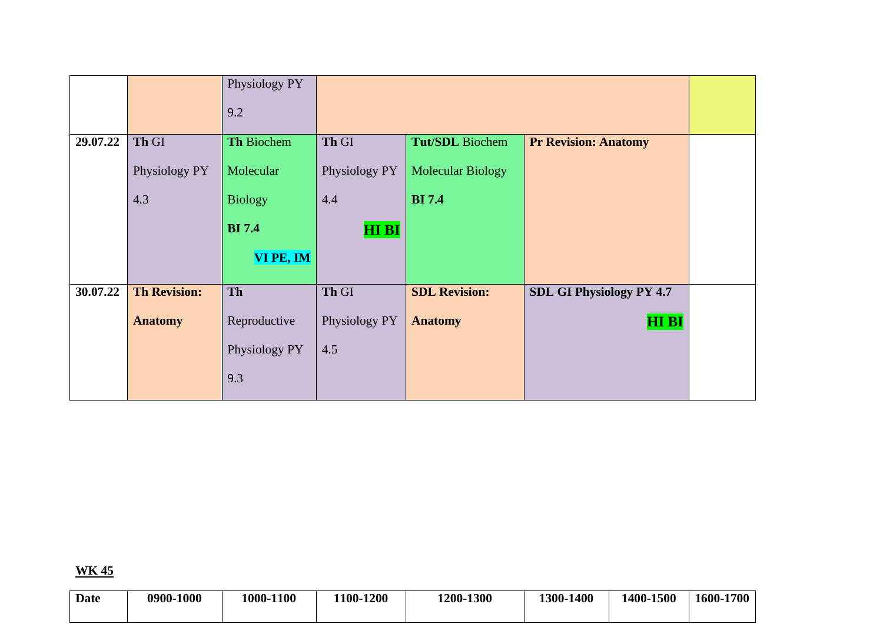| | | | | | | |
|---|---|---|---|---|---|---|
| | | Physiology PY 9.2 | | | | |
| **29.07.22** | **Th** GI Physiology PY 4.3 | **Th** Biochem Molecular Biology **BI 7.4** **VI PE, IM** | **Th** GI Physiology PY 4.4 **HI BI** | **Tut/SDL** Biochem Molecular Biology **BI 7.4** | **Pr Revision: Anatomy** | |
| **30.07.22** | **Th Revision: Anatomy** | **Th** Reproductive Physiology PY 9.3 | **Th** GI Physiology PY 4.5 | **SDL Revision: Anatomy** | **SDL GI Physiology PY 4.7** **HI BI** | |

**WK 45**

| Date | 0900-1000 | 1000-1100 | 1100-1200 | 1200-1300 | 1300-1400 | 1400-1500 | 1600-1700 |
|---|---|---|---|---|---|---|---|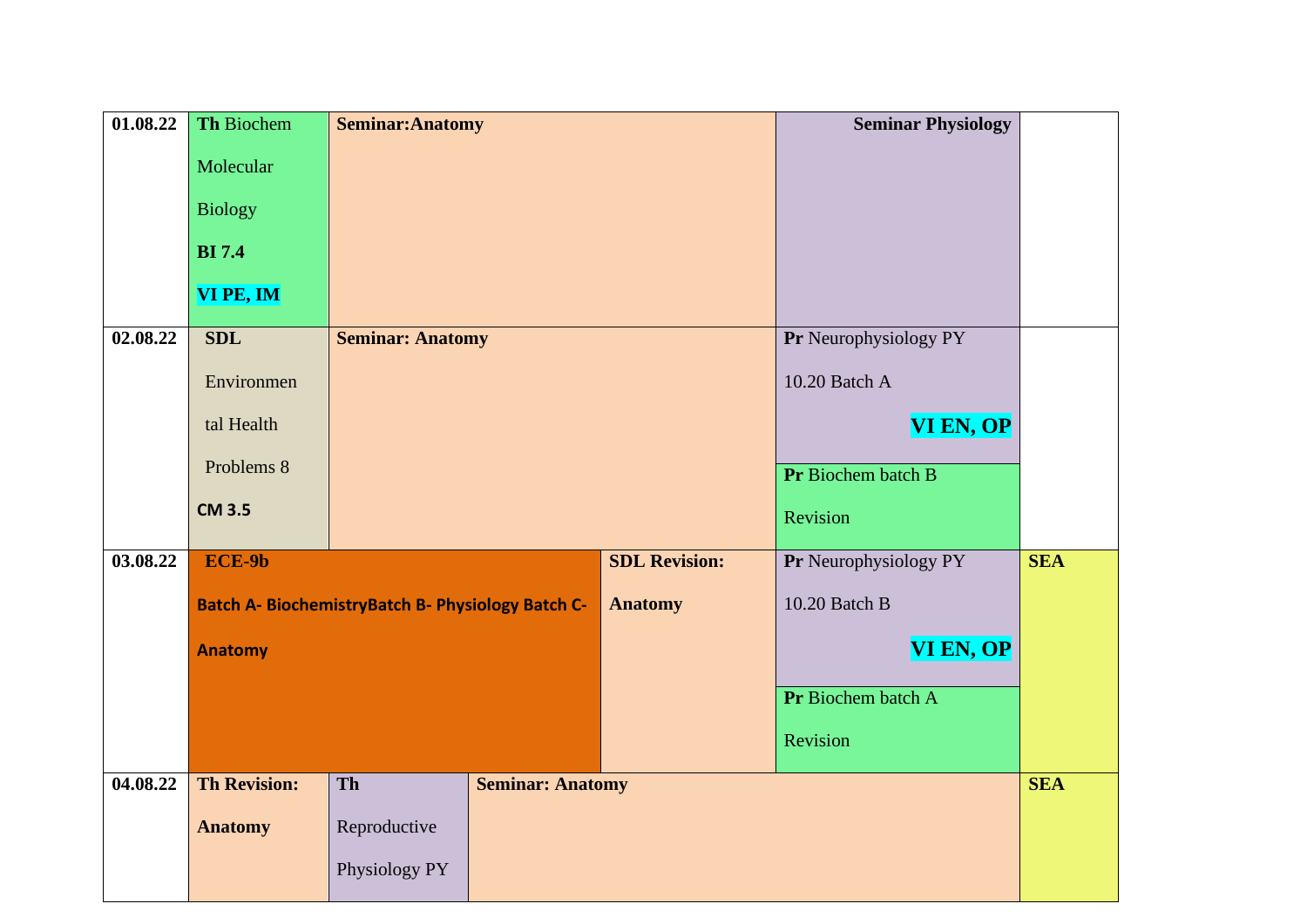| Date | | | | | | |
|---|---|---|---|---|---|---|
| 01.08.22 | **Th** Biochem Molecular Biology **BI 7.4** **VI PE, IM** | **Seminar:Anatomy** | | | **Seminar Physiology** | |
| 02.08.22 | **SDL** Environmental Health Problems 8 **CM 3.5** | **Seminar: Anatomy** | | | **Pr** Neurophysiology PY 10.20 Batch A **VI EN, OP**<br>**Pr** Biochem batch B Revision | |
| 03.08.22 | **ECE-9b** **Batch A- BiochemistryBatch B- Physiology Batch C- Anatomy** | | | **SDL Revision: Anatomy** | **Pr** Neurophysiology PY 10.20 Batch B **VI EN, OP**<br>**Pr** Biochem batch A Revision | **SEA** |
| 04.08.22 | **Th Revision: Anatomy** | **Th** Reproductive Physiology PY | **Seminar: Anatomy** | | | **SEA** |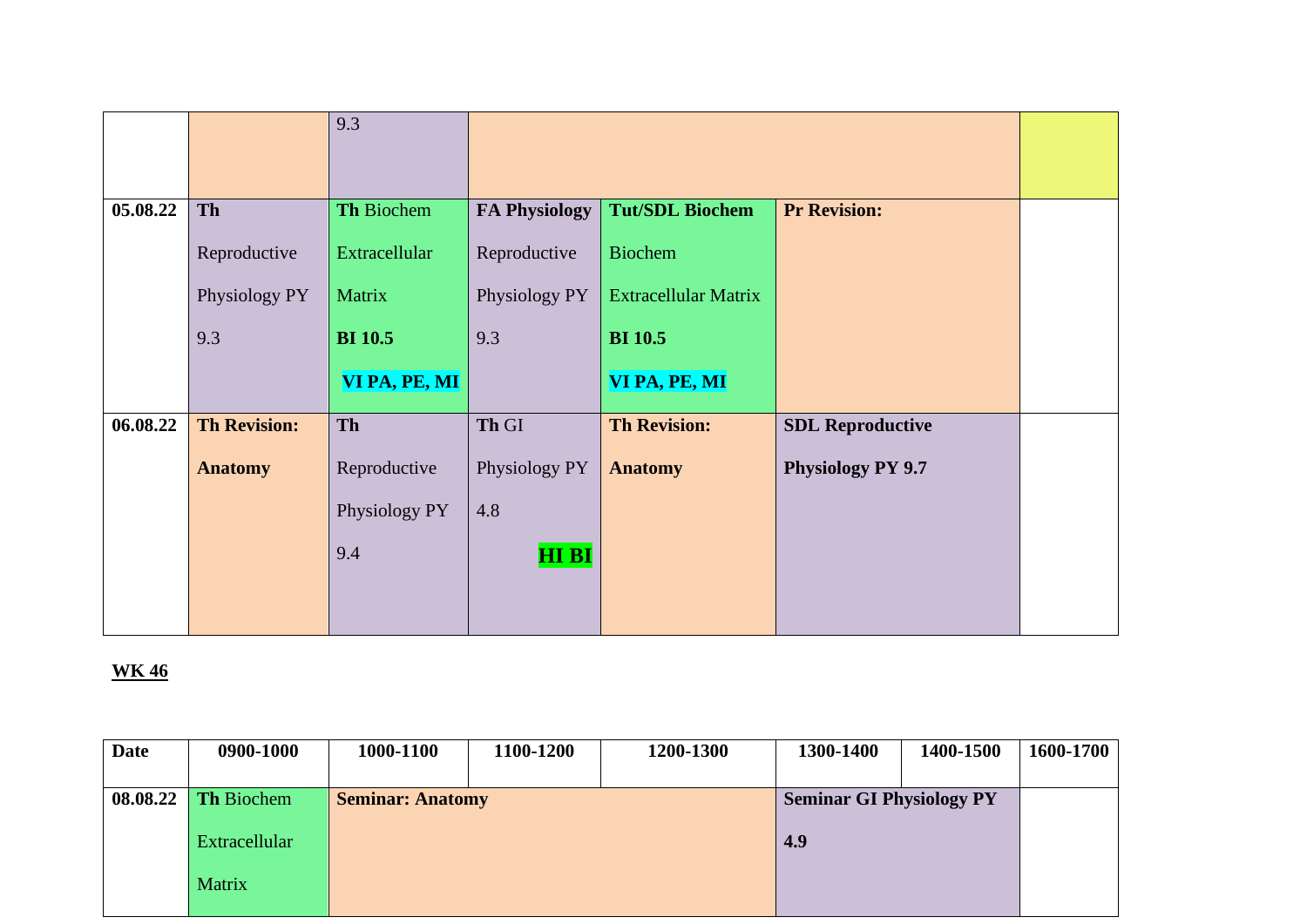| | | | | | | | |
|---|---|---|---|---|---|---|---|
| | | 9.3 | | | | | |
| 05.08.22 | **Th** Reproductive Physiology PY 9.3 | **Th** Biochem Extracellular Matrix **BI 10.5** **VI PA, PE, MI** | **FA Physiology** Reproductive Physiology PY 9.3 | **Tut/SDL Biochem** Biochem Extracellular Matrix **BI 10.5** **VI PA, PE, MI** | **Pr Revision:** | | |
| 06.08.22 | **Th Revision: Anatomy** | **Th** Reproductive Physiology PY 9.4 | **Th** GI Physiology PY 4.8 **HI BI** | **Th Revision: Anatomy** | **SDL Reproductive Physiology PY 9.7** | | |

**WK 46**

| Date | 0900-1000 | 1000-1100 | 1100-1200 | 1200-1300 | 1300-1400 | 1400-1500 | 1600-1700 |
|---|---|---|---|---|---|---|---|
| 08.08.22 | **Th** Biochem Extracellular Matrix | **Seminar: Anatomy** | | | **Seminar GI Physiology PY 4.9** | | |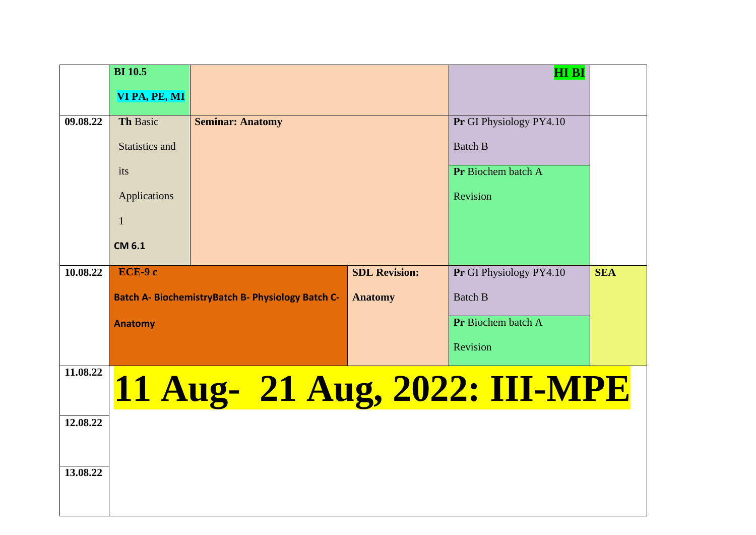| | | | | | |
|---|---|---|---|---|---|
| | **BI 10.5** **VI PA, PE, MI** | | | **HI BI** | |
| **09.08.22** | **Th** Basic Statistics and its Applications 1 **CM 6.1** | **Seminar: Anatomy** | | **Pr** GI Physiology PY4.10 Batch B<br>**Pr** Biochem batch A Revision | |
| **10.08.22** | **ECE-9 c** **Batch A- BiochemistryBatch B- Physiology Batch C- Anatomy** | | **SDL Revision: Anatomy** | **Pr** GI Physiology PY4.10 Batch B<br>**Pr** Biochem batch A Revision | **SEA** |
| **11.08.22** | **11 Aug- 21 Aug, 2022: III-MPE** | | | | |
| **12.08.22** | | | | | |
| **13.08.22** | | | | | |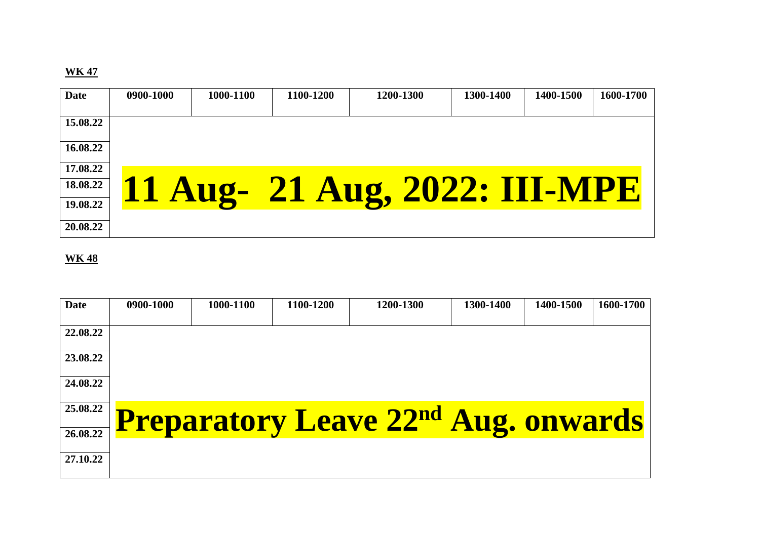**WK 47**

| Date | 0900-1000 | 1000-1100 | 1100-1200 | 1200-1300 | 1300-1400 | 1400-1500 | 1600-1700 |
|---|---|---|---|---|---|---|---|
| 15.08.22 | | | | | | | |
| 16.08.22 | | | | | | | |
| 17.08.22 | | | | | | | |
| 18.08.22 | **11 Aug- 21 Aug, 2022: III-MPE** | | | | | | |
| 19.08.22 | | | | | | | |
| 20.08.22 | | | | | | | |

**WK 48**

| Date | 0900-1000 | 1000-1100 | 1100-1200 | 1200-1300 | 1300-1400 | 1400-1500 | 1600-1700 |
|---|---|---|---|---|---|---|---|
| 22.08.22 | | | | | | | |
| 23.08.22 | | | | | | | |
| 24.08.22 | | | | | | | |
| 25.08.22 | **Preparatory Leave 22nd Aug. onwards** | | | | | | |
| 26.08.22 | | | | | | | |
| 27.10.22 | | | | | | | |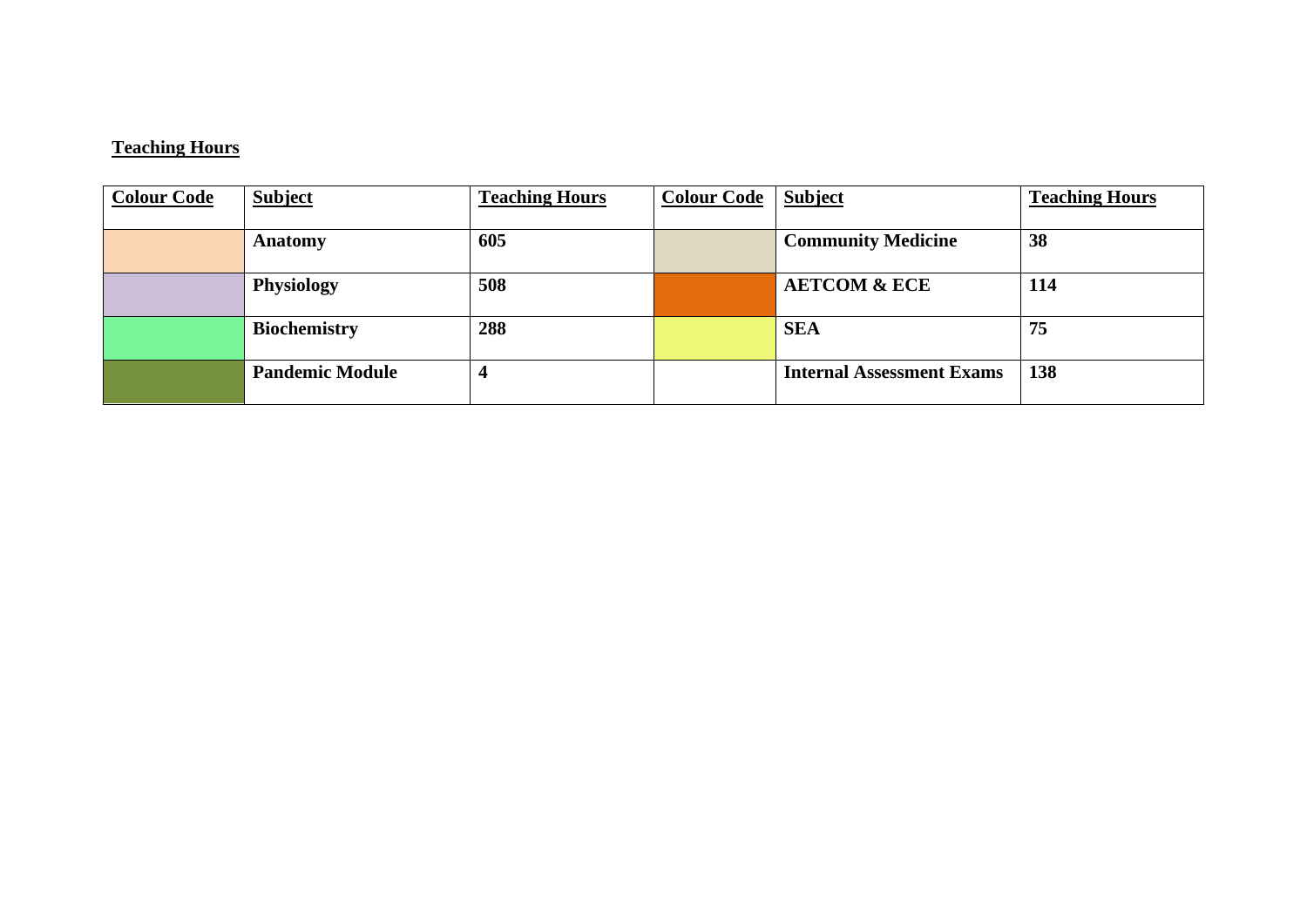**Teaching Hours**

| **Colour Code** | **Subject** | **Teaching Hours** | **Colour Code** | **Subject** | **Teaching Hours** |
|---|---|---|---|---|---|
| | **Anatomy** | **605** | | **Community Medicine** | **38** |
| | **Physiology** | **508** | | **AETCOM & ECE** | **114** |
| | **Biochemistry** | **288** | | **SEA** | **75** |
| | **Pandemic Module** | **4** | | **Internal Assessment Exams** | **138** |